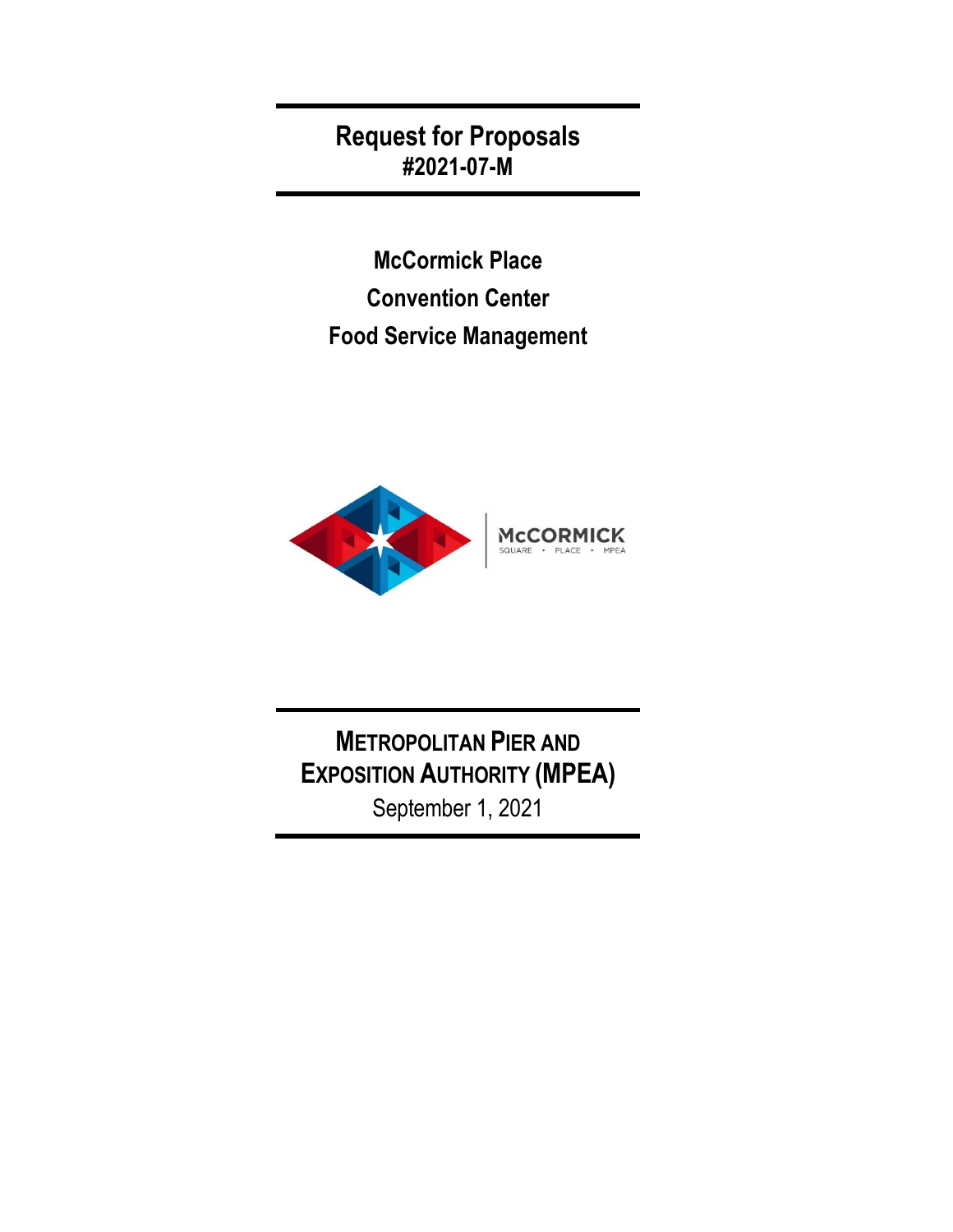# Request for Proposals
## #2021-07-M

## McCormick Place
## Convention Center
## Food Service Management

McCORMICK
SQUARE • PLACE • MPEA

## METROPOLITAN PIER AND EXPOSITION AUTHORITY (MPEA)

September 1, 2021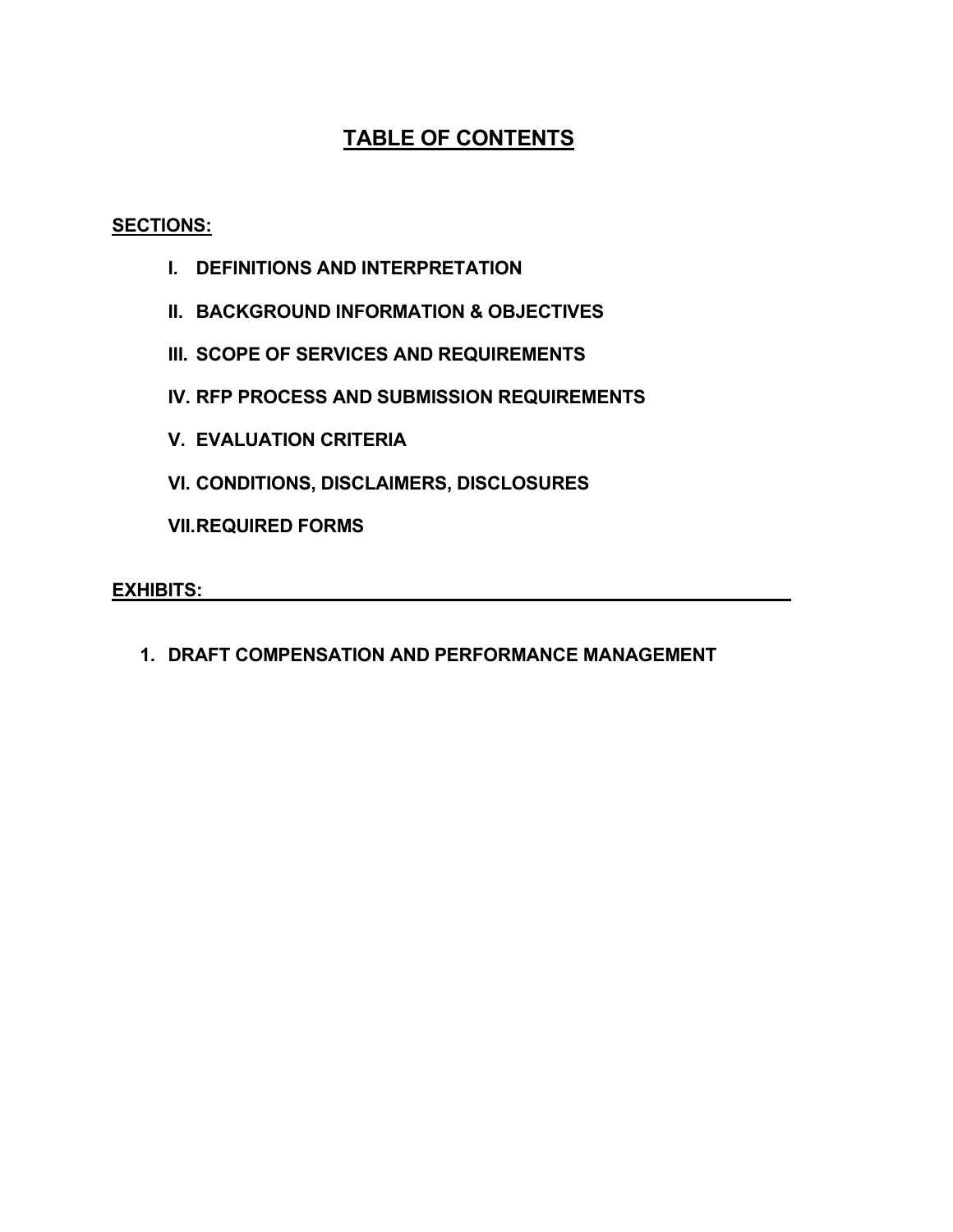# TABLE OF CONTENTS

**SECTIONS:**

- **I. DEFINITIONS AND INTERPRETATION**
- **II. BACKGROUND INFORMATION & OBJECTIVES**
- **III. SCOPE OF SERVICES AND REQUIREMENTS**
- **IV. RFP PROCESS AND SUBMISSION REQUIREMENTS**
- **V. EVALUATION CRITERIA**
- **VI. CONDITIONS, DISCLAIMERS, DISCLOSURES**
- **VII. REQUIRED FORMS**

**EXHIBITS:**

1. **DRAFT COMPENSATION AND PERFORMANCE MANAGEMENT**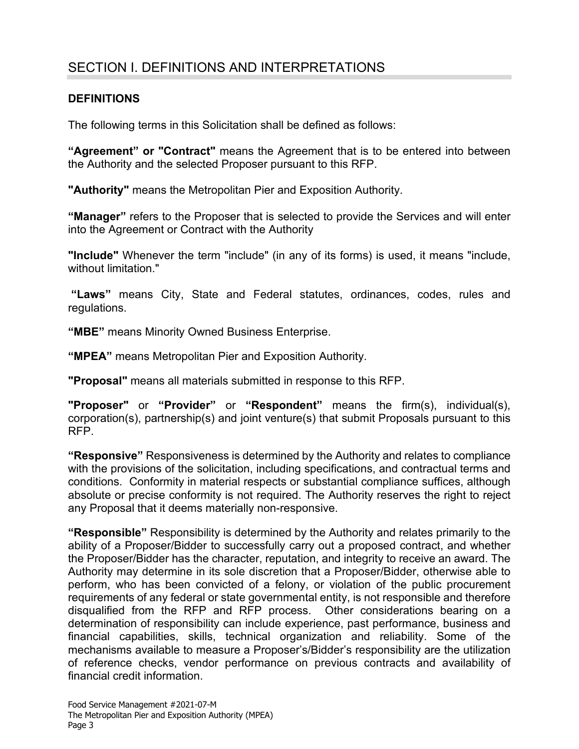# SECTION I. DEFINITIONS AND INTERPRETATIONS

## DEFINITIONS

The following terms in this Solicitation shall be defined as follows:

**"Agreement" or "Contract"** means the Agreement that is to be entered into between the Authority and the selected Proposer pursuant to this RFP.

**"Authority"** means the Metropolitan Pier and Exposition Authority.

**"Manager"** refers to the Proposer that is selected to provide the Services and will enter into the Agreement or Contract with the Authority

**"Include"** Whenever the term "include" (in any of its forms) is used, it means "include, without limitation."

**"Laws"** means City, State and Federal statutes, ordinances, codes, rules and regulations.

**"MBE"** means Minority Owned Business Enterprise.

**"MPEA"** means Metropolitan Pier and Exposition Authority.

**"Proposal"** means all materials submitted in response to this RFP.

**"Proposer"** or **"Provider"** or **"Respondent"** means the firm(s), individual(s), corporation(s), partnership(s) and joint venture(s) that submit Proposals pursuant to this RFP.

**"Responsive"** Responsiveness is determined by the Authority and relates to compliance with the provisions of the solicitation, including specifications, and contractual terms and conditions. Conformity in material respects or substantial compliance suffices, although absolute or precise conformity is not required. The Authority reserves the right to reject any Proposal that it deems materially non-responsive.

**"Responsible"** Responsibility is determined by the Authority and relates primarily to the ability of a Proposer/Bidder to successfully carry out a proposed contract, and whether the Proposer/Bidder has the character, reputation, and integrity to receive an award. The Authority may determine in its sole discretion that a Proposer/Bidder, otherwise able to perform, who has been convicted of a felony, or violation of the public procurement requirements of any federal or state governmental entity, is not responsible and therefore disqualified from the RFP and RFP process. Other considerations bearing on a determination of responsibility can include experience, past performance, business and financial capabilities, skills, technical organization and reliability. Some of the mechanisms available to measure a Proposer's/Bidder's responsibility are the utilization of reference checks, vendor performance on previous contracts and availability of financial credit information.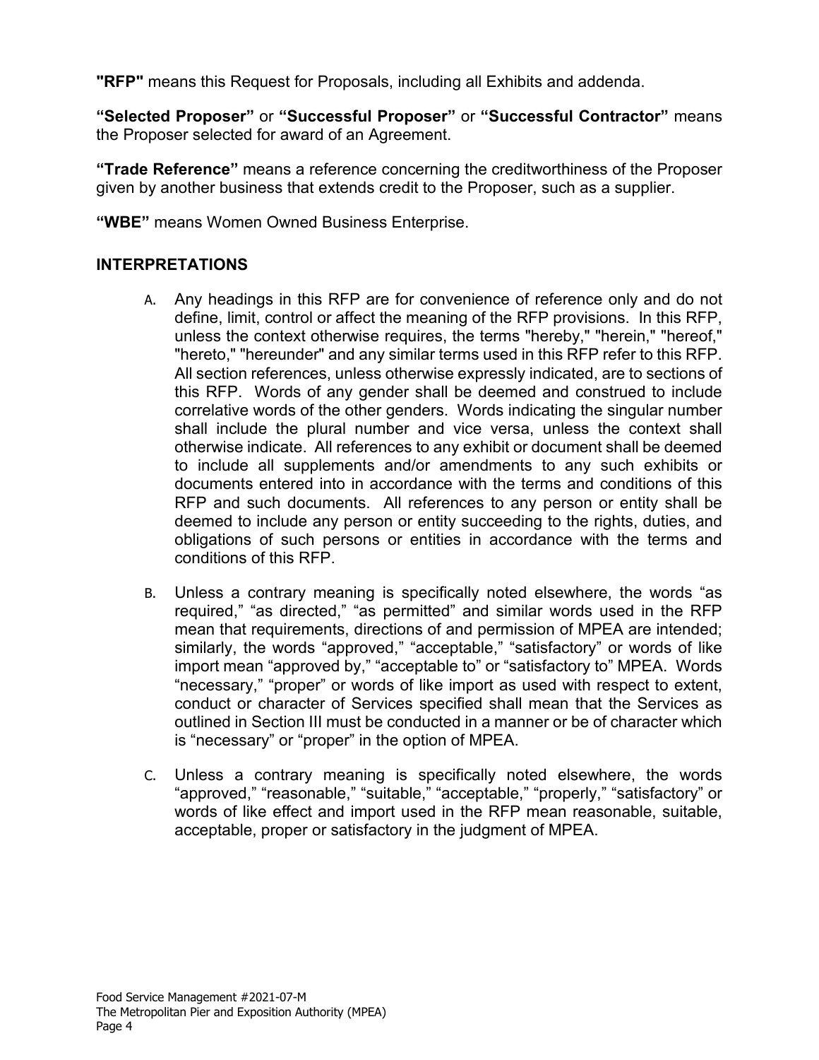**"RFP"** means this Request for Proposals, including all Exhibits and addenda.

**"Selected Proposer"** or **"Successful Proposer"** or **"Successful Contractor"** means the Proposer selected for award of an Agreement.

**"Trade Reference"** means a reference concerning the creditworthiness of the Proposer given by another business that extends credit to the Proposer, such as a supplier.

**"WBE"** means Women Owned Business Enterprise.

## INTERPRETATIONS

A. Any headings in this RFP are for convenience of reference only and do not define, limit, control or affect the meaning of the RFP provisions. In this RFP, unless the context otherwise requires, the terms "hereby," "herein," "hereof," "hereto," "hereunder" and any similar terms used in this RFP refer to this RFP. All section references, unless otherwise expressly indicated, are to sections of this RFP. Words of any gender shall be deemed and construed to include correlative words of the other genders. Words indicating the singular number shall include the plural number and vice versa, unless the context shall otherwise indicate. All references to any exhibit or document shall be deemed to include all supplements and/or amendments to any such exhibits or documents entered into in accordance with the terms and conditions of this RFP and such documents. All references to any person or entity shall be deemed to include any person or entity succeeding to the rights, duties, and obligations of such persons or entities in accordance with the terms and conditions of this RFP.

B. Unless a contrary meaning is specifically noted elsewhere, the words "as required," "as directed," "as permitted" and similar words used in the RFP mean that requirements, directions of and permission of MPEA are intended; similarly, the words "approved," "acceptable," "satisfactory" or words of like import mean "approved by," "acceptable to" or "satisfactory to" MPEA. Words "necessary," "proper" or words of like import as used with respect to extent, conduct or character of Services specified shall mean that the Services as outlined in Section III must be conducted in a manner or be of character which is "necessary" or "proper" in the option of MPEA.

C. Unless a contrary meaning is specifically noted elsewhere, the words "approved," "reasonable," "suitable," "acceptable," "properly," "satisfactory" or words of like effect and import used in the RFP mean reasonable, suitable, acceptable, proper or satisfactory in the judgment of MPEA.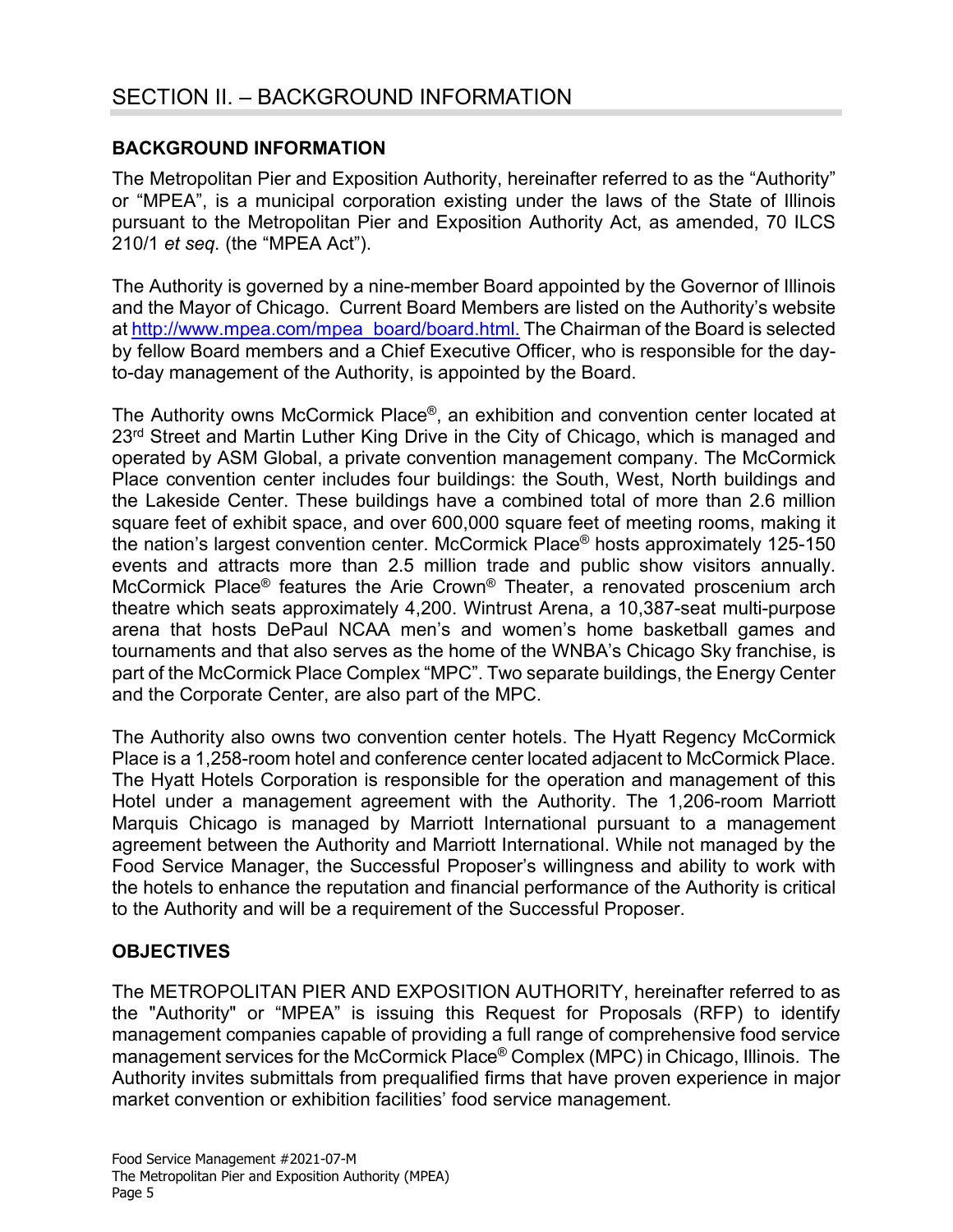# SECTION II. – BACKGROUND INFORMATION

## BACKGROUND INFORMATION

The Metropolitan Pier and Exposition Authority, hereinafter referred to as the "Authority" or "MPEA", is a municipal corporation existing under the laws of the State of Illinois pursuant to the Metropolitan Pier and Exposition Authority Act, as amended, 70 ILCS 210/1 *et seq.* (the "MPEA Act").

The Authority is governed by a nine-member Board appointed by the Governor of Illinois and the Mayor of Chicago. Current Board Members are listed on the Authority's website at http://www.mpea.com/mpea_board/board.html. The Chairman of the Board is selected by fellow Board members and a Chief Executive Officer, who is responsible for the day-to-day management of the Authority, is appointed by the Board.

The Authority owns McCormick Place®, an exhibition and convention center located at 23rd Street and Martin Luther King Drive in the City of Chicago, which is managed and operated by ASM Global, a private convention management company. The McCormick Place convention center includes four buildings: the South, West, North buildings and the Lakeside Center. These buildings have a combined total of more than 2.6 million square feet of exhibit space, and over 600,000 square feet of meeting rooms, making it the nation's largest convention center. McCormick Place® hosts approximately 125-150 events and attracts more than 2.5 million trade and public show visitors annually. McCormick Place® features the Arie Crown® Theater, a renovated proscenium arch theatre which seats approximately 4,200. Wintrust Arena, a 10,387-seat multi-purpose arena that hosts DePaul NCAA men's and women's home basketball games and tournaments and that also serves as the home of the WNBA's Chicago Sky franchise, is part of the McCormick Place Complex "MPC". Two separate buildings, the Energy Center and the Corporate Center, are also part of the MPC.

The Authority also owns two convention center hotels. The Hyatt Regency McCormick Place is a 1,258-room hotel and conference center located adjacent to McCormick Place. The Hyatt Hotels Corporation is responsible for the operation and management of this Hotel under a management agreement with the Authority. The 1,206-room Marriott Marquis Chicago is managed by Marriott International pursuant to a management agreement between the Authority and Marriott International. While not managed by the Food Service Manager, the Successful Proposer's willingness and ability to work with the hotels to enhance the reputation and financial performance of the Authority is critical to the Authority and will be a requirement of the Successful Proposer.

## OBJECTIVES

The METROPOLITAN PIER AND EXPOSITION AUTHORITY, hereinafter referred to as the "Authority" or "MPEA" is issuing this Request for Proposals (RFP) to identify management companies capable of providing a full range of comprehensive food service management services for the McCormick Place® Complex (MPC) in Chicago, Illinois. The Authority invites submittals from prequalified firms that have proven experience in major market convention or exhibition facilities' food service management.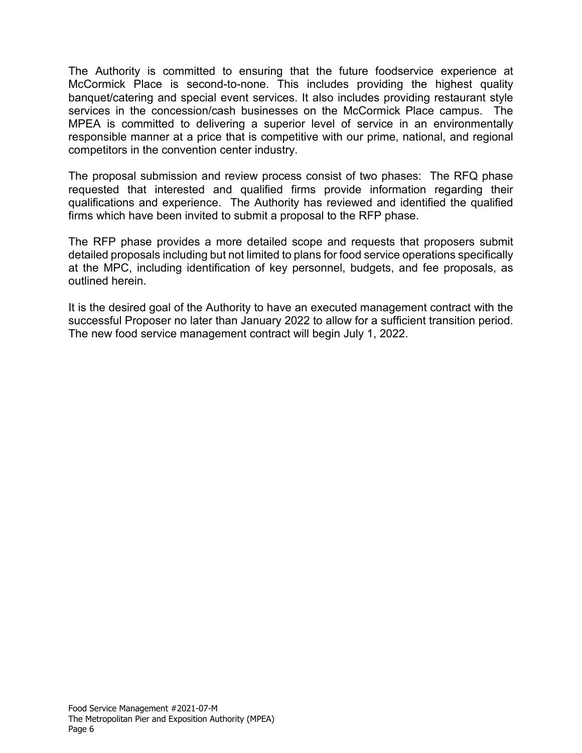The Authority is committed to ensuring that the future foodservice experience at McCormick Place is second-to-none. This includes providing the highest quality banquet/catering and special event services. It also includes providing restaurant style services in the concession/cash businesses on the McCormick Place campus. The MPEA is committed to delivering a superior level of service in an environmentally responsible manner at a price that is competitive with our prime, national, and regional competitors in the convention center industry.

The proposal submission and review process consist of two phases: The RFQ phase requested that interested and qualified firms provide information regarding their qualifications and experience. The Authority has reviewed and identified the qualified firms which have been invited to submit a proposal to the RFP phase.

The RFP phase provides a more detailed scope and requests that proposers submit detailed proposals including but not limited to plans for food service operations specifically at the MPC, including identification of key personnel, budgets, and fee proposals, as outlined herein.

It is the desired goal of the Authority to have an executed management contract with the successful Proposer no later than January 2022 to allow for a sufficient transition period. The new food service management contract will begin July 1, 2022.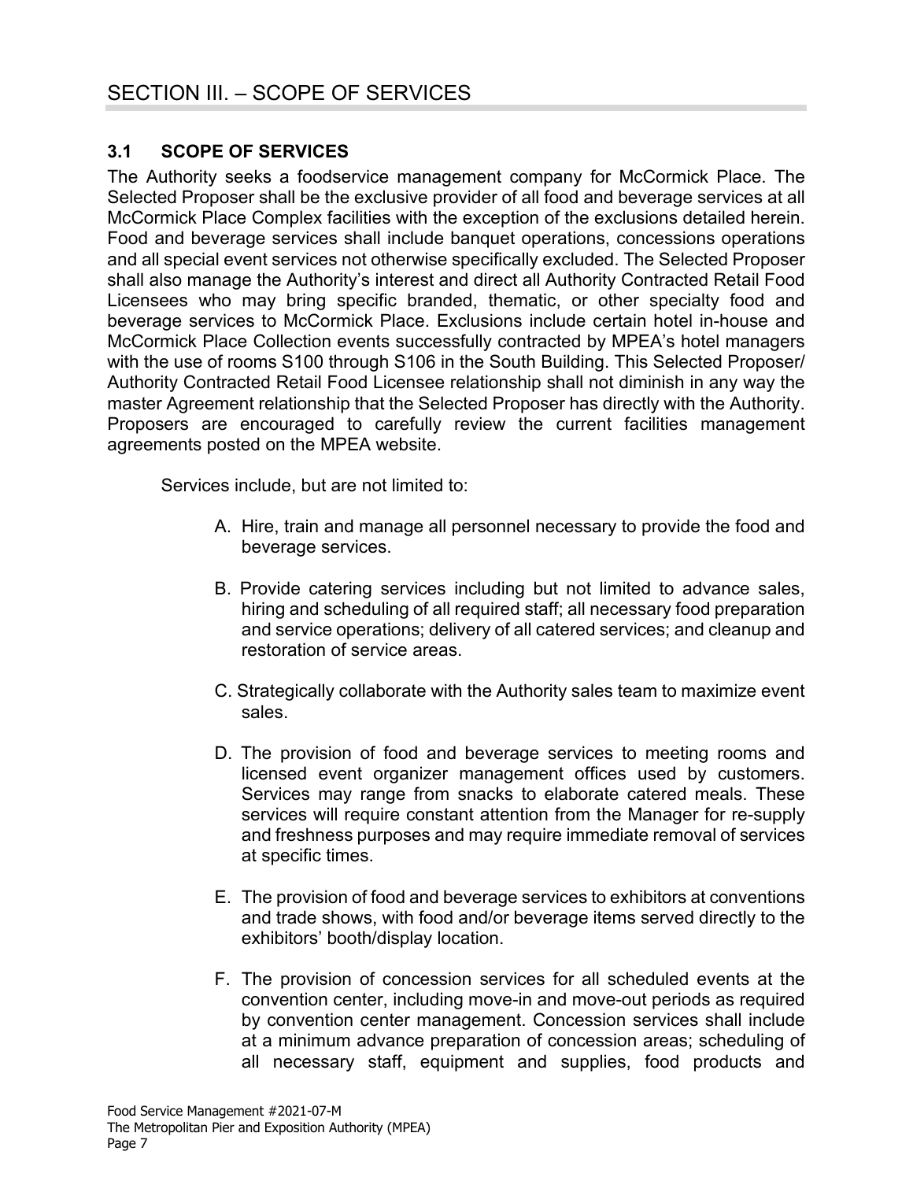# SECTION III. – SCOPE OF SERVICES

## 3.1 SCOPE OF SERVICES

The Authority seeks a foodservice management company for McCormick Place. The Selected Proposer shall be the exclusive provider of all food and beverage services at all McCormick Place Complex facilities with the exception of the exclusions detailed herein. Food and beverage services shall include banquet operations, concessions operations and all special event services not otherwise specifically excluded. The Selected Proposer shall also manage the Authority's interest and direct all Authority Contracted Retail Food Licensees who may bring specific branded, thematic, or other specialty food and beverage services to McCormick Place. Exclusions include certain hotel in-house and McCormick Place Collection events successfully contracted by MPEA's hotel managers with the use of rooms S100 through S106 in the South Building. This Selected Proposer/ Authority Contracted Retail Food Licensee relationship shall not diminish in any way the master Agreement relationship that the Selected Proposer has directly with the Authority. Proposers are encouraged to carefully review the current facilities management agreements posted on the MPEA website.

Services include, but are not limited to:

A. Hire, train and manage all personnel necessary to provide the food and beverage services.

B. Provide catering services including but not limited to advance sales, hiring and scheduling of all required staff; all necessary food preparation and service operations; delivery of all catered services; and cleanup and restoration of service areas.

C. Strategically collaborate with the Authority sales team to maximize event sales.

D. The provision of food and beverage services to meeting rooms and licensed event organizer management offices used by customers. Services may range from snacks to elaborate catered meals. These services will require constant attention from the Manager for re-supply and freshness purposes and may require immediate removal of services at specific times.

E. The provision of food and beverage services to exhibitors at conventions and trade shows, with food and/or beverage items served directly to the exhibitors' booth/display location.

F. The provision of concession services for all scheduled events at the convention center, including move-in and move-out periods as required by convention center management. Concession services shall include at a minimum advance preparation of concession areas; scheduling of all necessary staff, equipment and supplies, food products and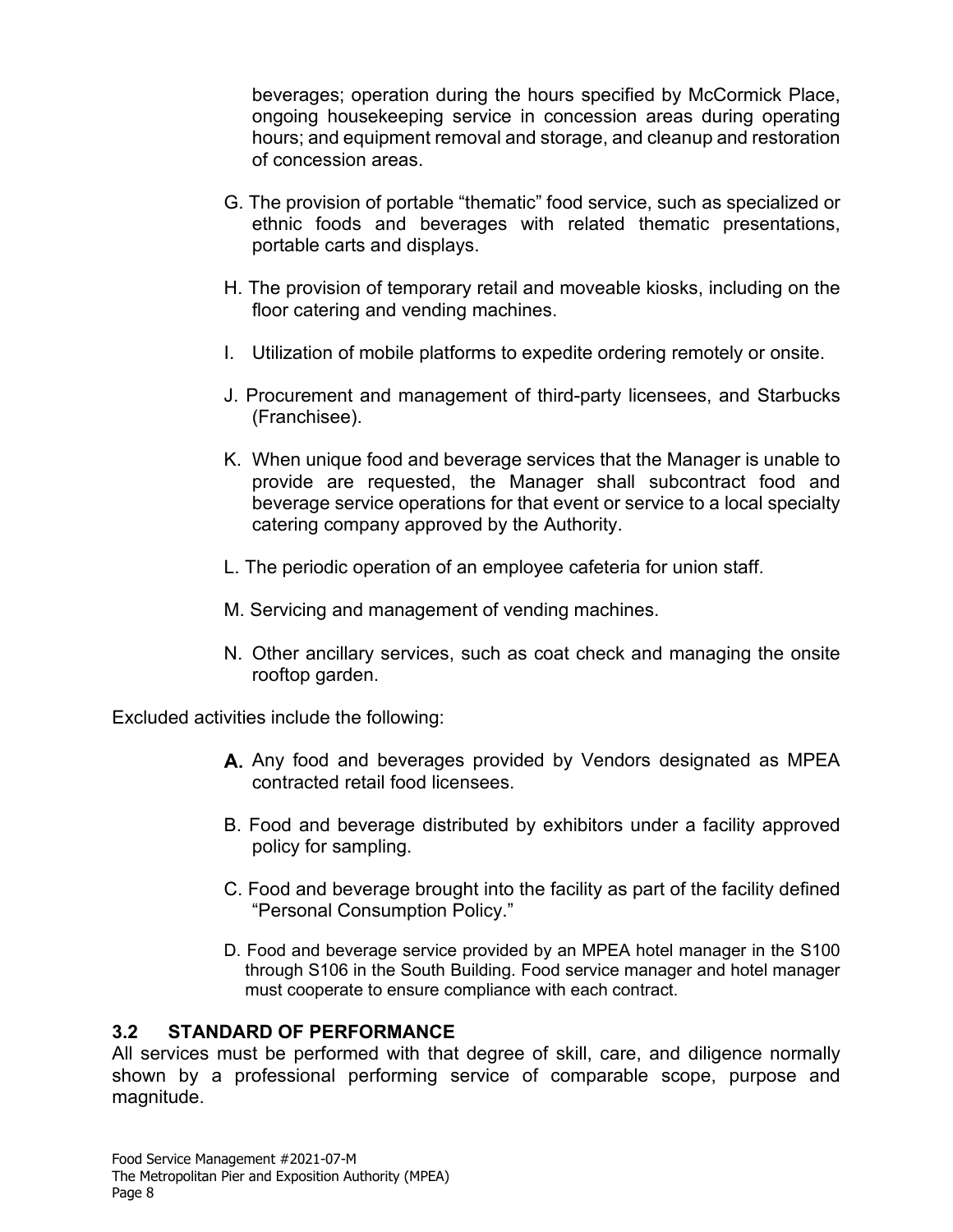beverages; operation during the hours specified by McCormick Place, ongoing housekeeping service in concession areas during operating hours; and equipment removal and storage, and cleanup and restoration of concession areas.

G. The provision of portable "thematic" food service, such as specialized or ethnic foods and beverages with related thematic presentations, portable carts and displays.

H. The provision of temporary retail and moveable kiosks, including on the floor catering and vending machines.

I. Utilization of mobile platforms to expedite ordering remotely or onsite.

J. Procurement and management of third-party licensees, and Starbucks (Franchisee).

K. When unique food and beverage services that the Manager is unable to provide are requested, the Manager shall subcontract food and beverage service operations for that event or service to a local specialty catering company approved by the Authority.

L. The periodic operation of an employee cafeteria for union staff.

M. Servicing and management of vending machines.

N. Other ancillary services, such as coat check and managing the onsite rooftop garden.

Excluded activities include the following:

A. Any food and beverages provided by Vendors designated as MPEA contracted retail food licensees.

B. Food and beverage distributed by exhibitors under a facility approved policy for sampling.

C. Food and beverage brought into the facility as part of the facility defined "Personal Consumption Policy."

D. Food and beverage service provided by an MPEA hotel manager in the S100 through S106 in the South Building. Food service manager and hotel manager must cooperate to ensure compliance with each contract.

### 3.2 STANDARD OF PERFORMANCE

All services must be performed with that degree of skill, care, and diligence normally shown by a professional performing service of comparable scope, purpose and magnitude.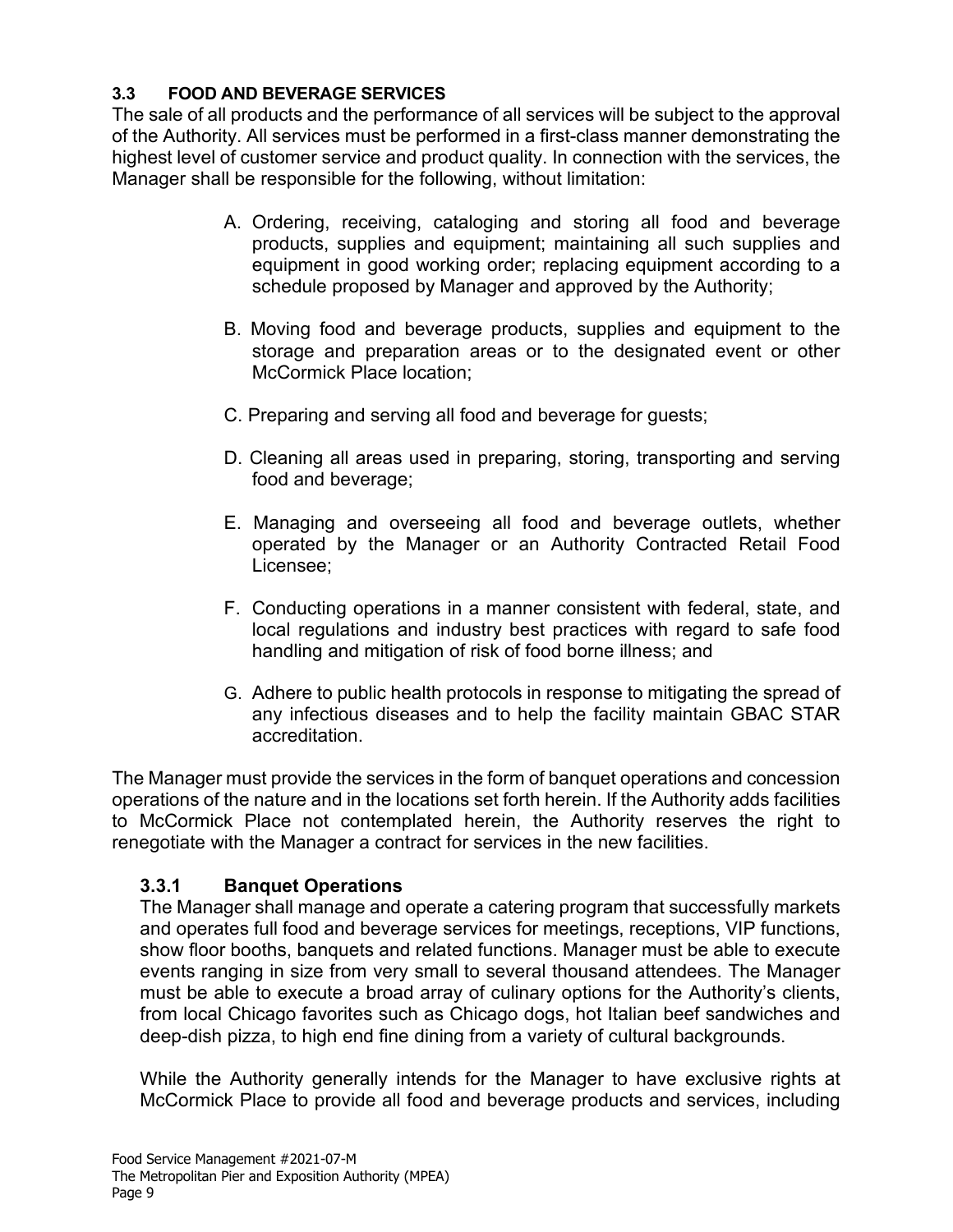### 3.3 FOOD AND BEVERAGE SERVICES

The sale of all products and the performance of all services will be subject to the approval of the Authority. All services must be performed in a first-class manner demonstrating the highest level of customer service and product quality. In connection with the services, the Manager shall be responsible for the following, without limitation:

A. Ordering, receiving, cataloging and storing all food and beverage products, supplies and equipment; maintaining all such supplies and equipment in good working order; replacing equipment according to a schedule proposed by Manager and approved by the Authority;

B. Moving food and beverage products, supplies and equipment to the storage and preparation areas or to the designated event or other McCormick Place location;

C. Preparing and serving all food and beverage for guests;

D. Cleaning all areas used in preparing, storing, transporting and serving food and beverage;

E. Managing and overseeing all food and beverage outlets, whether operated by the Manager or an Authority Contracted Retail Food Licensee;

F. Conducting operations in a manner consistent with federal, state, and local regulations and industry best practices with regard to safe food handling and mitigation of risk of food borne illness; and

G. Adhere to public health protocols in response to mitigating the spread of any infectious diseases and to help the facility maintain GBAC STAR accreditation.

The Manager must provide the services in the form of banquet operations and concession operations of the nature and in the locations set forth herein. If the Authority adds facilities to McCormick Place not contemplated herein, the Authority reserves the right to renegotiate with the Manager a contract for services in the new facilities.

#### 3.3.1 Banquet Operations

The Manager shall manage and operate a catering program that successfully markets and operates full food and beverage services for meetings, receptions, VIP functions, show floor booths, banquets and related functions. Manager must be able to execute events ranging in size from very small to several thousand attendees. The Manager must be able to execute a broad array of culinary options for the Authority's clients, from local Chicago favorites such as Chicago dogs, hot Italian beef sandwiches and deep-dish pizza, to high end fine dining from a variety of cultural backgrounds.

While the Authority generally intends for the Manager to have exclusive rights at McCormick Place to provide all food and beverage products and services, including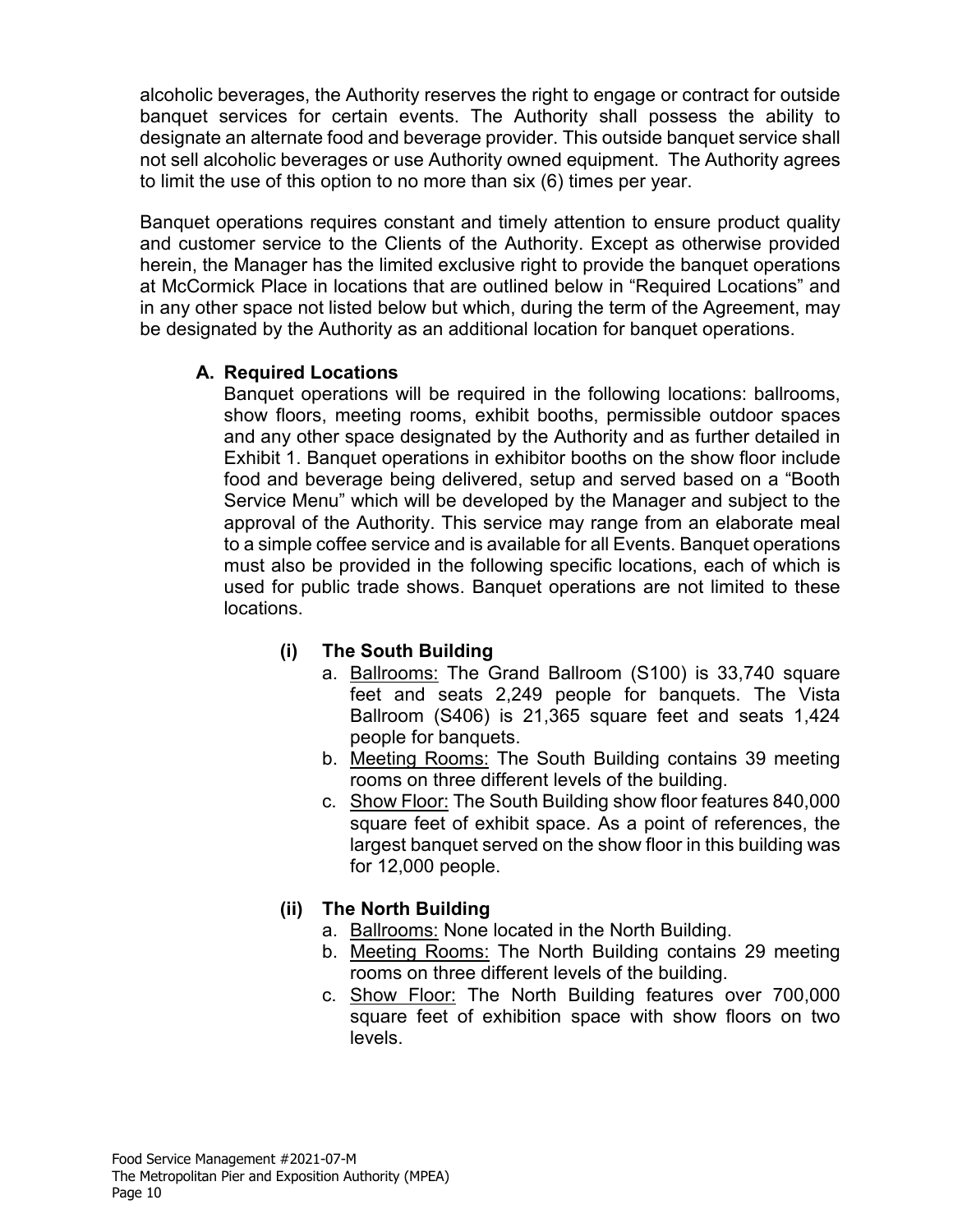alcoholic beverages, the Authority reserves the right to engage or contract for outside banquet services for certain events. The Authority shall possess the ability to designate an alternate food and beverage provider. This outside banquet service shall not sell alcoholic beverages or use Authority owned equipment. The Authority agrees to limit the use of this option to no more than six (6) times per year.

Banquet operations requires constant and timely attention to ensure product quality and customer service to the Clients of the Authority. Except as otherwise provided herein, the Manager has the limited exclusive right to provide the banquet operations at McCormick Place in locations that are outlined below in "Required Locations" and in any other space not listed below but which, during the term of the Agreement, may be designated by the Authority as an additional location for banquet operations.

**A. Required Locations**

Banquet operations will be required in the following locations: ballrooms, show floors, meeting rooms, exhibit booths, permissible outdoor spaces and any other space designated by the Authority and as further detailed in Exhibit 1. Banquet operations in exhibitor booths on the show floor include food and beverage being delivered, setup and served based on a "Booth Service Menu" which will be developed by the Manager and subject to the approval of the Authority. This service may range from an elaborate meal to a simple coffee service and is available for all Events. Banquet operations must also be provided in the following specific locations, each of which is used for public trade shows. Banquet operations are not limited to these locations.

**(i) The South Building**

a. Ballrooms: The Grand Ballroom (S100) is 33,740 square feet and seats 2,249 people for banquets. The Vista Ballroom (S406) is 21,365 square feet and seats 1,424 people for banquets.

b. Meeting Rooms: The South Building contains 39 meeting rooms on three different levels of the building.

c. Show Floor: The South Building show floor features 840,000 square feet of exhibit space. As a point of references, the largest banquet served on the show floor in this building was for 12,000 people.

**(ii) The North Building**

a. Ballrooms: None located in the North Building.

b. Meeting Rooms: The North Building contains 29 meeting rooms on three different levels of the building.

c. Show Floor: The North Building features over 700,000 square feet of exhibition space with show floors on two levels.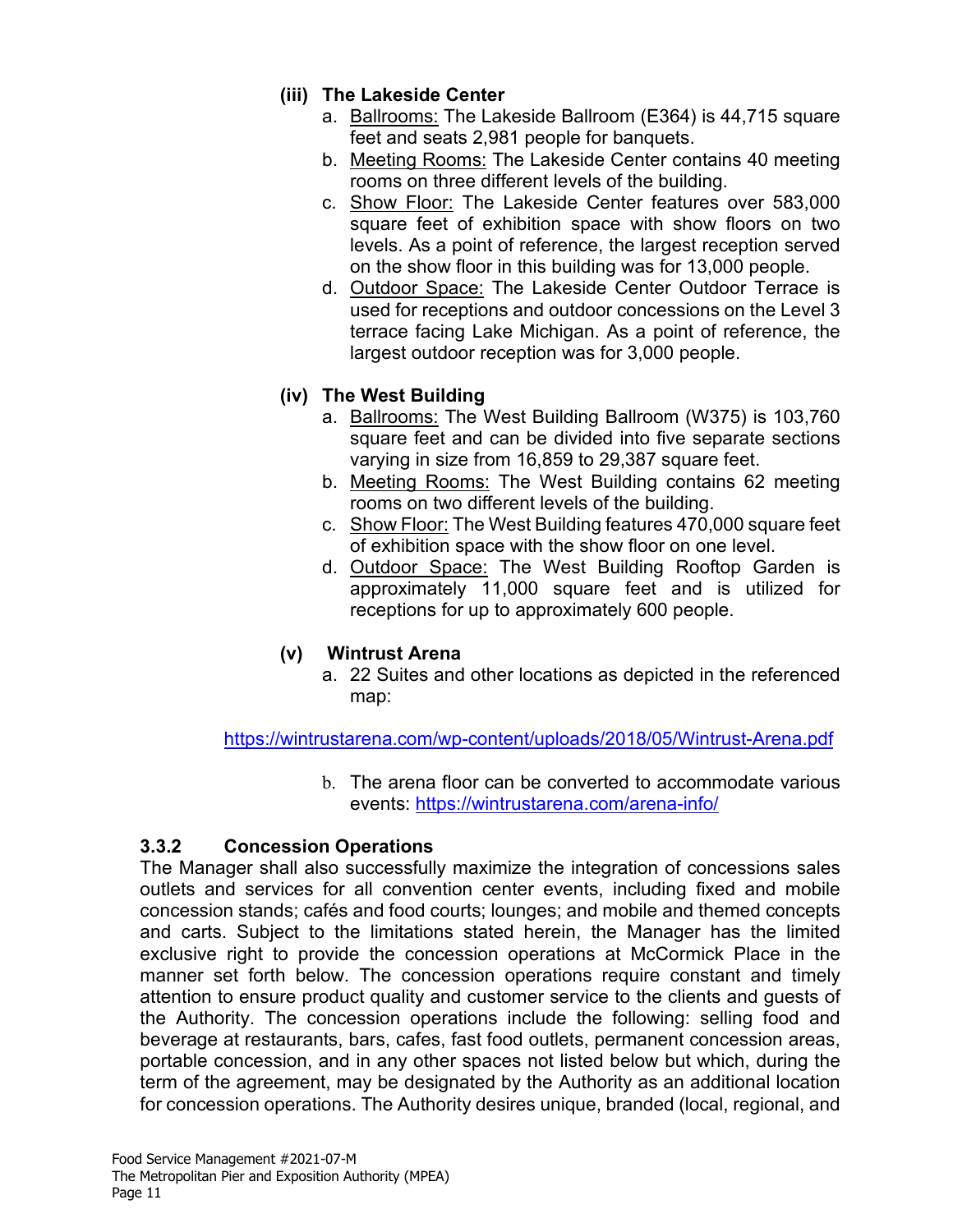**(iii) The Lakeside Center**

a. Ballrooms: The Lakeside Ballroom (E364) is 44,715 square feet and seats 2,981 people for banquets.
b. Meeting Rooms: The Lakeside Center contains 40 meeting rooms on three different levels of the building.
c. Show Floor: The Lakeside Center features over 583,000 square feet of exhibition space with show floors on two levels. As a point of reference, the largest reception served on the show floor in this building was for 13,000 people.
d. Outdoor Space: The Lakeside Center Outdoor Terrace is used for receptions and outdoor concessions on the Level 3 terrace facing Lake Michigan. As a point of reference, the largest outdoor reception was for 3,000 people.

**(iv) The West Building**

a. Ballrooms: The West Building Ballroom (W375) is 103,760 square feet and can be divided into five separate sections varying in size from 16,859 to 29,387 square feet.
b. Meeting Rooms: The West Building contains 62 meeting rooms on two different levels of the building.
c. Show Floor: The West Building features 470,000 square feet of exhibition space with the show floor on one level.
d. Outdoor Space: The West Building Rooftop Garden is approximately 11,000 square feet and is utilized for receptions for up to approximately 600 people.

**(v) Wintrust Arena**

a. 22 Suites and other locations as depicted in the referenced map:

https://wintrustarena.com/wp-content/uploads/2018/05/Wintrust-Arena.pdf

b. The arena floor can be converted to accommodate various events: https://wintrustarena.com/arena-info/

### 3.3.2 Concession Operations

The Manager shall also successfully maximize the integration of concessions sales outlets and services for all convention center events, including fixed and mobile concession stands; cafés and food courts; lounges; and mobile and themed concepts and carts. Subject to the limitations stated herein, the Manager has the limited exclusive right to provide the concession operations at McCormick Place in the manner set forth below. The concession operations require constant and timely attention to ensure product quality and customer service to the clients and guests of the Authority. The concession operations include the following: selling food and beverage at restaurants, bars, cafes, fast food outlets, permanent concession areas, portable concession, and in any other spaces not listed below but which, during the term of the agreement, may be designated by the Authority as an additional location for concession operations. The Authority desires unique, branded (local, regional, and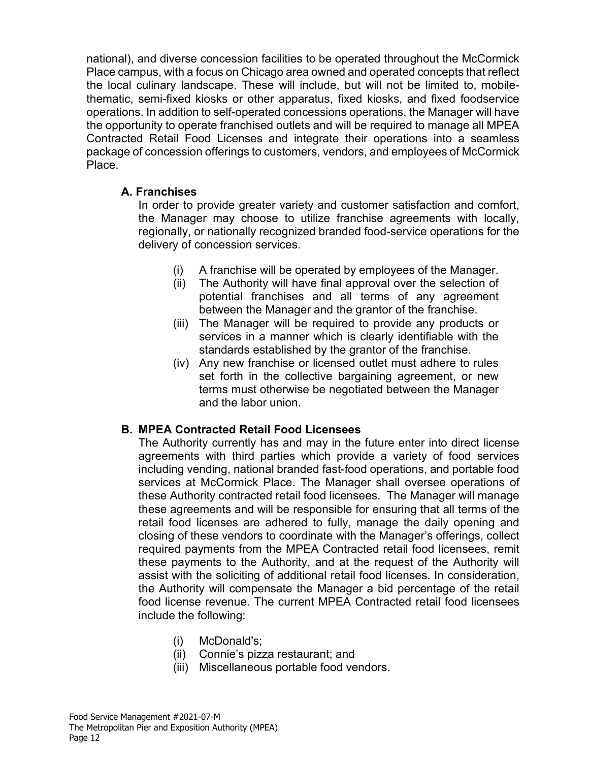national), and diverse concession facilities to be operated throughout the McCormick Place campus, with a focus on Chicago area owned and operated concepts that reflect the local culinary landscape. These will include, but will not be limited to, mobile-thematic, semi-fixed kiosks or other apparatus, fixed kiosks, and fixed foodservice operations. In addition to self-operated concessions operations, the Manager will have the opportunity to operate franchised outlets and will be required to manage all MPEA Contracted Retail Food Licenses and integrate their operations into a seamless package of concession offerings to customers, vendors, and employees of McCormick Place.

**A. Franchises**

In order to provide greater variety and customer satisfaction and comfort, the Manager may choose to utilize franchise agreements with locally, regionally, or nationally recognized branded food-service operations for the delivery of concession services.

(i) A franchise will be operated by employees of the Manager.

(ii) The Authority will have final approval over the selection of potential franchises and all terms of any agreement between the Manager and the grantor of the franchise.

(iii) The Manager will be required to provide any products or services in a manner which is clearly identifiable with the standards established by the grantor of the franchise.

(iv) Any new franchise or licensed outlet must adhere to rules set forth in the collective bargaining agreement, or new terms must otherwise be negotiated between the Manager and the labor union.

**B. MPEA Contracted Retail Food Licensees**

The Authority currently has and may in the future enter into direct license agreements with third parties which provide a variety of food services including vending, national branded fast-food operations, and portable food services at McCormick Place. The Manager shall oversee operations of these Authority contracted retail food licensees. The Manager will manage these agreements and will be responsible for ensuring that all terms of the retail food licenses are adhered to fully, manage the daily opening and closing of these vendors to coordinate with the Manager's offerings, collect required payments from the MPEA Contracted retail food licensees, remit these payments to the Authority, and at the request of the Authority will assist with the soliciting of additional retail food licenses. In consideration, the Authority will compensate the Manager a bid percentage of the retail food license revenue. The current MPEA Contracted retail food licensees include the following:

(i) McDonald's;

(ii) Connie's pizza restaurant; and

(iii) Miscellaneous portable food vendors.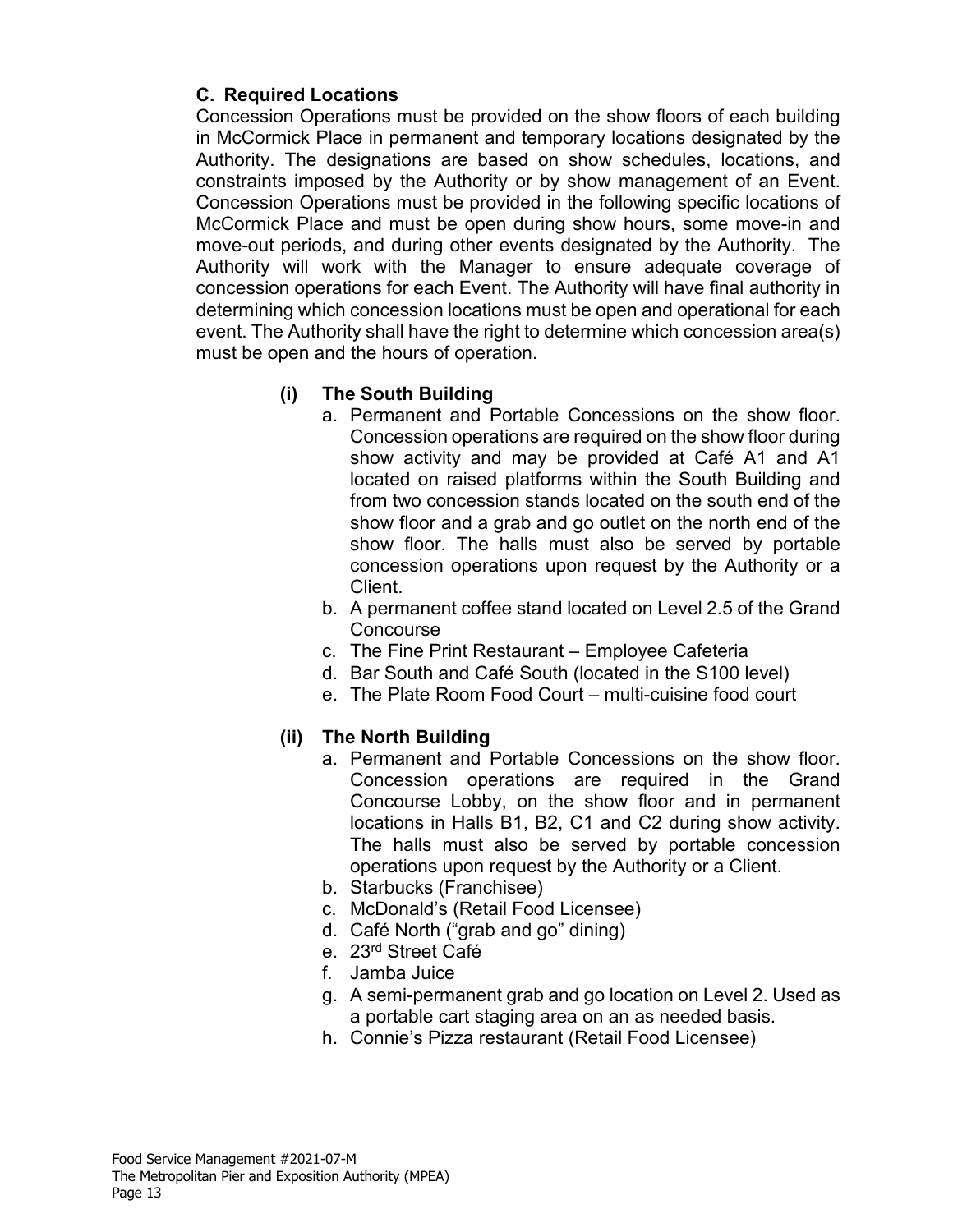### C. Required Locations

Concession Operations must be provided on the show floors of each building in McCormick Place in permanent and temporary locations designated by the Authority. The designations are based on show schedules, locations, and constraints imposed by the Authority or by show management of an Event. Concession Operations must be provided in the following specific locations of McCormick Place and must be open during show hours, some move-in and move-out periods, and during other events designated by the Authority. The Authority will work with the Manager to ensure adequate coverage of concession operations for each Event. The Authority will have final authority in determining which concession locations must be open and operational for each event. The Authority shall have the right to determine which concession area(s) must be open and the hours of operation.

**(i) The South Building**

a. Permanent and Portable Concessions on the show floor. Concession operations are required on the show floor during show activity and may be provided at Café A1 and A1 located on raised platforms within the South Building and from two concession stands located on the south end of the show floor and a grab and go outlet on the north end of the show floor. The halls must also be served by portable concession operations upon request by the Authority or a Client.

b. A permanent coffee stand located on Level 2.5 of the Grand Concourse

c. The Fine Print Restaurant – Employee Cafeteria

d. Bar South and Café South (located in the S100 level)

e. The Plate Room Food Court – multi-cuisine food court

**(ii) The North Building**

a. Permanent and Portable Concessions on the show floor. Concession operations are required in the Grand Concourse Lobby, on the show floor and in permanent locations in Halls B1, B2, C1 and C2 during show activity. The halls must also be served by portable concession operations upon request by the Authority or a Client.

b. Starbucks (Franchisee)

c. McDonald's (Retail Food Licensee)

d. Café North ("grab and go" dining)

e. 23rd Street Café

f. Jamba Juice

g. A semi-permanent grab and go location on Level 2. Used as a portable cart staging area on an as needed basis.

h. Connie's Pizza restaurant (Retail Food Licensee)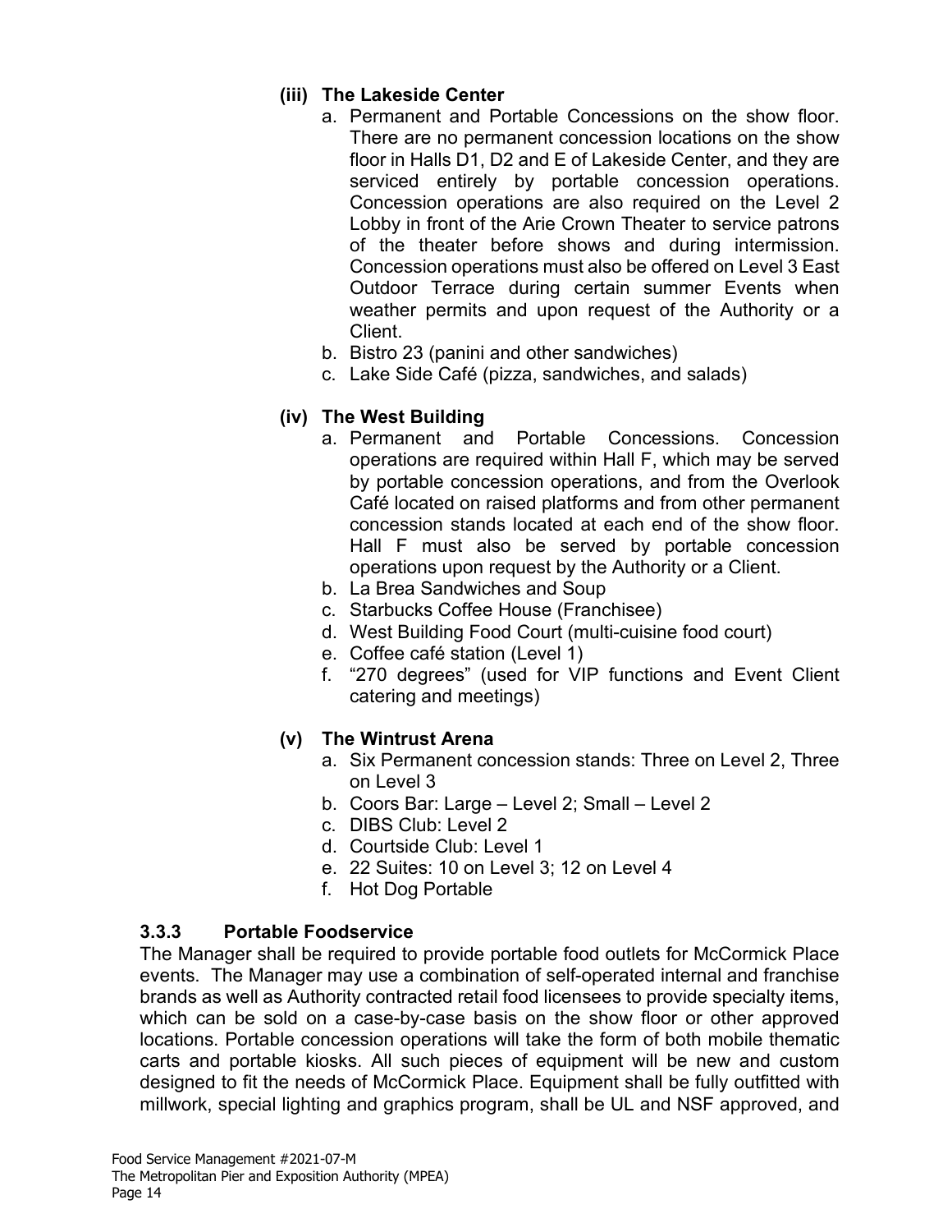**(iii) The Lakeside Center**

a. Permanent and Portable Concessions on the show floor. There are no permanent concession locations on the show floor in Halls D1, D2 and E of Lakeside Center, and they are serviced entirely by portable concession operations. Concession operations are also required on the Level 2 Lobby in front of the Arie Crown Theater to service patrons of the theater before shows and during intermission. Concession operations must also be offered on Level 3 East Outdoor Terrace during certain summer Events when weather permits and upon request of the Authority or a Client.
b. Bistro 23 (panini and other sandwiches)
c. Lake Side Café (pizza, sandwiches, and salads)

**(iv) The West Building**

a. Permanent and Portable Concessions. Concession operations are required within Hall F, which may be served by portable concession operations, and from the Overlook Café located on raised platforms and from other permanent concession stands located at each end of the show floor. Hall F must also be served by portable concession operations upon request by the Authority or a Client.
b. La Brea Sandwiches and Soup
c. Starbucks Coffee House (Franchisee)
d. West Building Food Court (multi-cuisine food court)
e. Coffee café station (Level 1)
f. "270 degrees" (used for VIP functions and Event Client catering and meetings)

**(v) The Wintrust Arena**

a. Six Permanent concession stands: Three on Level 2, Three on Level 3
b. Coors Bar: Large – Level 2; Small – Level 2
c. DIBS Club: Level 2
d. Courtside Club: Level 1
e. 22 Suites: 10 on Level 3; 12 on Level 4
f. Hot Dog Portable

### 3.3.3 Portable Foodservice

The Manager shall be required to provide portable food outlets for McCormick Place events. The Manager may use a combination of self-operated internal and franchise brands as well as Authority contracted retail food licensees to provide specialty items, which can be sold on a case-by-case basis on the show floor or other approved locations. Portable concession operations will take the form of both mobile thematic carts and portable kiosks. All such pieces of equipment will be new and custom designed to fit the needs of McCormick Place. Equipment shall be fully outfitted with millwork, special lighting and graphics program, shall be UL and NSF approved, and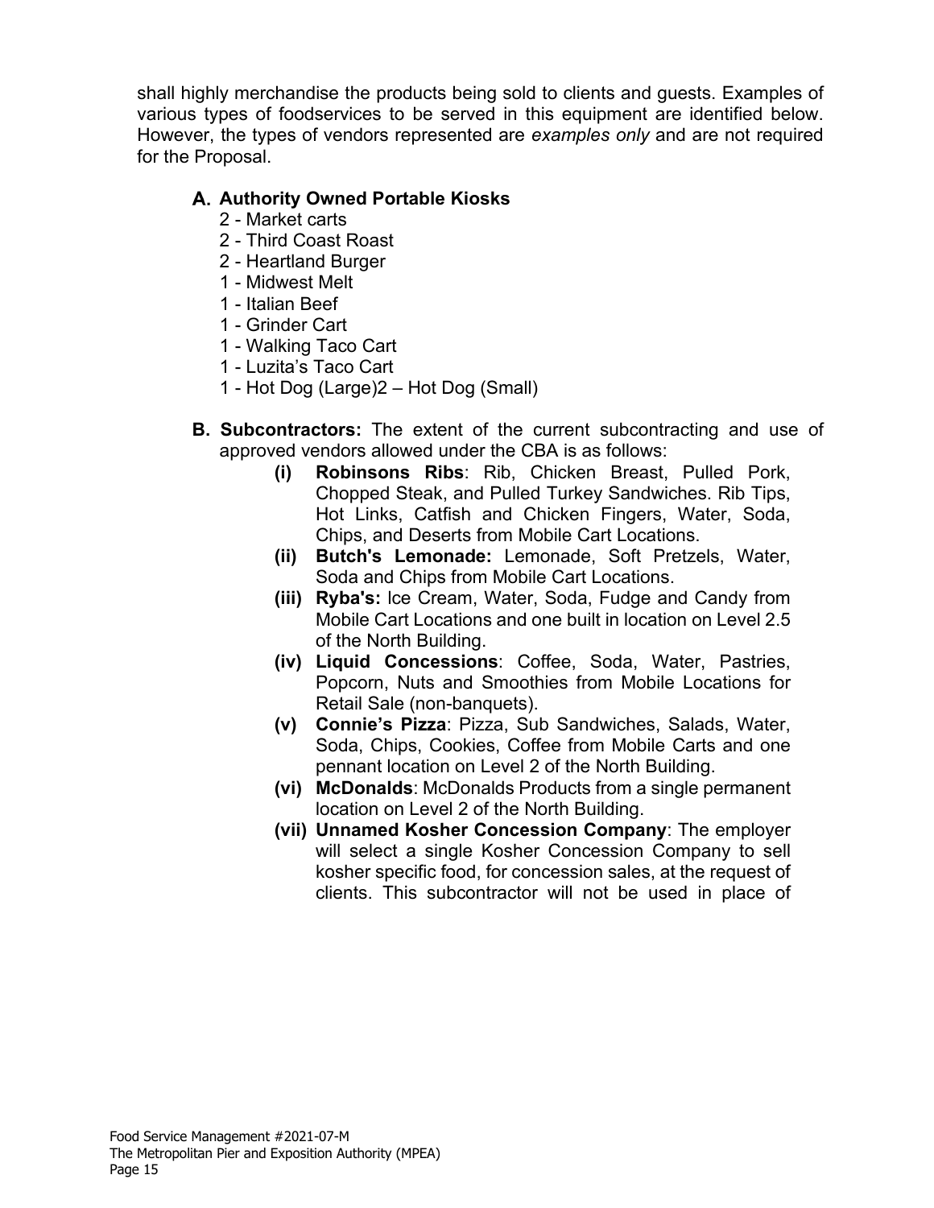shall highly merchandise the products being sold to clients and guests. Examples of various types of foodservices to be served in this equipment are identified below. However, the types of vendors represented are *examples only* and are not required for the Proposal.

**A. Authority Owned Portable Kiosks**

2 - Market carts
2 - Third Coast Roast
2 - Heartland Burger
1 - Midwest Melt
1 - Italian Beef
1 - Grinder Cart
1 - Walking Taco Cart
1 - Luzita's Taco Cart
1 - Hot Dog (Large)2 – Hot Dog (Small)

**B. Subcontractors:** The extent of the current subcontracting and use of approved vendors allowed under the CBA is as follows:

- **(i) Robinsons Ribs**: Rib, Chicken Breast, Pulled Pork, Chopped Steak, and Pulled Turkey Sandwiches. Rib Tips, Hot Links, Catfish and Chicken Fingers, Water, Soda, Chips, and Deserts from Mobile Cart Locations.
- **(ii) Butch's Lemonade:** Lemonade, Soft Pretzels, Water, Soda and Chips from Mobile Cart Locations.
- **(iii) Ryba's:** Ice Cream, Water, Soda, Fudge and Candy from Mobile Cart Locations and one built in location on Level 2.5 of the North Building.
- **(iv) Liquid Concessions**: Coffee, Soda, Water, Pastries, Popcorn, Nuts and Smoothies from Mobile Locations for Retail Sale (non-banquets).
- **(v) Connie's Pizza**: Pizza, Sub Sandwiches, Salads, Water, Soda, Chips, Cookies, Coffee from Mobile Carts and one pennant location on Level 2 of the North Building.
- **(vi) McDonalds**: McDonalds Products from a single permanent location on Level 2 of the North Building.
- **(vii) Unnamed Kosher Concession Company**: The employer will select a single Kosher Concession Company to sell kosher specific food, for concession sales, at the request of clients. This subcontractor will not be used in place of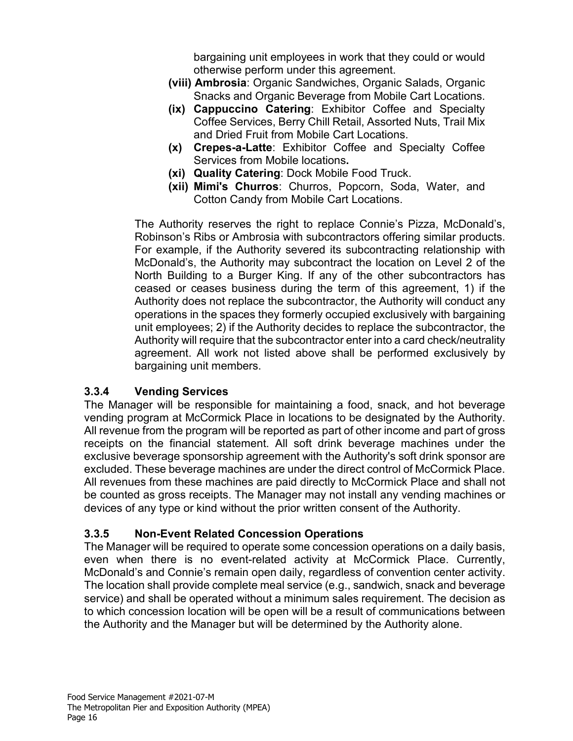bargaining unit employees in work that they could or would otherwise perform under this agreement.

- **(viii) Ambrosia**: Organic Sandwiches, Organic Salads, Organic Snacks and Organic Beverage from Mobile Cart Locations.
- **(ix) Cappuccino Catering**: Exhibitor Coffee and Specialty Coffee Services, Berry Chill Retail, Assorted Nuts, Trail Mix and Dried Fruit from Mobile Cart Locations.
- **(x) Crepes-a-Latte**: Exhibitor Coffee and Specialty Coffee Services from Mobile locations**.**
- **(xi) Quality Catering**: Dock Mobile Food Truck.
- **(xii) Mimi's Churros**: Churros, Popcorn, Soda, Water, and Cotton Candy from Mobile Cart Locations.

The Authority reserves the right to replace Connie's Pizza, McDonald's, Robinson's Ribs or Ambrosia with subcontractors offering similar products. For example, if the Authority severed its subcontracting relationship with McDonald's, the Authority may subcontract the location on Level 2 of the North Building to a Burger King. If any of the other subcontractors has ceased or ceases business during the term of this agreement, 1) if the Authority does not replace the subcontractor, the Authority will conduct any operations in the spaces they formerly occupied exclusively with bargaining unit employees; 2) if the Authority decides to replace the subcontractor, the Authority will require that the subcontractor enter into a card check/neutrality agreement. All work not listed above shall be performed exclusively by bargaining unit members.

### 3.3.4 Vending Services

The Manager will be responsible for maintaining a food, snack, and hot beverage vending program at McCormick Place in locations to be designated by the Authority. All revenue from the program will be reported as part of other income and part of gross receipts on the financial statement. All soft drink beverage machines under the exclusive beverage sponsorship agreement with the Authority's soft drink sponsor are excluded. These beverage machines are under the direct control of McCormick Place. All revenues from these machines are paid directly to McCormick Place and shall not be counted as gross receipts. The Manager may not install any vending machines or devices of any type or kind without the prior written consent of the Authority.

### 3.3.5 Non-Event Related Concession Operations

The Manager will be required to operate some concession operations on a daily basis, even when there is no event-related activity at McCormick Place. Currently, McDonald's and Connie's remain open daily, regardless of convention center activity. The location shall provide complete meal service (e.g., sandwich, snack and beverage service) and shall be operated without a minimum sales requirement. The decision as to which concession location will be open will be a result of communications between the Authority and the Manager but will be determined by the Authority alone.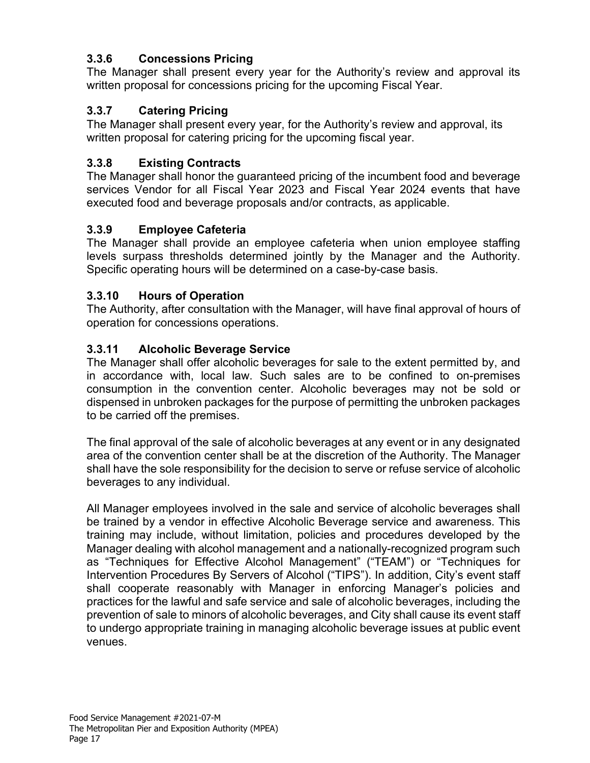### 3.3.6 Concessions Pricing

The Manager shall present every year for the Authority's review and approval its written proposal for concessions pricing for the upcoming Fiscal Year.

### 3.3.7 Catering Pricing

The Manager shall present every year, for the Authority's review and approval, its written proposal for catering pricing for the upcoming fiscal year.

### 3.3.8 Existing Contracts

The Manager shall honor the guaranteed pricing of the incumbent food and beverage services Vendor for all Fiscal Year 2023 and Fiscal Year 2024 events that have executed food and beverage proposals and/or contracts, as applicable.

### 3.3.9 Employee Cafeteria

The Manager shall provide an employee cafeteria when union employee staffing levels surpass thresholds determined jointly by the Manager and the Authority. Specific operating hours will be determined on a case-by-case basis.

### 3.3.10 Hours of Operation

The Authority, after consultation with the Manager, will have final approval of hours of operation for concessions operations.

### 3.3.11 Alcoholic Beverage Service

The Manager shall offer alcoholic beverages for sale to the extent permitted by, and in accordance with, local law. Such sales are to be confined to on-premises consumption in the convention center. Alcoholic beverages may not be sold or dispensed in unbroken packages for the purpose of permitting the unbroken packages to be carried off the premises.

The final approval of the sale of alcoholic beverages at any event or in any designated area of the convention center shall be at the discretion of the Authority. The Manager shall have the sole responsibility for the decision to serve or refuse service of alcoholic beverages to any individual.

All Manager employees involved in the sale and service of alcoholic beverages shall be trained by a vendor in effective Alcoholic Beverage service and awareness. This training may include, without limitation, policies and procedures developed by the Manager dealing with alcohol management and a nationally-recognized program such as "Techniques for Effective Alcohol Management" ("TEAM") or "Techniques for Intervention Procedures By Servers of Alcohol ("TIPS"). In addition, City's event staff shall cooperate reasonably with Manager in enforcing Manager's policies and practices for the lawful and safe service and sale of alcoholic beverages, including the prevention of sale to minors of alcoholic beverages, and City shall cause its event staff to undergo appropriate training in managing alcoholic beverage issues at public event venues.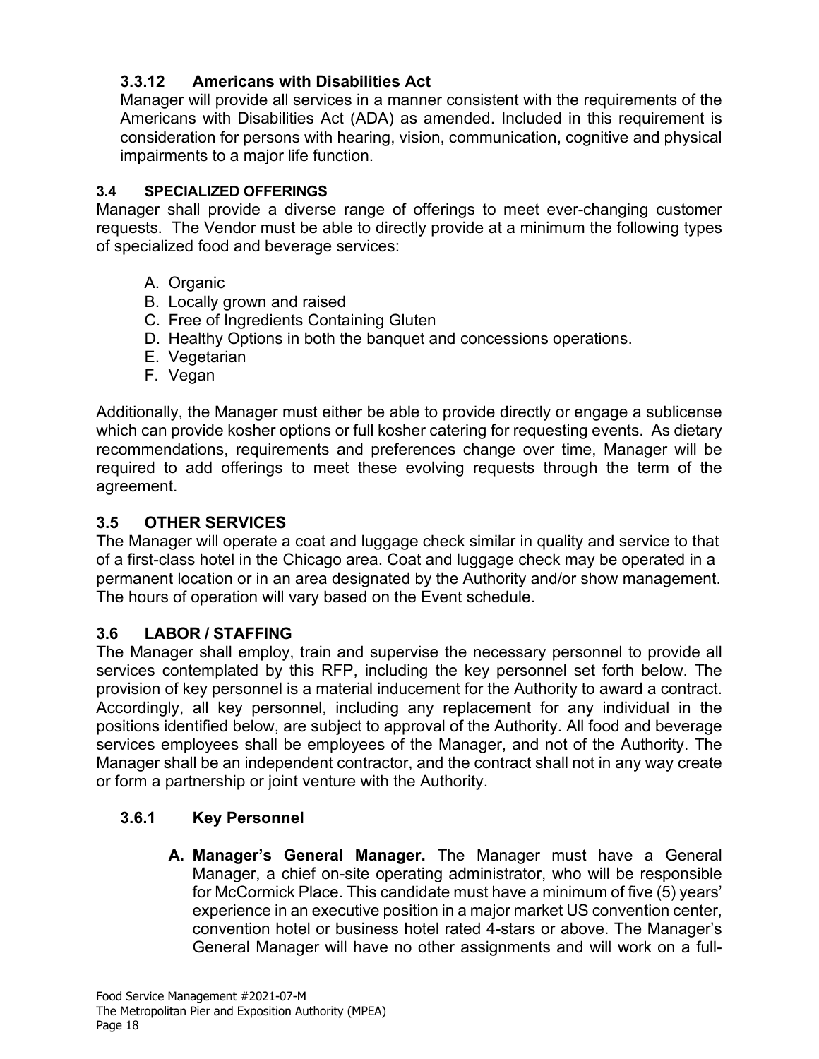### 3.3.12 Americans with Disabilities Act

Manager will provide all services in a manner consistent with the requirements of the Americans with Disabilities Act (ADA) as amended. Included in this requirement is consideration for persons with hearing, vision, communication, cognitive and physical impairments to a major life function.

## 3.4 SPECIALIZED OFFERINGS

Manager shall provide a diverse range of offerings to meet ever-changing customer requests. The Vendor must be able to directly provide at a minimum the following types of specialized food and beverage services:

A. Organic
B. Locally grown and raised
C. Free of Ingredients Containing Gluten
D. Healthy Options in both the banquet and concessions operations.
E. Vegetarian
F. Vegan

Additionally, the Manager must either be able to provide directly or engage a sublicense which can provide kosher options or full kosher catering for requesting events. As dietary recommendations, requirements and preferences change over time, Manager will be required to add offerings to meet these evolving requests through the term of the agreement.

## 3.5 OTHER SERVICES

The Manager will operate a coat and luggage check similar in quality and service to that of a first-class hotel in the Chicago area. Coat and luggage check may be operated in a permanent location or in an area designated by the Authority and/or show management. The hours of operation will vary based on the Event schedule.

## 3.6 LABOR / STAFFING

The Manager shall employ, train and supervise the necessary personnel to provide all services contemplated by this RFP, including the key personnel set forth below. The provision of key personnel is a material inducement for the Authority to award a contract. Accordingly, all key personnel, including any replacement for any individual in the positions identified below, are subject to approval of the Authority. All food and beverage services employees shall be employees of the Manager, and not of the Authority. The Manager shall be an independent contractor, and the contract shall not in any way create or form a partnership or joint venture with the Authority.

### 3.6.1 Key Personnel

**A. Manager's General Manager.** The Manager must have a General Manager, a chief on-site operating administrator, who will be responsible for McCormick Place. This candidate must have a minimum of five (5) years' experience in an executive position in a major market US convention center, convention hotel or business hotel rated 4-stars or above. The Manager's General Manager will have no other assignments and will work on a full-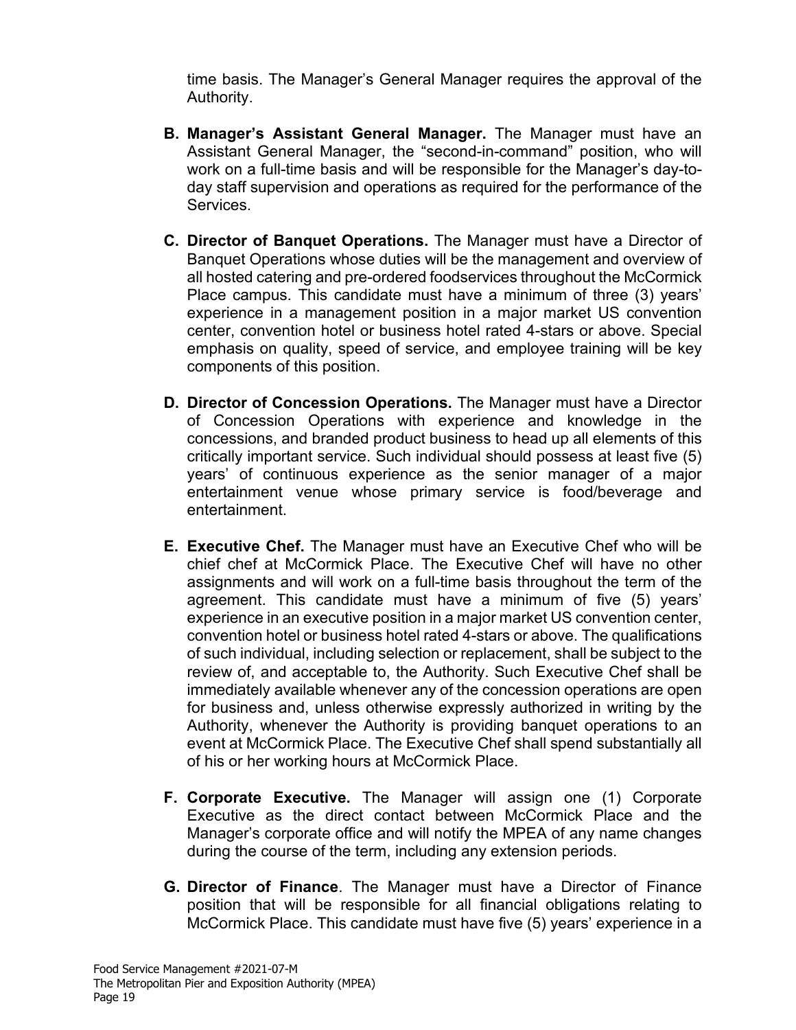time basis. The Manager's General Manager requires the approval of the Authority.

**B. Manager's Assistant General Manager.** The Manager must have an Assistant General Manager, the "second-in-command" position, who will work on a full-time basis and will be responsible for the Manager's day-to-day staff supervision and operations as required for the performance of the Services.

**C. Director of Banquet Operations.** The Manager must have a Director of Banquet Operations whose duties will be the management and overview of all hosted catering and pre-ordered foodservices throughout the McCormick Place campus. This candidate must have a minimum of three (3) years' experience in a management position in a major market US convention center, convention hotel or business hotel rated 4-stars or above. Special emphasis on quality, speed of service, and employee training will be key components of this position.

**D. Director of Concession Operations.** The Manager must have a Director of Concession Operations with experience and knowledge in the concessions, and branded product business to head up all elements of this critically important service. Such individual should possess at least five (5) years' of continuous experience as the senior manager of a major entertainment venue whose primary service is food/beverage and entertainment.

**E. Executive Chef.** The Manager must have an Executive Chef who will be chief chef at McCormick Place. The Executive Chef will have no other assignments and will work on a full-time basis throughout the term of the agreement. This candidate must have a minimum of five (5) years' experience in an executive position in a major market US convention center, convention hotel or business hotel rated 4-stars or above. The qualifications of such individual, including selection or replacement, shall be subject to the review of, and acceptable to, the Authority. Such Executive Chef shall be immediately available whenever any of the concession operations are open for business and, unless otherwise expressly authorized in writing by the Authority, whenever the Authority is providing banquet operations to an event at McCormick Place. The Executive Chef shall spend substantially all of his or her working hours at McCormick Place.

**F. Corporate Executive.** The Manager will assign one (1) Corporate Executive as the direct contact between McCormick Place and the Manager's corporate office and will notify the MPEA of any name changes during the course of the term, including any extension periods.

**G. Director of Finance**. The Manager must have a Director of Finance position that will be responsible for all financial obligations relating to McCormick Place. This candidate must have five (5) years' experience in a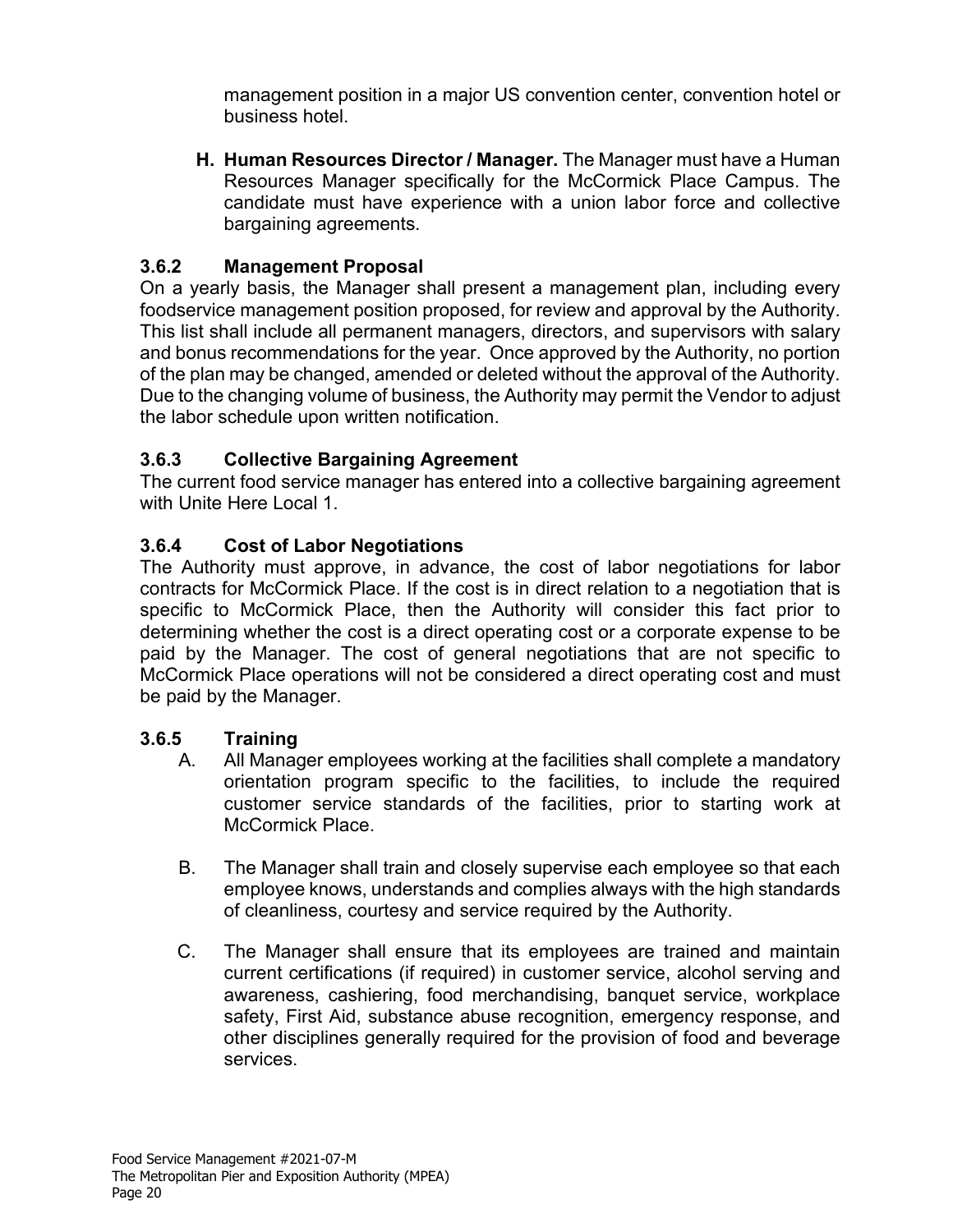management position in a major US convention center, convention hotel or business hotel.

**H. Human Resources Director / Manager.** The Manager must have a Human Resources Manager specifically for the McCormick Place Campus. The candidate must have experience with a union labor force and collective bargaining agreements.

### 3.6.2 Management Proposal

On a yearly basis, the Manager shall present a management plan, including every foodservice management position proposed, for review and approval by the Authority. This list shall include all permanent managers, directors, and supervisors with salary and bonus recommendations for the year. Once approved by the Authority, no portion of the plan may be changed, amended or deleted without the approval of the Authority. Due to the changing volume of business, the Authority may permit the Vendor to adjust the labor schedule upon written notification.

### 3.6.3 Collective Bargaining Agreement

The current food service manager has entered into a collective bargaining agreement with Unite Here Local 1.

### 3.6.4 Cost of Labor Negotiations

The Authority must approve, in advance, the cost of labor negotiations for labor contracts for McCormick Place. If the cost is in direct relation to a negotiation that is specific to McCormick Place, then the Authority will consider this fact prior to determining whether the cost is a direct operating cost or a corporate expense to be paid by the Manager. The cost of general negotiations that are not specific to McCormick Place operations will not be considered a direct operating cost and must be paid by the Manager.

### 3.6.5 Training

A. All Manager employees working at the facilities shall complete a mandatory orientation program specific to the facilities, to include the required customer service standards of the facilities, prior to starting work at McCormick Place.

B. The Manager shall train and closely supervise each employee so that each employee knows, understands and complies always with the high standards of cleanliness, courtesy and service required by the Authority.

C. The Manager shall ensure that its employees are trained and maintain current certifications (if required) in customer service, alcohol serving and awareness, cashiering, food merchandising, banquet service, workplace safety, First Aid, substance abuse recognition, emergency response, and other disciplines generally required for the provision of food and beverage services.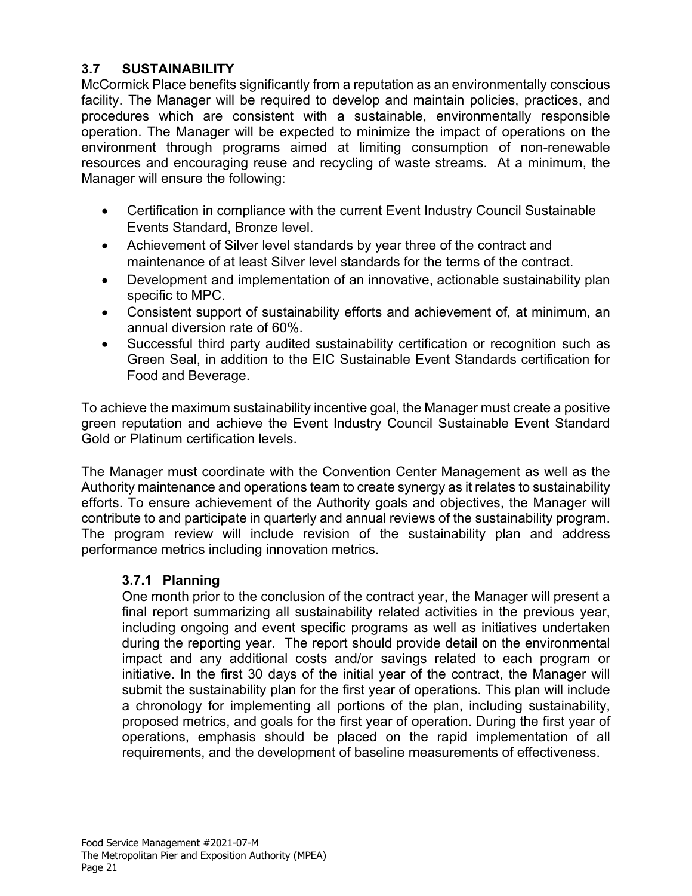## 3.7 SUSTAINABILITY

McCormick Place benefits significantly from a reputation as an environmentally conscious facility. The Manager will be required to develop and maintain policies, practices, and procedures which are consistent with a sustainable, environmentally responsible operation. The Manager will be expected to minimize the impact of operations on the environment through programs aimed at limiting consumption of non-renewable resources and encouraging reuse and recycling of waste streams. At a minimum, the Manager will ensure the following:

- Certification in compliance with the current Event Industry Council Sustainable Events Standard, Bronze level.
- Achievement of Silver level standards by year three of the contract and maintenance of at least Silver level standards for the terms of the contract.
- Development and implementation of an innovative, actionable sustainability plan specific to MPC.
- Consistent support of sustainability efforts and achievement of, at minimum, an annual diversion rate of 60%.
- Successful third party audited sustainability certification or recognition such as Green Seal, in addition to the EIC Sustainable Event Standards certification for Food and Beverage.

To achieve the maximum sustainability incentive goal, the Manager must create a positive green reputation and achieve the Event Industry Council Sustainable Event Standard Gold or Platinum certification levels.

The Manager must coordinate with the Convention Center Management as well as the Authority maintenance and operations team to create synergy as it relates to sustainability efforts. To ensure achievement of the Authority goals and objectives, the Manager will contribute to and participate in quarterly and annual reviews of the sustainability program. The program review will include revision of the sustainability plan and address performance metrics including innovation metrics.

### 3.7.1 Planning

One month prior to the conclusion of the contract year, the Manager will present a final report summarizing all sustainability related activities in the previous year, including ongoing and event specific programs as well as initiatives undertaken during the reporting year. The report should provide detail on the environmental impact and any additional costs and/or savings related to each program or initiative. In the first 30 days of the initial year of the contract, the Manager will submit the sustainability plan for the first year of operations. This plan will include a chronology for implementing all portions of the plan, including sustainability, proposed metrics, and goals for the first year of operation. During the first year of operations, emphasis should be placed on the rapid implementation of all requirements, and the development of baseline measurements of effectiveness.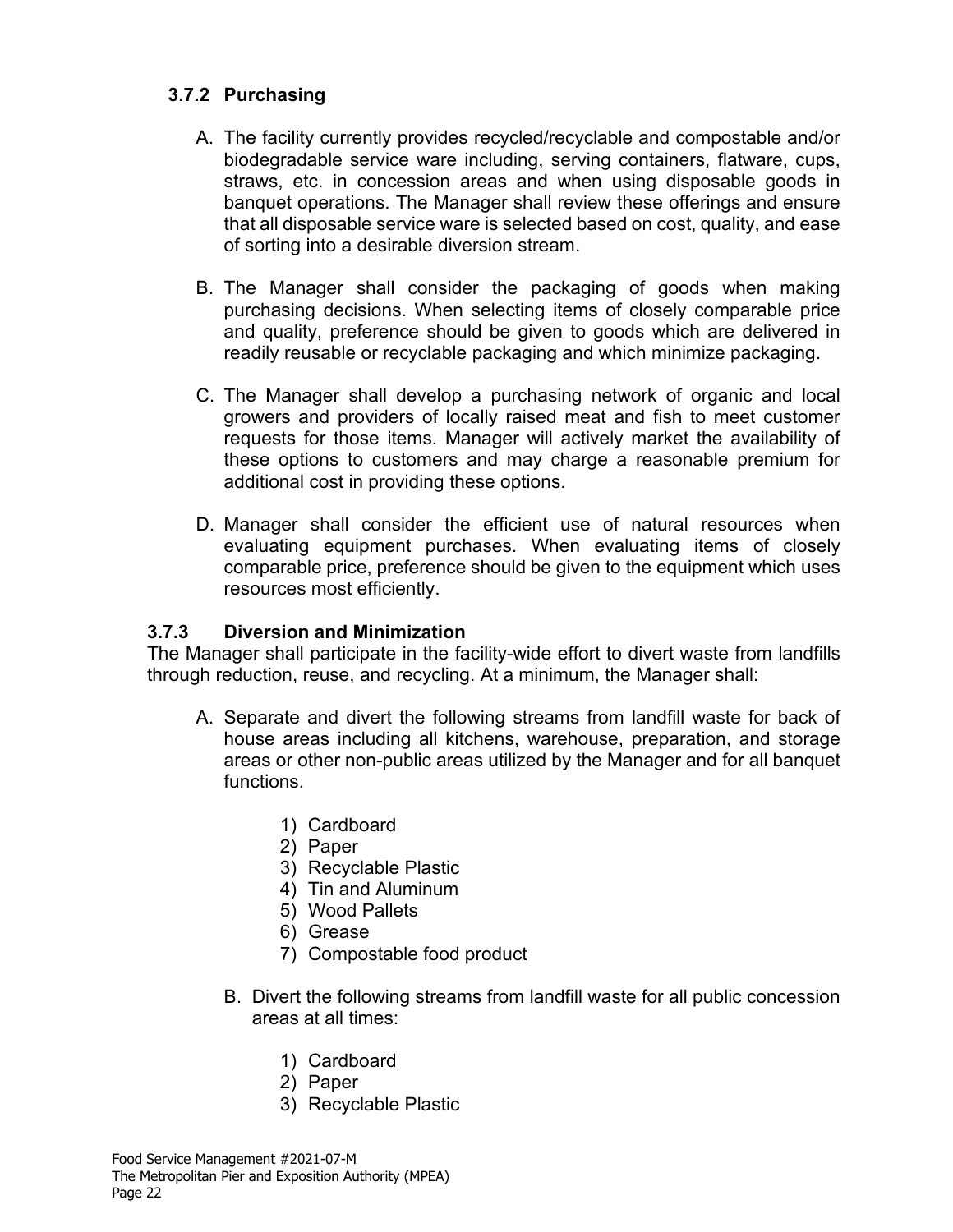### 3.7.2 Purchasing

A. The facility currently provides recycled/recyclable and compostable and/or biodegradable service ware including, serving containers, flatware, cups, straws, etc. in concession areas and when using disposable goods in banquet operations. The Manager shall review these offerings and ensure that all disposable service ware is selected based on cost, quality, and ease of sorting into a desirable diversion stream.

B. The Manager shall consider the packaging of goods when making purchasing decisions. When selecting items of closely comparable price and quality, preference should be given to goods which are delivered in readily reusable or recyclable packaging and which minimize packaging.

C. The Manager shall develop a purchasing network of organic and local growers and providers of locally raised meat and fish to meet customer requests for those items. Manager will actively market the availability of these options to customers and may charge a reasonable premium for additional cost in providing these options.

D. Manager shall consider the efficient use of natural resources when evaluating equipment purchases. When evaluating items of closely comparable price, preference should be given to the equipment which uses resources most efficiently.

### 3.7.3 Diversion and Minimization

The Manager shall participate in the facility-wide effort to divert waste from landfills through reduction, reuse, and recycling. At a minimum, the Manager shall:

A. Separate and divert the following streams from landfill waste for back of house areas including all kitchens, warehouse, preparation, and storage areas or other non-public areas utilized by the Manager and for all banquet functions.

1) Cardboard
2) Paper
3) Recyclable Plastic
4) Tin and Aluminum
5) Wood Pallets
6) Grease
7) Compostable food product

B. Divert the following streams from landfill waste for all public concession areas at all times:

1) Cardboard
2) Paper
3) Recyclable Plastic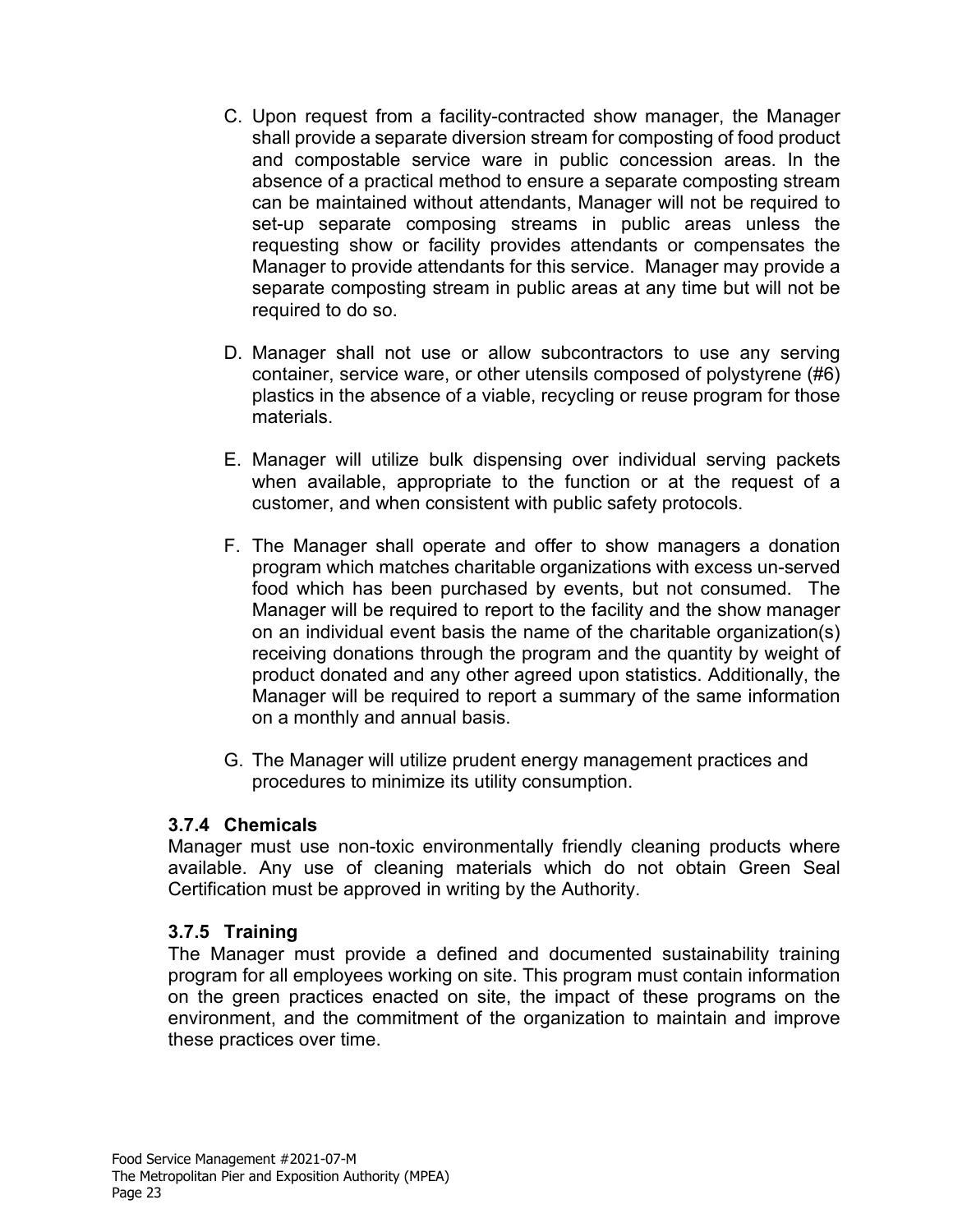C. Upon request from a facility-contracted show manager, the Manager shall provide a separate diversion stream for composting of food product and compostable service ware in public concession areas. In the absence of a practical method to ensure a separate composting stream can be maintained without attendants, Manager will not be required to set-up separate composing streams in public areas unless the requesting show or facility provides attendants or compensates the Manager to provide attendants for this service. Manager may provide a separate composting stream in public areas at any time but will not be required to do so.

D. Manager shall not use or allow subcontractors to use any serving container, service ware, or other utensils composed of polystyrene (#6) plastics in the absence of a viable, recycling or reuse program for those materials.

E. Manager will utilize bulk dispensing over individual serving packets when available, appropriate to the function or at the request of a customer, and when consistent with public safety protocols.

F. The Manager shall operate and offer to show managers a donation program which matches charitable organizations with excess un-served food which has been purchased by events, but not consumed. The Manager will be required to report to the facility and the show manager on an individual event basis the name of the charitable organization(s) receiving donations through the program and the quantity by weight of product donated and any other agreed upon statistics. Additionally, the Manager will be required to report a summary of the same information on a monthly and annual basis.

G. The Manager will utilize prudent energy management practices and procedures to minimize its utility consumption.

### 3.7.4 Chemicals

Manager must use non-toxic environmentally friendly cleaning products where available. Any use of cleaning materials which do not obtain Green Seal Certification must be approved in writing by the Authority.

### 3.7.5 Training

The Manager must provide a defined and documented sustainability training program for all employees working on site. This program must contain information on the green practices enacted on site, the impact of these programs on the environment, and the commitment of the organization to maintain and improve these practices over time.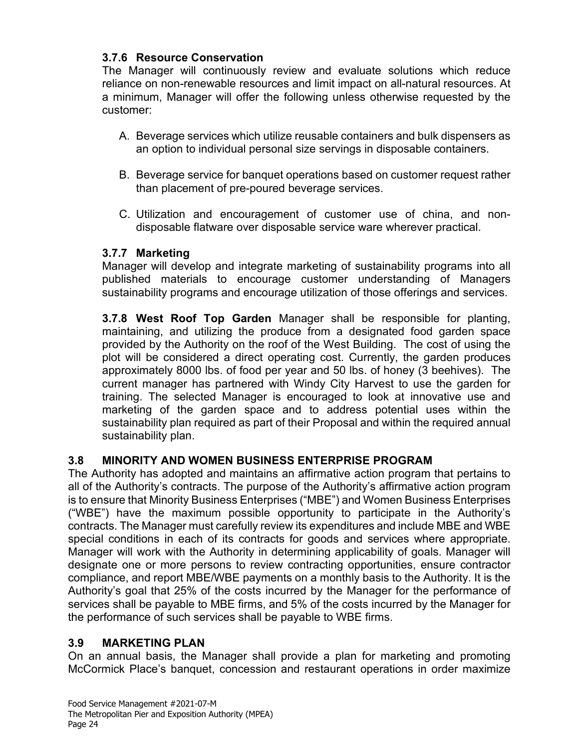### 3.7.6 Resource Conservation

The Manager will continuously review and evaluate solutions which reduce reliance on non-renewable resources and limit impact on all-natural resources. At a minimum, Manager will offer the following unless otherwise requested by the customer:

A. Beverage services which utilize reusable containers and bulk dispensers as an option to individual personal size servings in disposable containers.

B. Beverage service for banquet operations based on customer request rather than placement of pre-poured beverage services.

C. Utilization and encouragement of customer use of china, and non-disposable flatware over disposable service ware wherever practical.

### 3.7.7 Marketing

Manager will develop and integrate marketing of sustainability programs into all published materials to encourage customer understanding of Managers sustainability programs and encourage utilization of those offerings and services.

**3.7.8 West Roof Top Garden** Manager shall be responsible for planting, maintaining, and utilizing the produce from a designated food garden space provided by the Authority on the roof of the West Building. The cost of using the plot will be considered a direct operating cost. Currently, the garden produces approximately 8000 lbs. of food per year and 50 lbs. of honey (3 beehives). The current manager has partnered with Windy City Harvest to use the garden for training. The selected Manager is encouraged to look at innovative use and marketing of the garden space and to address potential uses within the sustainability plan required as part of their Proposal and within the required annual sustainability plan.

## 3.8 MINORITY AND WOMEN BUSINESS ENTERPRISE PROGRAM

The Authority has adopted and maintains an affirmative action program that pertains to all of the Authority's contracts. The purpose of the Authority's affirmative action program is to ensure that Minority Business Enterprises ("MBE") and Women Business Enterprises ("WBE") have the maximum possible opportunity to participate in the Authority's contracts. The Manager must carefully review its expenditures and include MBE and WBE special conditions in each of its contracts for goods and services where appropriate. Manager will work with the Authority in determining applicability of goals. Manager will designate one or more persons to review contracting opportunities, ensure contractor compliance, and report MBE/WBE payments on a monthly basis to the Authority. It is the Authority's goal that 25% of the costs incurred by the Manager for the performance of services shall be payable to MBE firms, and 5% of the costs incurred by the Manager for the performance of such services shall be payable to WBE firms.

## 3.9 MARKETING PLAN

On an annual basis, the Manager shall provide a plan for marketing and promoting McCormick Place's banquet, concession and restaurant operations in order maximize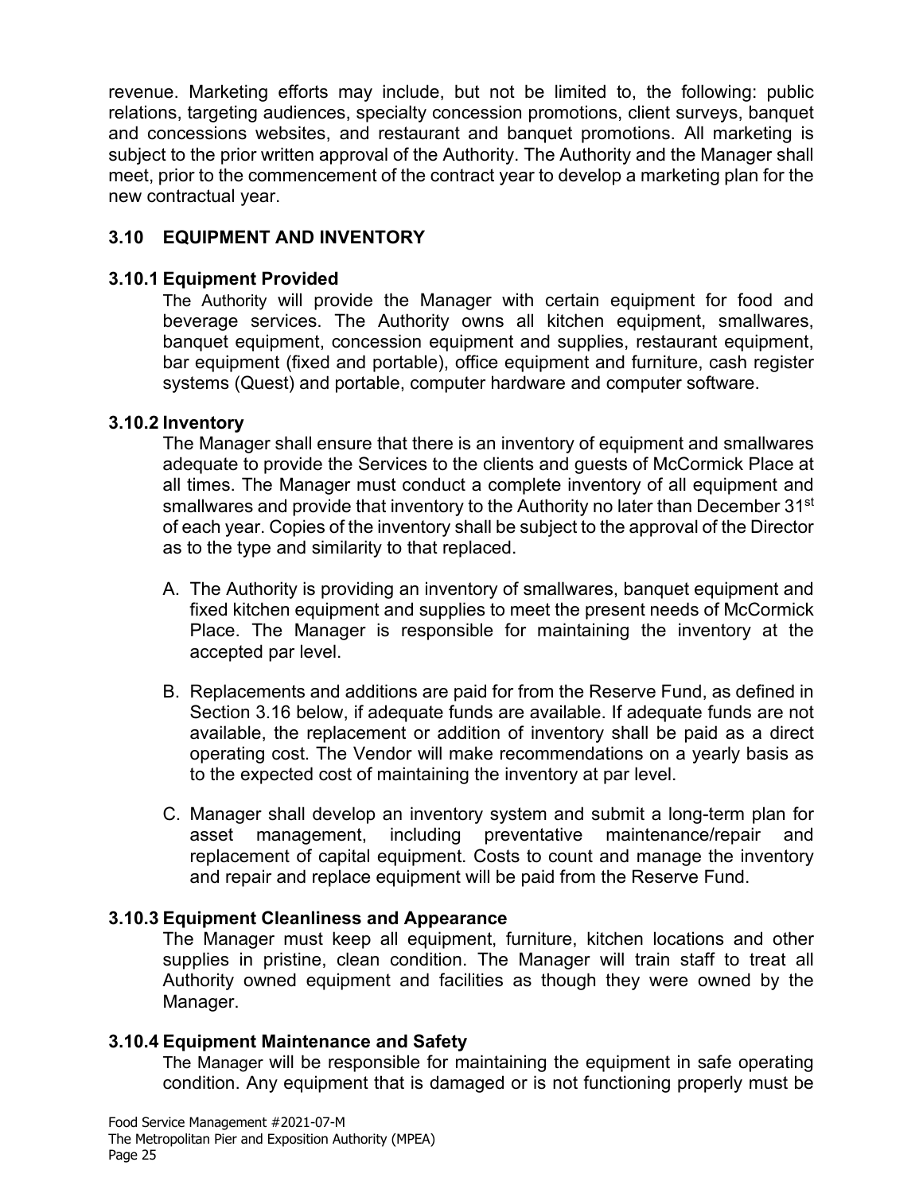revenue. Marketing efforts may include, but not be limited to, the following: public relations, targeting audiences, specialty concession promotions, client surveys, banquet and concessions websites, and restaurant and banquet promotions. All marketing is subject to the prior written approval of the Authority. The Authority and the Manager shall meet, prior to the commencement of the contract year to develop a marketing plan for the new contractual year.

## 3.10 EQUIPMENT AND INVENTORY

### 3.10.1 Equipment Provided

The Authority will provide the Manager with certain equipment for food and beverage services. The Authority owns all kitchen equipment, smallwares, banquet equipment, concession equipment and supplies, restaurant equipment, bar equipment (fixed and portable), office equipment and furniture, cash register systems (Quest) and portable, computer hardware and computer software.

### 3.10.2 Inventory

The Manager shall ensure that there is an inventory of equipment and smallwares adequate to provide the Services to the clients and guests of McCormick Place at all times. The Manager must conduct a complete inventory of all equipment and smallwares and provide that inventory to the Authority no later than December 31st of each year. Copies of the inventory shall be subject to the approval of the Director as to the type and similarity to that replaced.

A. The Authority is providing an inventory of smallwares, banquet equipment and fixed kitchen equipment and supplies to meet the present needs of McCormick Place. The Manager is responsible for maintaining the inventory at the accepted par level.

B. Replacements and additions are paid for from the Reserve Fund, as defined in Section 3.16 below, if adequate funds are available. If adequate funds are not available, the replacement or addition of inventory shall be paid as a direct operating cost. The Vendor will make recommendations on a yearly basis as to the expected cost of maintaining the inventory at par level.

C. Manager shall develop an inventory system and submit a long-term plan for asset management, including preventative maintenance/repair and replacement of capital equipment. Costs to count and manage the inventory and repair and replace equipment will be paid from the Reserve Fund.

### 3.10.3 Equipment Cleanliness and Appearance

The Manager must keep all equipment, furniture, kitchen locations and other supplies in pristine, clean condition. The Manager will train staff to treat all Authority owned equipment and facilities as though they were owned by the Manager.

### 3.10.4 Equipment Maintenance and Safety

The Manager will be responsible for maintaining the equipment in safe operating condition. Any equipment that is damaged or is not functioning properly must be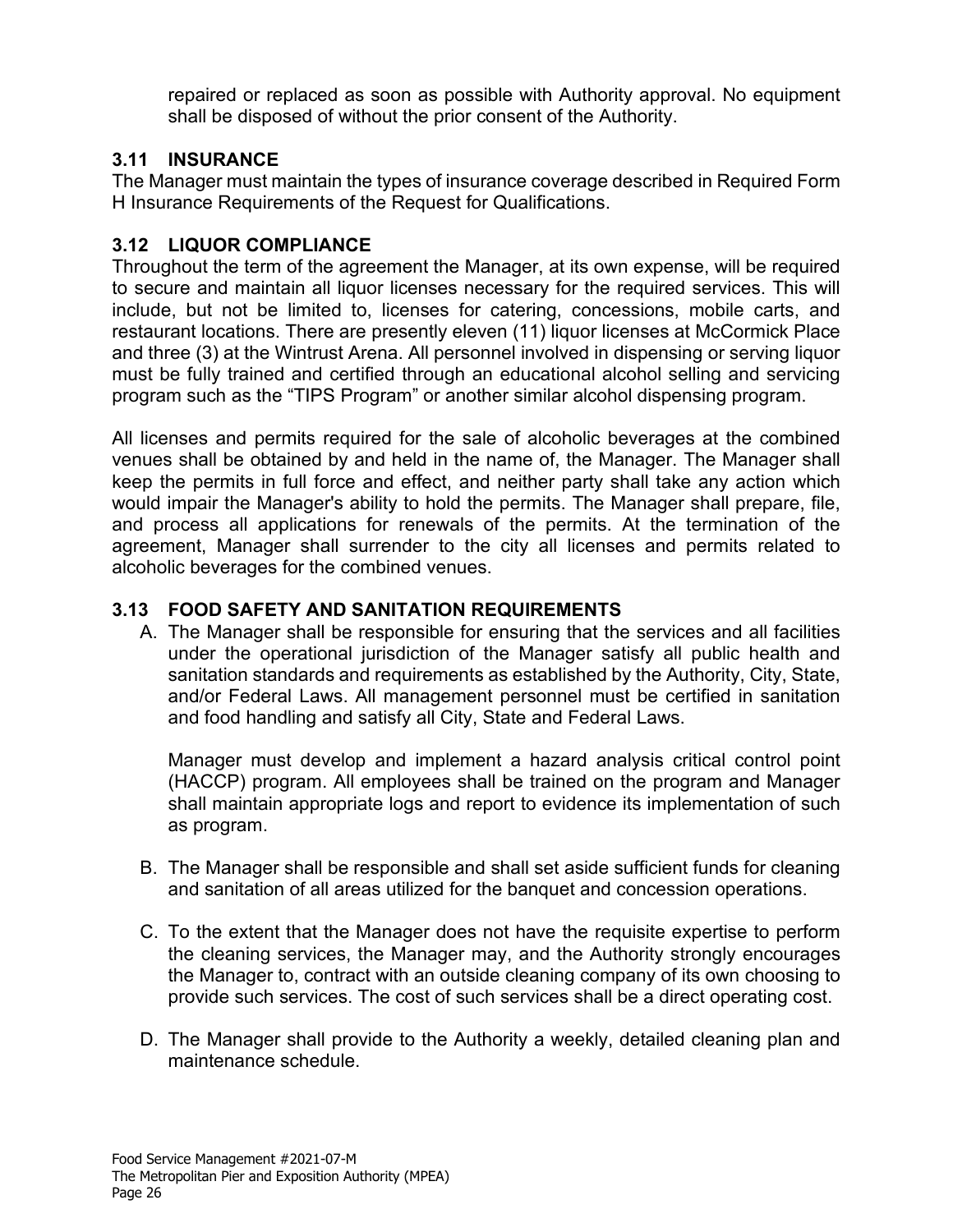repaired or replaced as soon as possible with Authority approval. No equipment shall be disposed of without the prior consent of the Authority.

### 3.11 INSURANCE

The Manager must maintain the types of insurance coverage described in Required Form H Insurance Requirements of the Request for Qualifications.

### 3.12 LIQUOR COMPLIANCE

Throughout the term of the agreement the Manager, at its own expense, will be required to secure and maintain all liquor licenses necessary for the required services. This will include, but not be limited to, licenses for catering, concessions, mobile carts, and restaurant locations. There are presently eleven (11) liquor licenses at McCormick Place and three (3) at the Wintrust Arena. All personnel involved in dispensing or serving liquor must be fully trained and certified through an educational alcohol selling and servicing program such as the "TIPS Program" or another similar alcohol dispensing program.

All licenses and permits required for the sale of alcoholic beverages at the combined venues shall be obtained by and held in the name of, the Manager. The Manager shall keep the permits in full force and effect, and neither party shall take any action which would impair the Manager's ability to hold the permits. The Manager shall prepare, file, and process all applications for renewals of the permits. At the termination of the agreement, Manager shall surrender to the city all licenses and permits related to alcoholic beverages for the combined venues.

### 3.13 FOOD SAFETY AND SANITATION REQUIREMENTS

A. The Manager shall be responsible for ensuring that the services and all facilities under the operational jurisdiction of the Manager satisfy all public health and sanitation standards and requirements as established by the Authority, City, State, and/or Federal Laws. All management personnel must be certified in sanitation and food handling and satisfy all City, State and Federal Laws.

   Manager must develop and implement a hazard analysis critical control point (HACCP) program. All employees shall be trained on the program and Manager shall maintain appropriate logs and report to evidence its implementation of such as program.

B. The Manager shall be responsible and shall set aside sufficient funds for cleaning and sanitation of all areas utilized for the banquet and concession operations.

C. To the extent that the Manager does not have the requisite expertise to perform the cleaning services, the Manager may, and the Authority strongly encourages the Manager to, contract with an outside cleaning company of its own choosing to provide such services. The cost of such services shall be a direct operating cost.

D. The Manager shall provide to the Authority a weekly, detailed cleaning plan and maintenance schedule.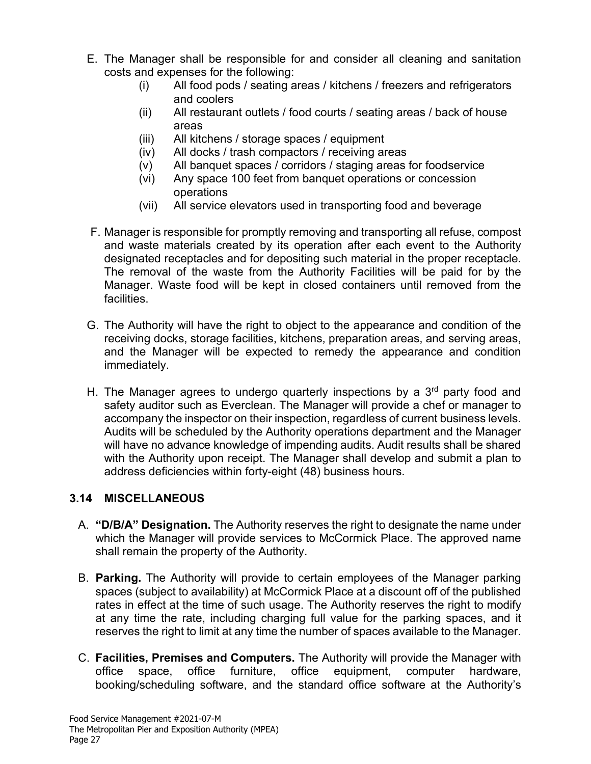E. The Manager shall be responsible for and consider all cleaning and sanitation costs and expenses for the following:
    - (i) All food pods / seating areas / kitchens / freezers and refrigerators and coolers
    - (ii) All restaurant outlets / food courts / seating areas / back of house areas
    - (iii) All kitchens / storage spaces / equipment
    - (iv) All docks / trash compactors / receiving areas
    - (v) All banquet spaces / corridors / staging areas for foodservice
    - (vi) Any space 100 feet from banquet operations or concession operations
    - (vii) All service elevators used in transporting food and beverage

F. Manager is responsible for promptly removing and transporting all refuse, compost and waste materials created by its operation after each event to the Authority designated receptacles and for depositing such material in the proper receptacle. The removal of the waste from the Authority Facilities will be paid for by the Manager. Waste food will be kept in closed containers until removed from the facilities.

G. The Authority will have the right to object to the appearance and condition of the receiving docks, storage facilities, kitchens, preparation areas, and serving areas, and the Manager will be expected to remedy the appearance and condition immediately.

H. The Manager agrees to undergo quarterly inspections by a 3rd party food and safety auditor such as Everclean. The Manager will provide a chef or manager to accompany the inspector on their inspection, regardless of current business levels. Audits will be scheduled by the Authority operations department and the Manager will have no advance knowledge of impending audits. Audit results shall be shared with the Authority upon receipt. The Manager shall develop and submit a plan to address deficiencies within forty-eight (48) business hours.

## 3.14 MISCELLANEOUS

A. **"D/B/A" Designation.** The Authority reserves the right to designate the name under which the Manager will provide services to McCormick Place. The approved name shall remain the property of the Authority.

B. **Parking.** The Authority will provide to certain employees of the Manager parking spaces (subject to availability) at McCormick Place at a discount off of the published rates in effect at the time of such usage. The Authority reserves the right to modify at any time the rate, including charging full value for the parking spaces, and it reserves the right to limit at any time the number of spaces available to the Manager.

C. **Facilities, Premises and Computers.** The Authority will provide the Manager with office space, office furniture, office equipment, computer hardware, booking/scheduling software, and the standard office software at the Authority's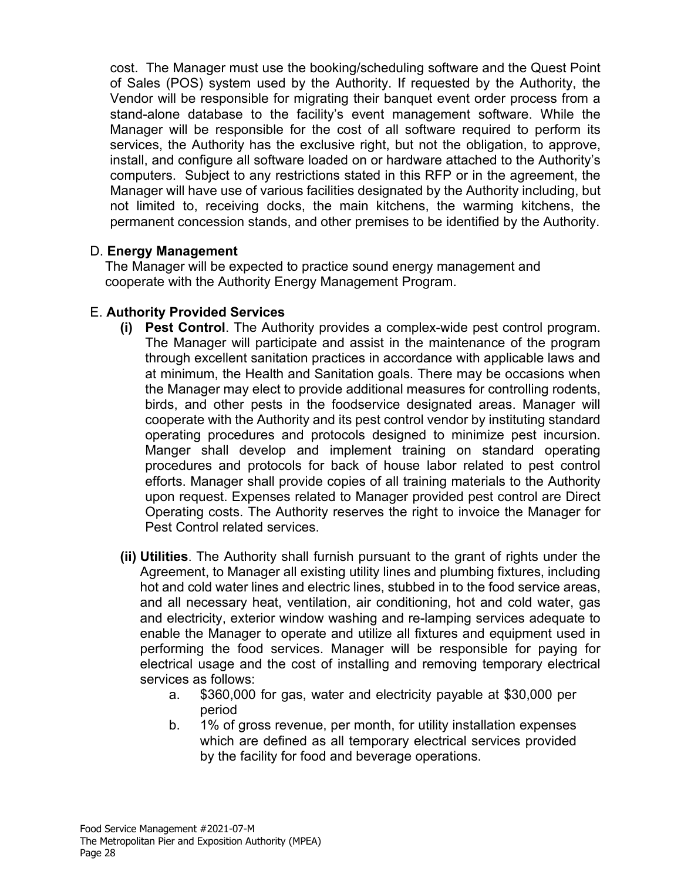cost. The Manager must use the booking/scheduling software and the Quest Point of Sales (POS) system used by the Authority. If requested by the Authority, the Vendor will be responsible for migrating their banquet event order process from a stand-alone database to the facility's event management software. While the Manager will be responsible for the cost of all software required to perform its services, the Authority has the exclusive right, but not the obligation, to approve, install, and configure all software loaded on or hardware attached to the Authority's computers. Subject to any restrictions stated in this RFP or in the agreement, the Manager will have use of various facilities designated by the Authority including, but not limited to, receiving docks, the main kitchens, the warming kitchens, the permanent concession stands, and other premises to be identified by the Authority.

D. **Energy Management**

The Manager will be expected to practice sound energy management and cooperate with the Authority Energy Management Program.

E. **Authority Provided Services**

**(i) Pest Control**. The Authority provides a complex-wide pest control program. The Manager will participate and assist in the maintenance of the program through excellent sanitation practices in accordance with applicable laws and at minimum, the Health and Sanitation goals. There may be occasions when the Manager may elect to provide additional measures for controlling rodents, birds, and other pests in the foodservice designated areas. Manager will cooperate with the Authority and its pest control vendor by instituting standard operating procedures and protocols designed to minimize pest incursion. Manger shall develop and implement training on standard operating procedures and protocols for back of house labor related to pest control efforts. Manager shall provide copies of all training materials to the Authority upon request. Expenses related to Manager provided pest control are Direct Operating costs. The Authority reserves the right to invoice the Manager for Pest Control related services.

**(ii) Utilities**. The Authority shall furnish pursuant to the grant of rights under the Agreement, to Manager all existing utility lines and plumbing fixtures, including hot and cold water lines and electric lines, stubbed in to the food service areas, and all necessary heat, ventilation, air conditioning, hot and cold water, gas and electricity, exterior window washing and re-lamping services adequate to enable the Manager to operate and utilize all fixtures and equipment used in performing the food services. Manager will be responsible for paying for electrical usage and the cost of installing and removing temporary electrical services as follows:

a. $360,000 for gas, water and electricity payable at $30,000 per period

b. 1% of gross revenue, per month, for utility installation expenses which are defined as all temporary electrical services provided by the facility for food and beverage operations.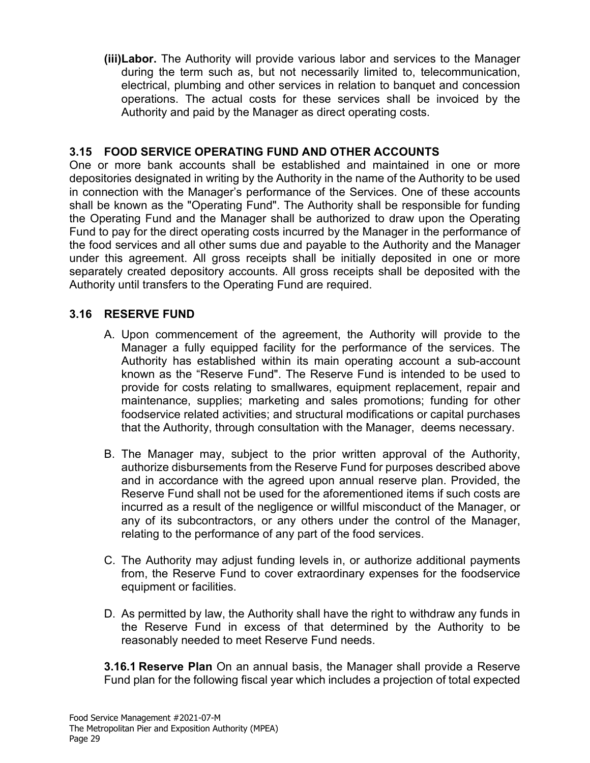**(iii)Labor.** The Authority will provide various labor and services to the Manager during the term such as, but not necessarily limited to, telecommunication, electrical, plumbing and other services in relation to banquet and concession operations. The actual costs for these services shall be invoiced by the Authority and paid by the Manager as direct operating costs.

### 3.15 FOOD SERVICE OPERATING FUND AND OTHER ACCOUNTS

One or more bank accounts shall be established and maintained in one or more depositories designated in writing by the Authority in the name of the Authority to be used in connection with the Manager's performance of the Services. One of these accounts shall be known as the "Operating Fund". The Authority shall be responsible for funding the Operating Fund and the Manager shall be authorized to draw upon the Operating Fund to pay for the direct operating costs incurred by the Manager in the performance of the food services and all other sums due and payable to the Authority and the Manager under this agreement. All gross receipts shall be initially deposited in one or more separately created depository accounts. All gross receipts shall be deposited with the Authority until transfers to the Operating Fund are required.

### 3.16 RESERVE FUND

A. Upon commencement of the agreement, the Authority will provide to the Manager a fully equipped facility for the performance of the services. The Authority has established within its main operating account a sub-account known as the "Reserve Fund". The Reserve Fund is intended to be used to provide for costs relating to smallwares, equipment replacement, repair and maintenance, supplies; marketing and sales promotions; funding for other foodservice related activities; and structural modifications or capital purchases that the Authority, through consultation with the Manager, deems necessary.

B. The Manager may, subject to the prior written approval of the Authority, authorize disbursements from the Reserve Fund for purposes described above and in accordance with the agreed upon annual reserve plan. Provided, the Reserve Fund shall not be used for the aforementioned items if such costs are incurred as a result of the negligence or willful misconduct of the Manager, or any of its subcontractors, or any others under the control of the Manager, relating to the performance of any part of the food services.

C. The Authority may adjust funding levels in, or authorize additional payments from, the Reserve Fund to cover extraordinary expenses for the foodservice equipment or facilities.

D. As permitted by law, the Authority shall have the right to withdraw any funds in the Reserve Fund in excess of that determined by the Authority to be reasonably needed to meet Reserve Fund needs.

**3.16.1 Reserve Plan** On an annual basis, the Manager shall provide a Reserve Fund plan for the following fiscal year which includes a projection of total expected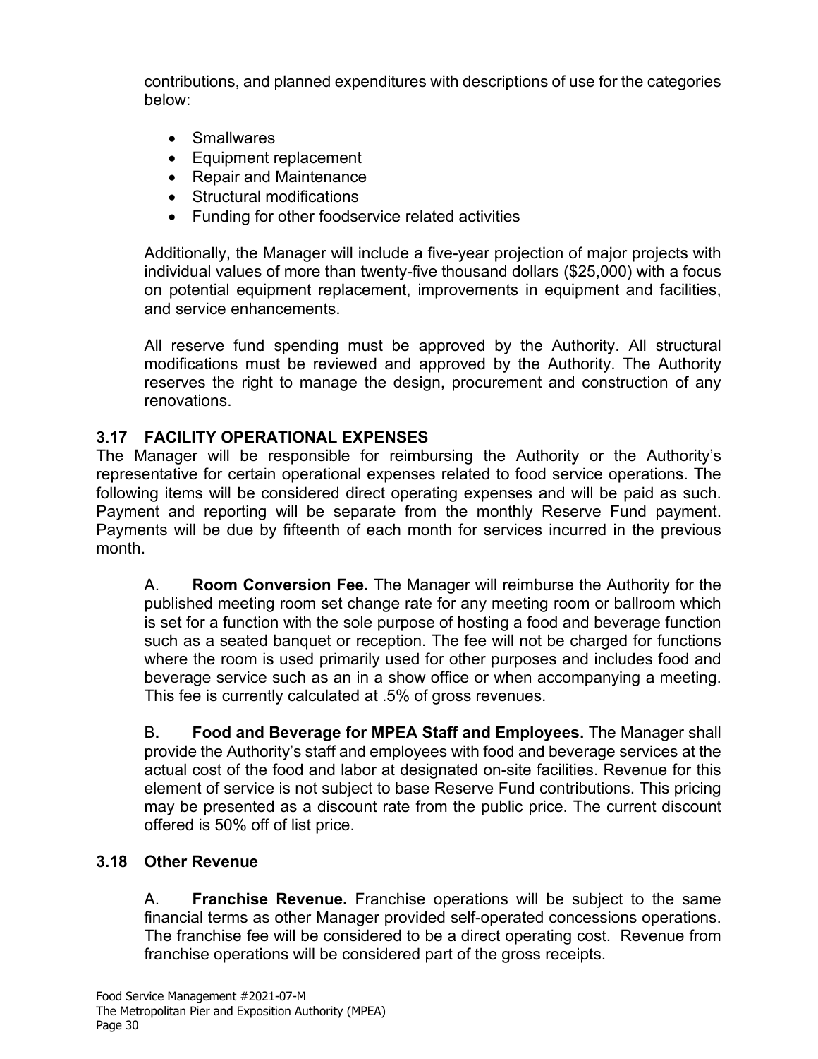contributions, and planned expenditures with descriptions of use for the categories below:

- Smallwares
- Equipment replacement
- Repair and Maintenance
- Structural modifications
- Funding for other foodservice related activities

Additionally, the Manager will include a five-year projection of major projects with individual values of more than twenty-five thousand dollars ($25,000) with a focus on potential equipment replacement, improvements in equipment and facilities, and service enhancements.

All reserve fund spending must be approved by the Authority. All structural modifications must be reviewed and approved by the Authority. The Authority reserves the right to manage the design, procurement and construction of any renovations.

### 3.17 FACILITY OPERATIONAL EXPENSES

The Manager will be responsible for reimbursing the Authority or the Authority's representative for certain operational expenses related to food service operations. The following items will be considered direct operating expenses and will be paid as such. Payment and reporting will be separate from the monthly Reserve Fund payment. Payments will be due by fifteenth of each month for services incurred in the previous month.

A. **Room Conversion Fee.** The Manager will reimburse the Authority for the published meeting room set change rate for any meeting room or ballroom which is set for a function with the sole purpose of hosting a food and beverage function such as a seated banquet or reception. The fee will not be charged for functions where the room is used primarily used for other purposes and includes food and beverage service such as an in a show office or when accompanying a meeting. This fee is currently calculated at .5% of gross revenues.

B**.** **Food and Beverage for MPEA Staff and Employees.** The Manager shall provide the Authority's staff and employees with food and beverage services at the actual cost of the food and labor at designated on-site facilities. Revenue for this element of service is not subject to base Reserve Fund contributions. This pricing may be presented as a discount rate from the public price. The current discount offered is 50% off of list price.

### 3.18 Other Revenue

A. **Franchise Revenue.** Franchise operations will be subject to the same financial terms as other Manager provided self-operated concessions operations. The franchise fee will be considered to be a direct operating cost. Revenue from franchise operations will be considered part of the gross receipts.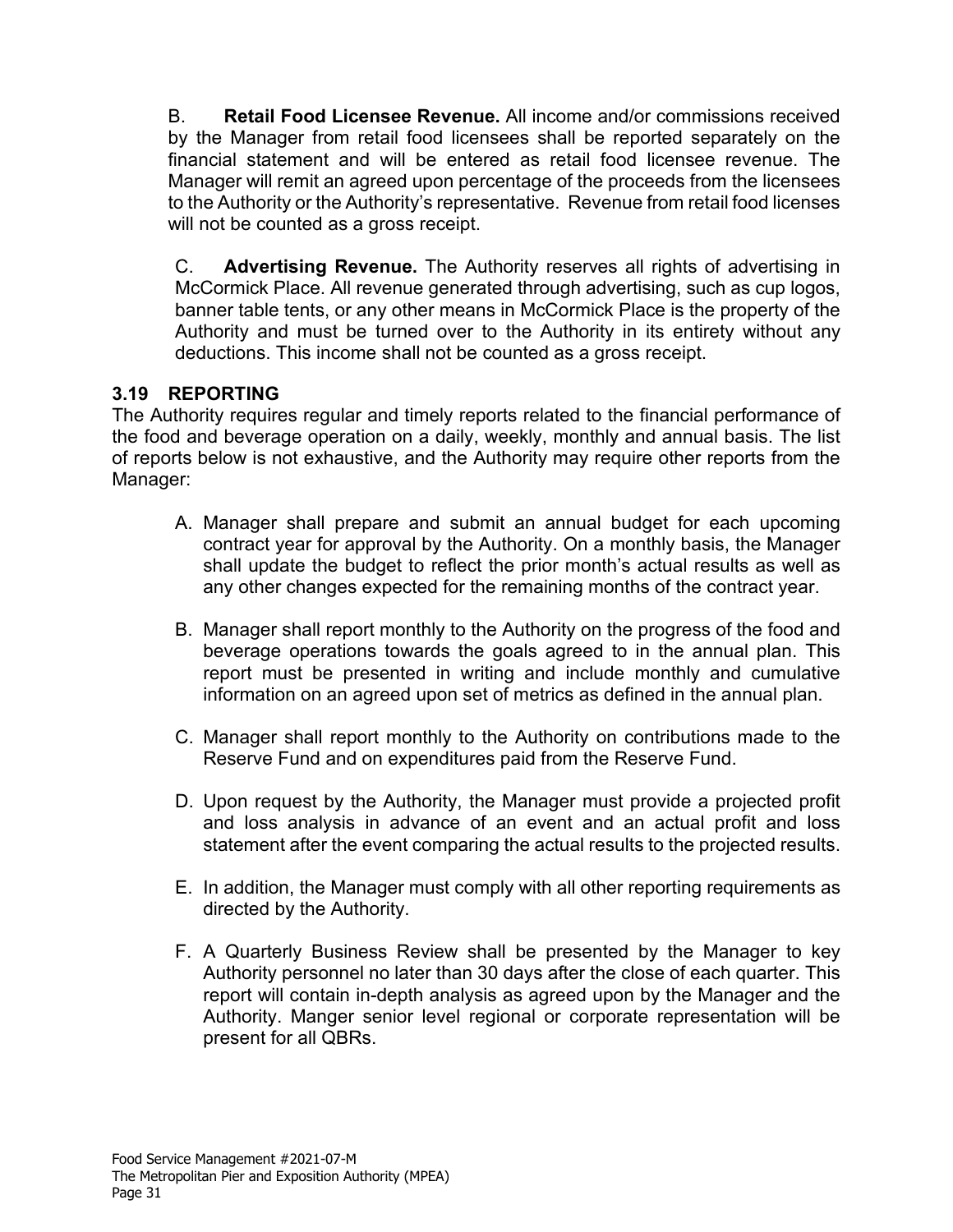B. **Retail Food Licensee Revenue.** All income and/or commissions received by the Manager from retail food licensees shall be reported separately on the financial statement and will be entered as retail food licensee revenue. The Manager will remit an agreed upon percentage of the proceeds from the licensees to the Authority or the Authority's representative. Revenue from retail food licenses will not be counted as a gross receipt.

C. **Advertising Revenue.** The Authority reserves all rights of advertising in McCormick Place. All revenue generated through advertising, such as cup logos, banner table tents, or any other means in McCormick Place is the property of the Authority and must be turned over to the Authority in its entirety without any deductions. This income shall not be counted as a gross receipt.

### 3.19 REPORTING

The Authority requires regular and timely reports related to the financial performance of the food and beverage operation on a daily, weekly, monthly and annual basis. The list of reports below is not exhaustive, and the Authority may require other reports from the Manager:

A. Manager shall prepare and submit an annual budget for each upcoming contract year for approval by the Authority. On a monthly basis, the Manager shall update the budget to reflect the prior month's actual results as well as any other changes expected for the remaining months of the contract year.

B. Manager shall report monthly to the Authority on the progress of the food and beverage operations towards the goals agreed to in the annual plan. This report must be presented in writing and include monthly and cumulative information on an agreed upon set of metrics as defined in the annual plan.

C. Manager shall report monthly to the Authority on contributions made to the Reserve Fund and on expenditures paid from the Reserve Fund.

D. Upon request by the Authority, the Manager must provide a projected profit and loss analysis in advance of an event and an actual profit and loss statement after the event comparing the actual results to the projected results.

E. In addition, the Manager must comply with all other reporting requirements as directed by the Authority.

F. A Quarterly Business Review shall be presented by the Manager to key Authority personnel no later than 30 days after the close of each quarter. This report will contain in-depth analysis as agreed upon by the Manager and the Authority. Manger senior level regional or corporate representation will be present for all QBRs.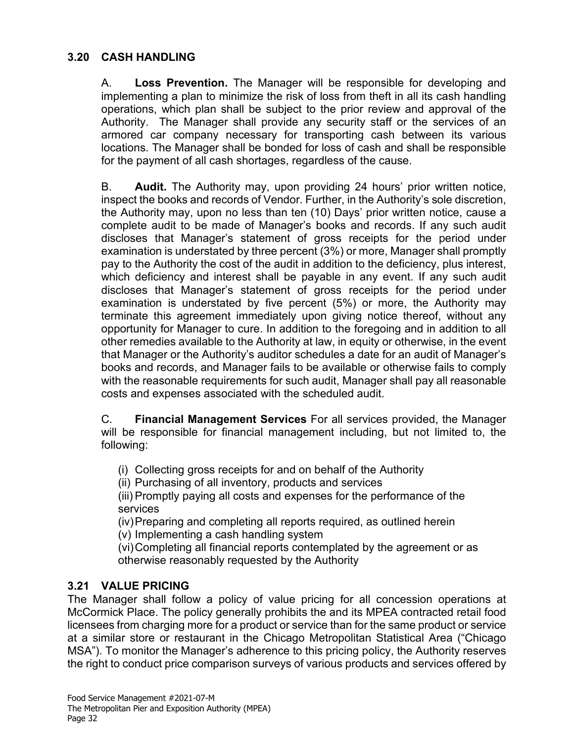## 3.20 CASH HANDLING

A. **Loss Prevention.** The Manager will be responsible for developing and implementing a plan to minimize the risk of loss from theft in all its cash handling operations, which plan shall be subject to the prior review and approval of the Authority. The Manager shall provide any security staff or the services of an armored car company necessary for transporting cash between its various locations. The Manager shall be bonded for loss of cash and shall be responsible for the payment of all cash shortages, regardless of the cause.

B. **Audit.** The Authority may, upon providing 24 hours' prior written notice, inspect the books and records of Vendor. Further, in the Authority's sole discretion, the Authority may, upon no less than ten (10) Days' prior written notice, cause a complete audit to be made of Manager's books and records. If any such audit discloses that Manager's statement of gross receipts for the period under examination is understated by three percent (3%) or more, Manager shall promptly pay to the Authority the cost of the audit in addition to the deficiency, plus interest, which deficiency and interest shall be payable in any event. If any such audit discloses that Manager's statement of gross receipts for the period under examination is understated by five percent (5%) or more, the Authority may terminate this agreement immediately upon giving notice thereof, without any opportunity for Manager to cure. In addition to the foregoing and in addition to all other remedies available to the Authority at law, in equity or otherwise, in the event that Manager or the Authority's auditor schedules a date for an audit of Manager's books and records, and Manager fails to be available or otherwise fails to comply with the reasonable requirements for such audit, Manager shall pay all reasonable costs and expenses associated with the scheduled audit.

C. **Financial Management Services** For all services provided, the Manager will be responsible for financial management including, but not limited to, the following:

(i) Collecting gross receipts for and on behalf of the Authority
(ii) Purchasing of all inventory, products and services
(iii) Promptly paying all costs and expenses for the performance of the services
(iv) Preparing and completing all reports required, as outlined herein
(v) Implementing a cash handling system
(vi) Completing all financial reports contemplated by the agreement or as otherwise reasonably requested by the Authority

## 3.21 VALUE PRICING

The Manager shall follow a policy of value pricing for all concession operations at McCormick Place. The policy generally prohibits the and its MPEA contracted retail food licensees from charging more for a product or service than for the same product or service at a similar store or restaurant in the Chicago Metropolitan Statistical Area ("Chicago MSA"). To monitor the Manager's adherence to this pricing policy, the Authority reserves the right to conduct price comparison surveys of various products and services offered by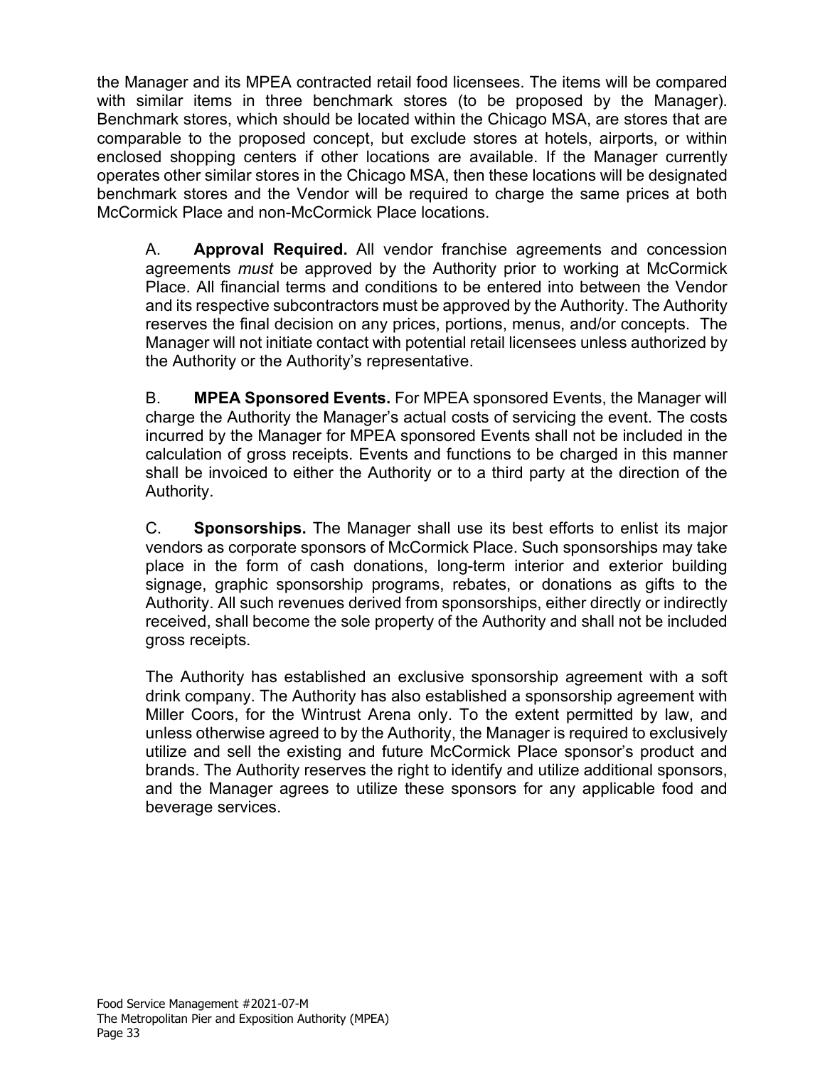the Manager and its MPEA contracted retail food licensees. The items will be compared with similar items in three benchmark stores (to be proposed by the Manager). Benchmark stores, which should be located within the Chicago MSA, are stores that are comparable to the proposed concept, but exclude stores at hotels, airports, or within enclosed shopping centers if other locations are available. If the Manager currently operates other similar stores in the Chicago MSA, then these locations will be designated benchmark stores and the Vendor will be required to charge the same prices at both McCormick Place and non-McCormick Place locations.

A. **Approval Required.** All vendor franchise agreements and concession agreements *must* be approved by the Authority prior to working at McCormick Place. All financial terms and conditions to be entered into between the Vendor and its respective subcontractors must be approved by the Authority. The Authority reserves the final decision on any prices, portions, menus, and/or concepts. The Manager will not initiate contact with potential retail licensees unless authorized by the Authority or the Authority's representative.

B. **MPEA Sponsored Events.** For MPEA sponsored Events, the Manager will charge the Authority the Manager's actual costs of servicing the event. The costs incurred by the Manager for MPEA sponsored Events shall not be included in the calculation of gross receipts. Events and functions to be charged in this manner shall be invoiced to either the Authority or to a third party at the direction of the Authority.

C. **Sponsorships.** The Manager shall use its best efforts to enlist its major vendors as corporate sponsors of McCormick Place. Such sponsorships may take place in the form of cash donations, long-term interior and exterior building signage, graphic sponsorship programs, rebates, or donations as gifts to the Authority. All such revenues derived from sponsorships, either directly or indirectly received, shall become the sole property of the Authority and shall not be included gross receipts.

The Authority has established an exclusive sponsorship agreement with a soft drink company. The Authority has also established a sponsorship agreement with Miller Coors, for the Wintrust Arena only. To the extent permitted by law, and unless otherwise agreed to by the Authority, the Manager is required to exclusively utilize and sell the existing and future McCormick Place sponsor's product and brands. The Authority reserves the right to identify and utilize additional sponsors, and the Manager agrees to utilize these sponsors for any applicable food and beverage services.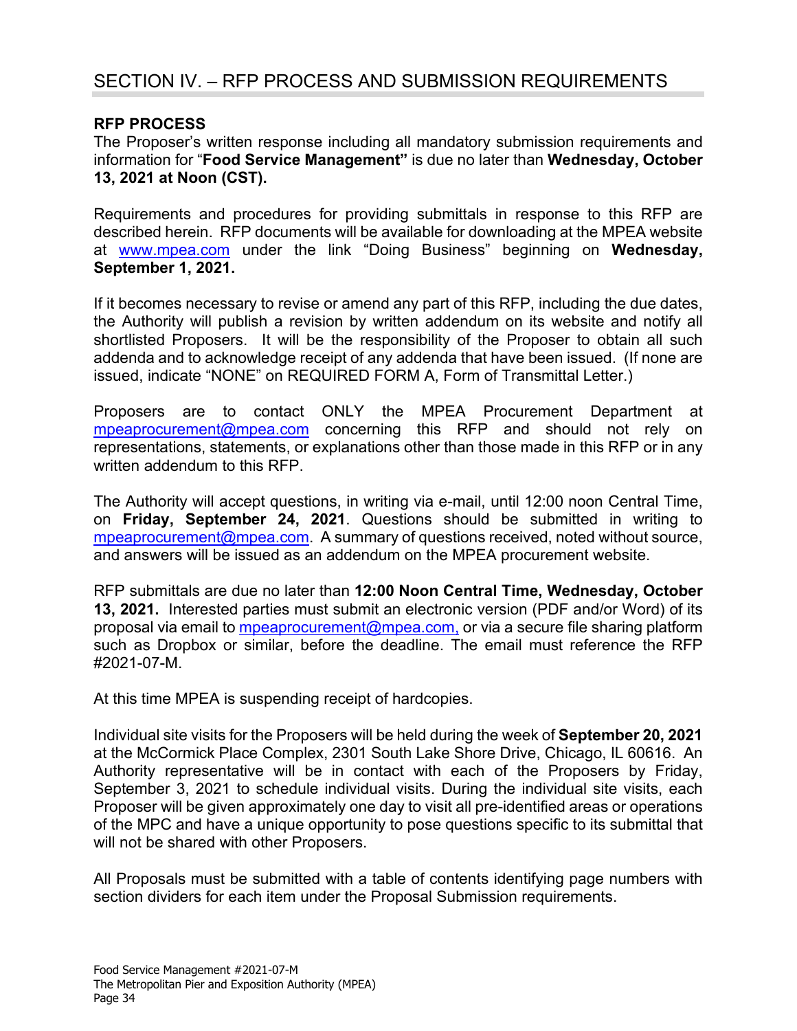# SECTION IV. – RFP PROCESS AND SUBMISSION REQUIREMENTS

**RFP PROCESS**

The Proposer's written response including all mandatory submission requirements and information for "**Food Service Management"** is due no later than **Wednesday, October 13, 2021 at Noon (CST).**

Requirements and procedures for providing submittals in response to this RFP are described herein. RFP documents will be available for downloading at the MPEA website at www.mpea.com under the link "Doing Business" beginning on **Wednesday, September 1, 2021.**

If it becomes necessary to revise or amend any part of this RFP, including the due dates, the Authority will publish a revision by written addendum on its website and notify all shortlisted Proposers. It will be the responsibility of the Proposer to obtain all such addenda and to acknowledge receipt of any addenda that have been issued. (If none are issued, indicate "NONE" on REQUIRED FORM A, Form of Transmittal Letter.)

Proposers are to contact ONLY the MPEA Procurement Department at mpeaprocurement@mpea.com concerning this RFP and should not rely on representations, statements, or explanations other than those made in this RFP or in any written addendum to this RFP.

The Authority will accept questions, in writing via e-mail, until 12:00 noon Central Time, on **Friday, September 24, 2021**. Questions should be submitted in writing to mpeaprocurement@mpea.com. A summary of questions received, noted without source, and answers will be issued as an addendum on the MPEA procurement website.

RFP submittals are due no later than **12:00 Noon Central Time, Wednesday, October 13, 2021.** Interested parties must submit an electronic version (PDF and/or Word) of its proposal via email to mpeaprocurement@mpea.com, or via a secure file sharing platform such as Dropbox or similar, before the deadline. The email must reference the RFP #2021-07-M.

At this time MPEA is suspending receipt of hardcopies.

Individual site visits for the Proposers will be held during the week of **September 20, 2021** at the McCormick Place Complex, 2301 South Lake Shore Drive, Chicago, IL 60616. An Authority representative will be in contact with each of the Proposers by Friday, September 3, 2021 to schedule individual visits. During the individual site visits, each Proposer will be given approximately one day to visit all pre-identified areas or operations of the MPC and have a unique opportunity to pose questions specific to its submittal that will not be shared with other Proposers.

All Proposals must be submitted with a table of contents identifying page numbers with section dividers for each item under the Proposal Submission requirements.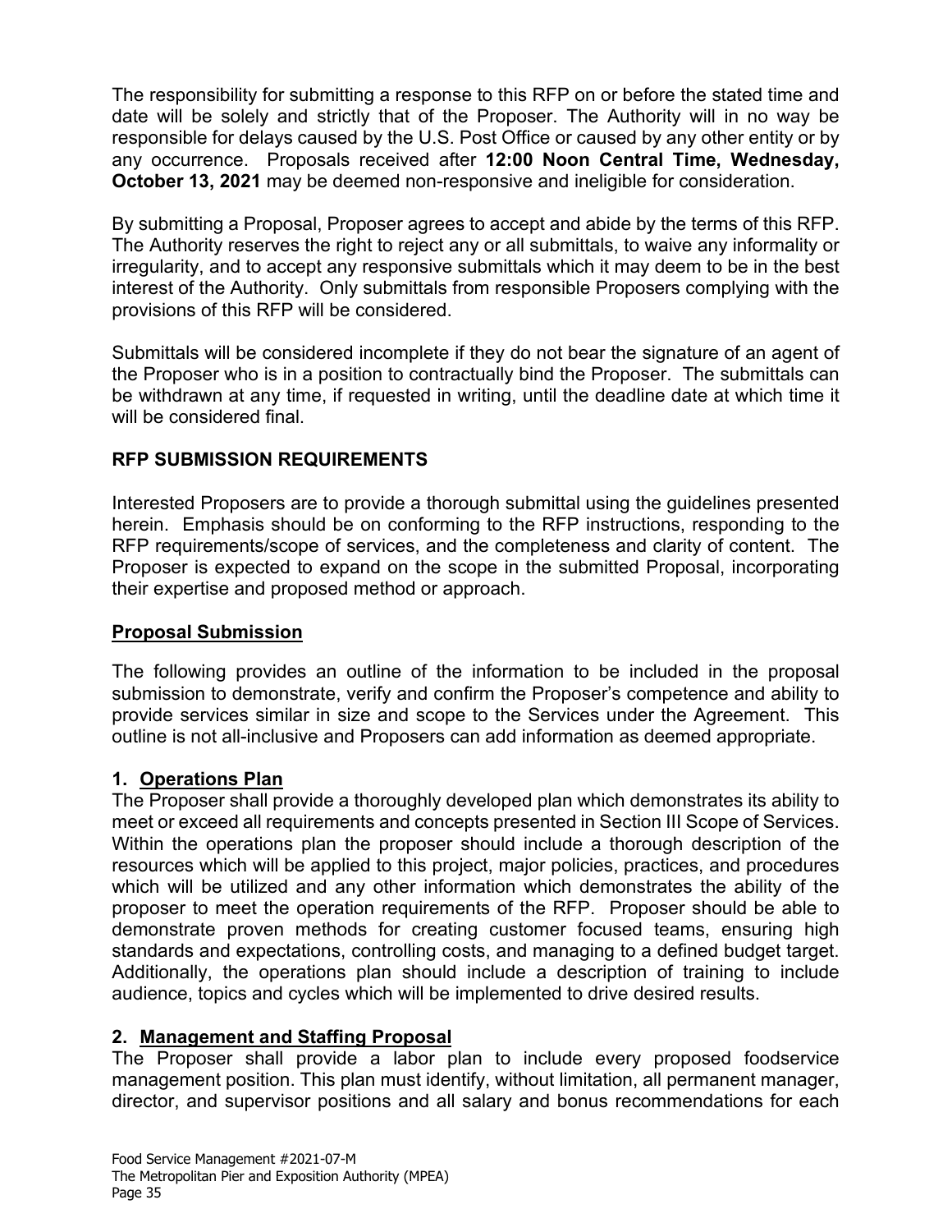The responsibility for submitting a response to this RFP on or before the stated time and date will be solely and strictly that of the Proposer. The Authority will in no way be responsible for delays caused by the U.S. Post Office or caused by any other entity or by any occurrence. Proposals received after **12:00 Noon Central Time, Wednesday, October 13, 2021** may be deemed non-responsive and ineligible for consideration.

By submitting a Proposal, Proposer agrees to accept and abide by the terms of this RFP. The Authority reserves the right to reject any or all submittals, to waive any informality or irregularity, and to accept any responsive submittals which it may deem to be in the best interest of the Authority. Only submittals from responsible Proposers complying with the provisions of this RFP will be considered.

Submittals will be considered incomplete if they do not bear the signature of an agent of the Proposer who is in a position to contractually bind the Proposer. The submittals can be withdrawn at any time, if requested in writing, until the deadline date at which time it will be considered final.

## RFP SUBMISSION REQUIREMENTS

Interested Proposers are to provide a thorough submittal using the guidelines presented herein. Emphasis should be on conforming to the RFP instructions, responding to the RFP requirements/scope of services, and the completeness and clarity of content. The Proposer is expected to expand on the scope in the submitted Proposal, incorporating their expertise and proposed method or approach.

### Proposal Submission

The following provides an outline of the information to be included in the proposal submission to demonstrate, verify and confirm the Proposer's competence and ability to provide services similar in size and scope to the Services under the Agreement. This outline is not all-inclusive and Proposers can add information as deemed appropriate.

#### 1. Operations Plan

The Proposer shall provide a thoroughly developed plan which demonstrates its ability to meet or exceed all requirements and concepts presented in Section III Scope of Services. Within the operations plan the proposer should include a thorough description of the resources which will be applied to this project, major policies, practices, and procedures which will be utilized and any other information which demonstrates the ability of the proposer to meet the operation requirements of the RFP. Proposer should be able to demonstrate proven methods for creating customer focused teams, ensuring high standards and expectations, controlling costs, and managing to a defined budget target. Additionally, the operations plan should include a description of training to include audience, topics and cycles which will be implemented to drive desired results.

#### 2. Management and Staffing Proposal

The Proposer shall provide a labor plan to include every proposed foodservice management position. This plan must identify, without limitation, all permanent manager, director, and supervisor positions and all salary and bonus recommendations for each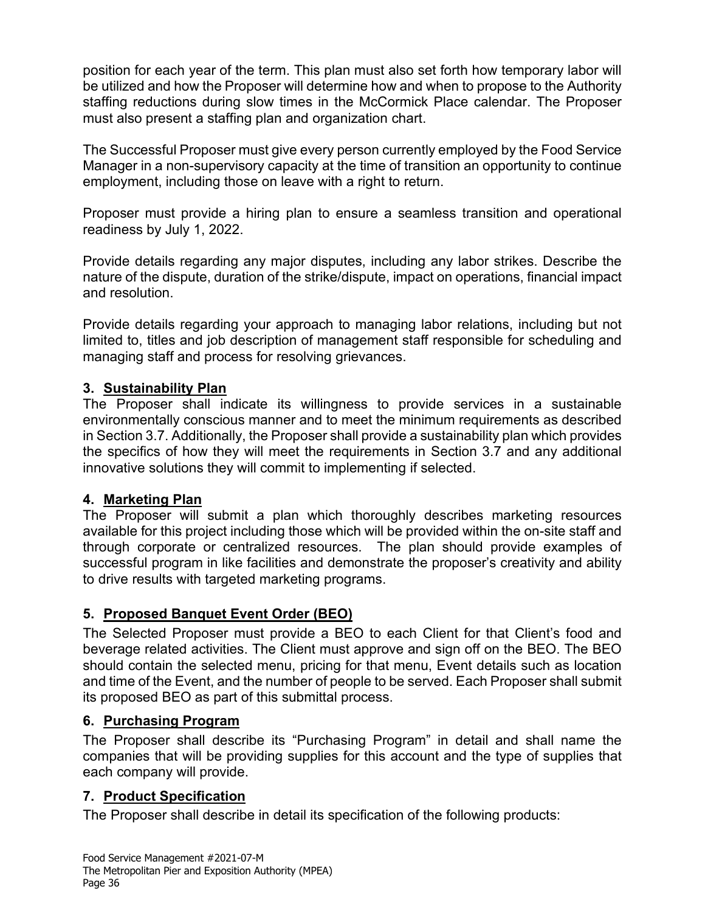position for each year of the term. This plan must also set forth how temporary labor will be utilized and how the Proposer will determine how and when to propose to the Authority staffing reductions during slow times in the McCormick Place calendar. The Proposer must also present a staffing plan and organization chart.

The Successful Proposer must give every person currently employed by the Food Service Manager in a non-supervisory capacity at the time of transition an opportunity to continue employment, including those on leave with a right to return.

Proposer must provide a hiring plan to ensure a seamless transition and operational readiness by July 1, 2022.

Provide details regarding any major disputes, including any labor strikes. Describe the nature of the dispute, duration of the strike/dispute, impact on operations, financial impact and resolution.

Provide details regarding your approach to managing labor relations, including but not limited to, titles and job description of management staff responsible for scheduling and managing staff and process for resolving grievances.

### 3. Sustainability Plan

The Proposer shall indicate its willingness to provide services in a sustainable environmentally conscious manner and to meet the minimum requirements as described in Section 3.7. Additionally, the Proposer shall provide a sustainability plan which provides the specifics of how they will meet the requirements in Section 3.7 and any additional innovative solutions they will commit to implementing if selected.

### 4. Marketing Plan

The Proposer will submit a plan which thoroughly describes marketing resources available for this project including those which will be provided within the on-site staff and through corporate or centralized resources. The plan should provide examples of successful program in like facilities and demonstrate the proposer's creativity and ability to drive results with targeted marketing programs.

### 5. Proposed Banquet Event Order (BEO)

The Selected Proposer must provide a BEO to each Client for that Client's food and beverage related activities. The Client must approve and sign off on the BEO. The BEO should contain the selected menu, pricing for that menu, Event details such as location and time of the Event, and the number of people to be served. Each Proposer shall submit its proposed BEO as part of this submittal process.

### 6. Purchasing Program

The Proposer shall describe its "Purchasing Program" in detail and shall name the companies that will be providing supplies for this account and the type of supplies that each company will provide.

### 7. Product Specification

The Proposer shall describe in detail its specification of the following products: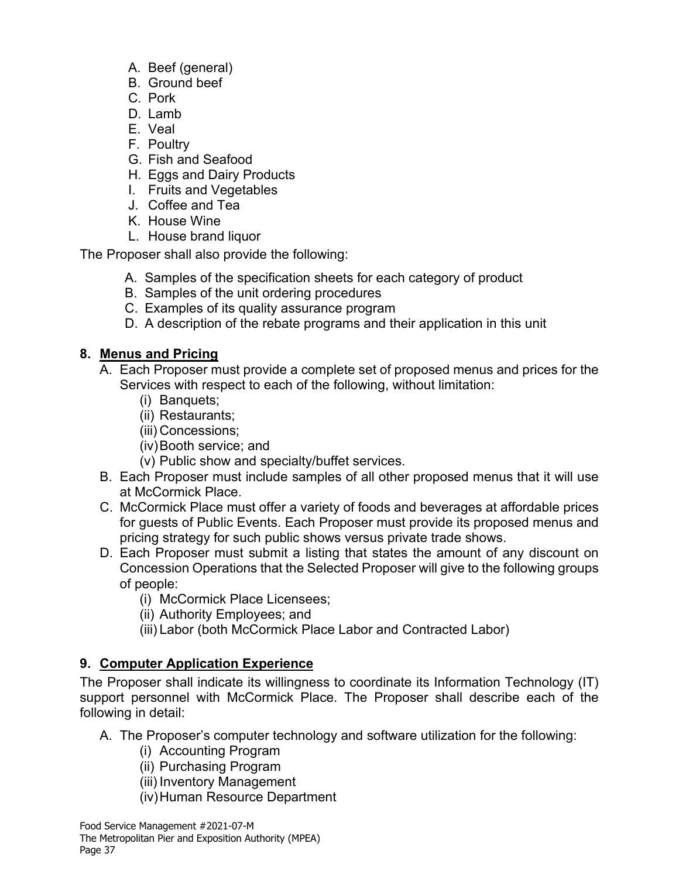A. Beef (general)
B. Ground beef
C. Pork
D. Lamb
E. Veal
F. Poultry
G. Fish and Seafood
H. Eggs and Dairy Products
I. Fruits and Vegetables
J. Coffee and Tea
K. House Wine
L. House brand liquor

The Proposer shall also provide the following:

A. Samples of the specification sheets for each category of product
B. Samples of the unit ordering procedures
C. Examples of its quality assurance program
D. A description of the rebate programs and their application in this unit

## 8. Menus and Pricing

A. Each Proposer must provide a complete set of proposed menus and prices for the Services with respect to each of the following, without limitation:
   (i) Banquets;
   (ii) Restaurants;
   (iii) Concessions;
   (iv) Booth service; and
   (v) Public show and specialty/buffet services.
B. Each Proposer must include samples of all other proposed menus that it will use at McCormick Place.
C. McCormick Place must offer a variety of foods and beverages at affordable prices for guests of Public Events. Each Proposer must provide its proposed menus and pricing strategy for such public shows versus private trade shows.
D. Each Proposer must submit a listing that states the amount of any discount on Concession Operations that the Selected Proposer will give to the following groups of people:
   (i) McCormick Place Licensees;
   (ii) Authority Employees; and
   (iii) Labor (both McCormick Place Labor and Contracted Labor)

## 9. Computer Application Experience

The Proposer shall indicate its willingness to coordinate its Information Technology (IT) support personnel with McCormick Place. The Proposer shall describe each of the following in detail:

A. The Proposer's computer technology and software utilization for the following:
   (i) Accounting Program
   (ii) Purchasing Program
   (iii) Inventory Management
   (iv) Human Resource Department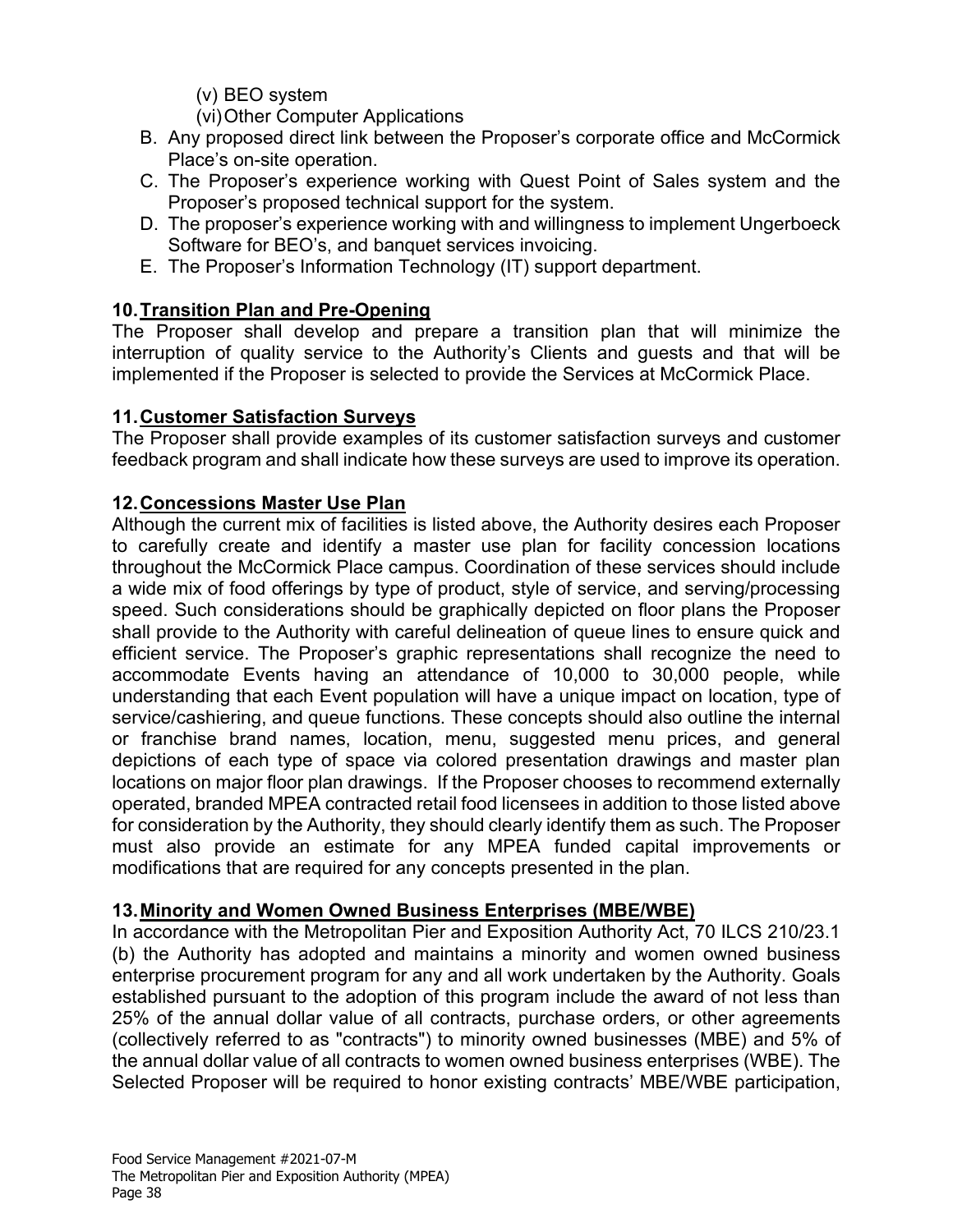(v) BEO system

(vi) Other Computer Applications

B. Any proposed direct link between the Proposer's corporate office and McCormick Place's on-site operation.
C. The Proposer's experience working with Quest Point of Sales system and the Proposer's proposed technical support for the system.
D. The proposer's experience working with and willingness to implement Ungerboeck Software for BEO's, and banquet services invoicing.
E. The Proposer's Information Technology (IT) support department.

### 10. Transition Plan and Pre-Opening

The Proposer shall develop and prepare a transition plan that will minimize the interruption of quality service to the Authority's Clients and guests and that will be implemented if the Proposer is selected to provide the Services at McCormick Place.

### 11. Customer Satisfaction Surveys

The Proposer shall provide examples of its customer satisfaction surveys and customer feedback program and shall indicate how these surveys are used to improve its operation.

### 12. Concessions Master Use Plan

Although the current mix of facilities is listed above, the Authority desires each Proposer to carefully create and identify a master use plan for facility concession locations throughout the McCormick Place campus. Coordination of these services should include a wide mix of food offerings by type of product, style of service, and serving/processing speed. Such considerations should be graphically depicted on floor plans the Proposer shall provide to the Authority with careful delineation of queue lines to ensure quick and efficient service. The Proposer's graphic representations shall recognize the need to accommodate Events having an attendance of 10,000 to 30,000 people, while understanding that each Event population will have a unique impact on location, type of service/cashiering, and queue functions. These concepts should also outline the internal or franchise brand names, location, menu, suggested menu prices, and general depictions of each type of space via colored presentation drawings and master plan locations on major floor plan drawings. If the Proposer chooses to recommend externally operated, branded MPEA contracted retail food licensees in addition to those listed above for consideration by the Authority, they should clearly identify them as such. The Proposer must also provide an estimate for any MPEA funded capital improvements or modifications that are required for any concepts presented in the plan.

### 13. Minority and Women Owned Business Enterprises (MBE/WBE)

In accordance with the Metropolitan Pier and Exposition Authority Act, 70 ILCS 210/23.1 (b) the Authority has adopted and maintains a minority and women owned business enterprise procurement program for any and all work undertaken by the Authority. Goals established pursuant to the adoption of this program include the award of not less than 25% of the annual dollar value of all contracts, purchase orders, or other agreements (collectively referred to as "contracts") to minority owned businesses (MBE) and 5% of the annual dollar value of all contracts to women owned business enterprises (WBE). The Selected Proposer will be required to honor existing contracts' MBE/WBE participation,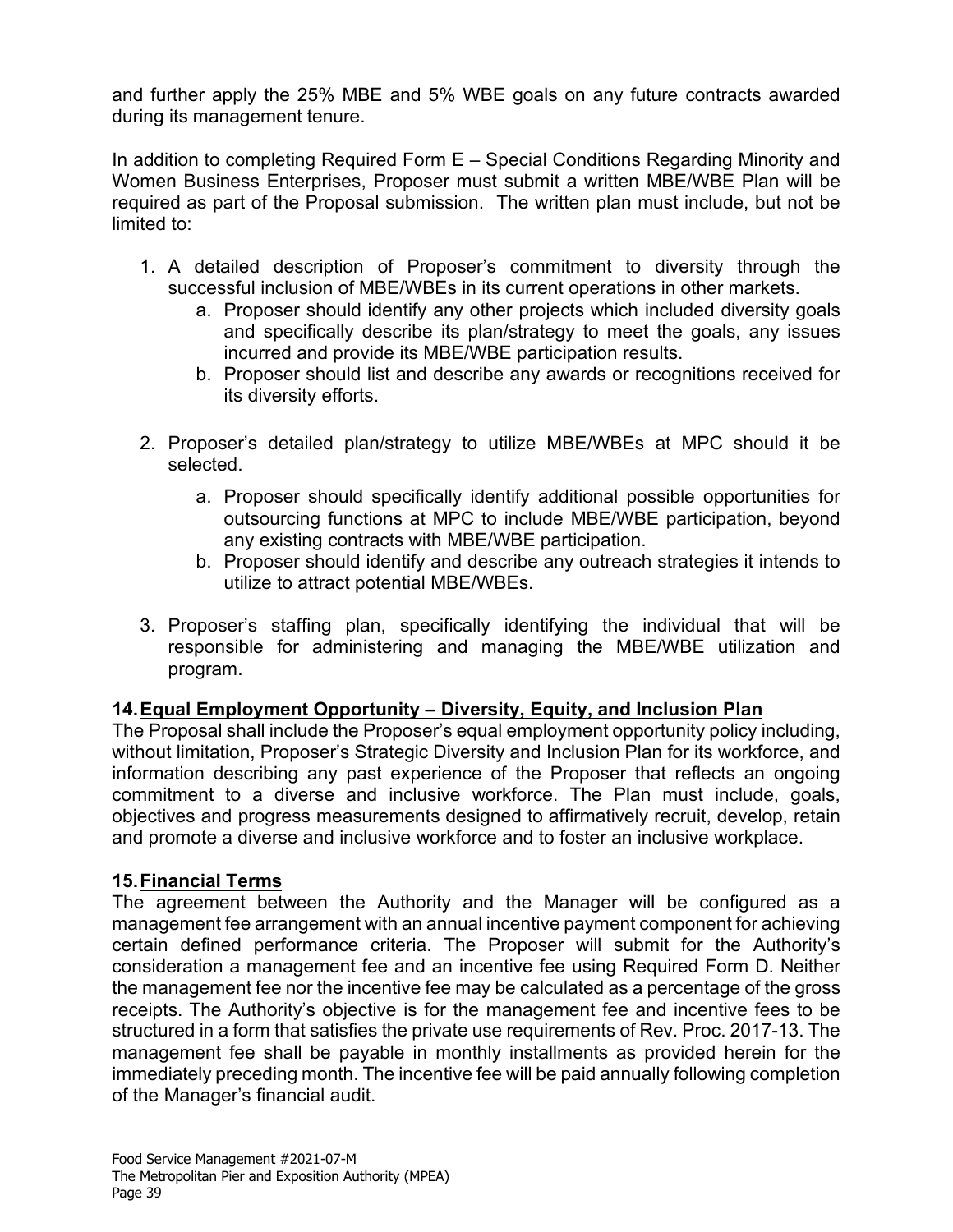and further apply the 25% MBE and 5% WBE goals on any future contracts awarded during its management tenure.

In addition to completing Required Form E – Special Conditions Regarding Minority and Women Business Enterprises, Proposer must submit a written MBE/WBE Plan will be required as part of the Proposal submission. The written plan must include, but not be limited to:

1. A detailed description of Proposer's commitment to diversity through the successful inclusion of MBE/WBEs in its current operations in other markets.
   a. Proposer should identify any other projects which included diversity goals and specifically describe its plan/strategy to meet the goals, any issues incurred and provide its MBE/WBE participation results.
   b. Proposer should list and describe any awards or recognitions received for its diversity efforts.

2. Proposer's detailed plan/strategy to utilize MBE/WBEs at MPC should it be selected.
   a. Proposer should specifically identify additional possible opportunities for outsourcing functions at MPC to include MBE/WBE participation, beyond any existing contracts with MBE/WBE participation.
   b. Proposer should identify and describe any outreach strategies it intends to utilize to attract potential MBE/WBEs.

3. Proposer's staffing plan, specifically identifying the individual that will be responsible for administering and managing the MBE/WBE utilization and program.

## 14. Equal Employment Opportunity – Diversity, Equity, and Inclusion Plan

The Proposal shall include the Proposer's equal employment opportunity policy including, without limitation, Proposer's Strategic Diversity and Inclusion Plan for its workforce, and information describing any past experience of the Proposer that reflects an ongoing commitment to a diverse and inclusive workforce. The Plan must include, goals, objectives and progress measurements designed to affirmatively recruit, develop, retain and promote a diverse and inclusive workforce and to foster an inclusive workplace.

## 15. Financial Terms

The agreement between the Authority and the Manager will be configured as a management fee arrangement with an annual incentive payment component for achieving certain defined performance criteria. The Proposer will submit for the Authority's consideration a management fee and an incentive fee using Required Form D. Neither the management fee nor the incentive fee may be calculated as a percentage of the gross receipts. The Authority's objective is for the management fee and incentive fees to be structured in a form that satisfies the private use requirements of Rev. Proc. 2017-13. The management fee shall be payable in monthly installments as provided herein for the immediately preceding month. The incentive fee will be paid annually following completion of the Manager's financial audit.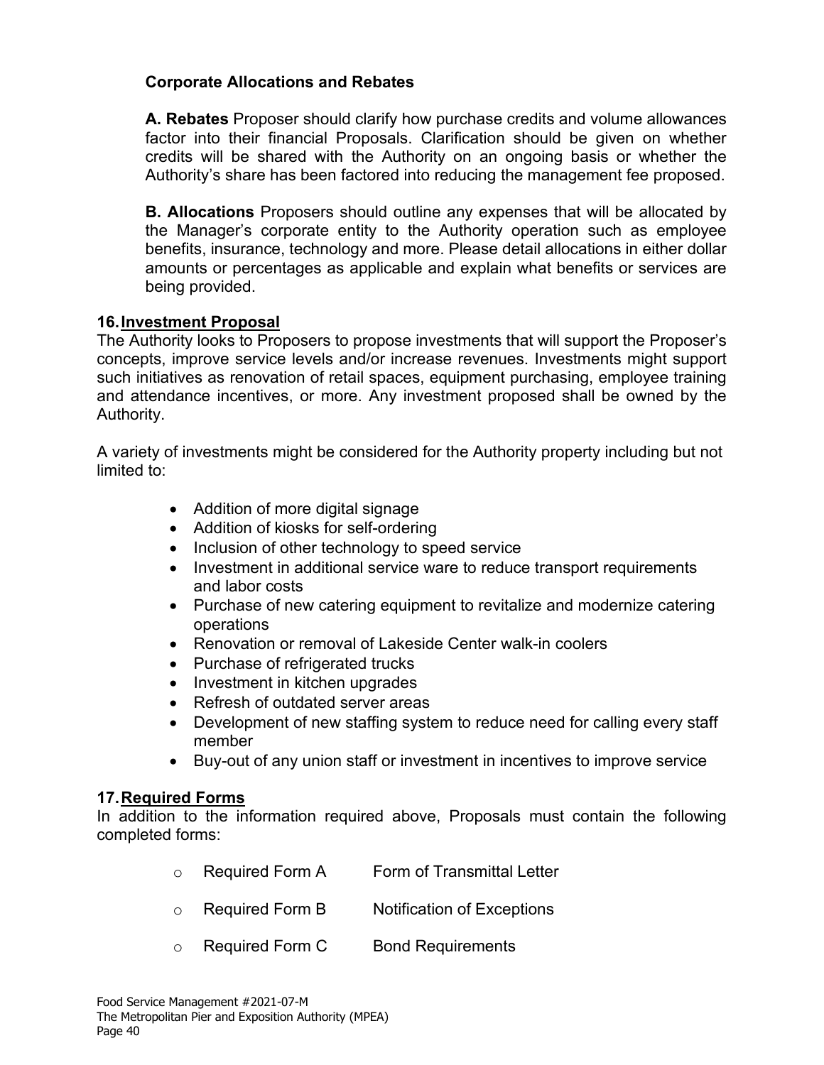**Corporate Allocations and Rebates**

**A. Rebates** Proposer should clarify how purchase credits and volume allowances factor into their financial Proposals. Clarification should be given on whether credits will be shared with the Authority on an ongoing basis or whether the Authority's share has been factored into reducing the management fee proposed.

**B. Allocations** Proposers should outline any expenses that will be allocated by the Manager's corporate entity to the Authority operation such as employee benefits, insurance, technology and more. Please detail allocations in either dollar amounts or percentages as applicable and explain what benefits or services are being provided.

## 16. Investment Proposal

The Authority looks to Proposers to propose investments that will support the Proposer's concepts, improve service levels and/or increase revenues. Investments might support such initiatives as renovation of retail spaces, equipment purchasing, employee training and attendance incentives, or more. Any investment proposed shall be owned by the Authority.

A variety of investments might be considered for the Authority property including but not limited to:

- Addition of more digital signage
- Addition of kiosks for self-ordering
- Inclusion of other technology to speed service
- Investment in additional service ware to reduce transport requirements and labor costs
- Purchase of new catering equipment to revitalize and modernize catering operations
- Renovation or removal of Lakeside Center walk-in coolers
- Purchase of refrigerated trucks
- Investment in kitchen upgrades
- Refresh of outdated server areas
- Development of new staffing system to reduce need for calling every staff member
- Buy-out of any union staff or investment in incentives to improve service

## 17. Required Forms

In addition to the information required above, Proposals must contain the following completed forms:

- Required Form A — Form of Transmittal Letter
- Required Form B — Notification of Exceptions
- Required Form C — Bond Requirements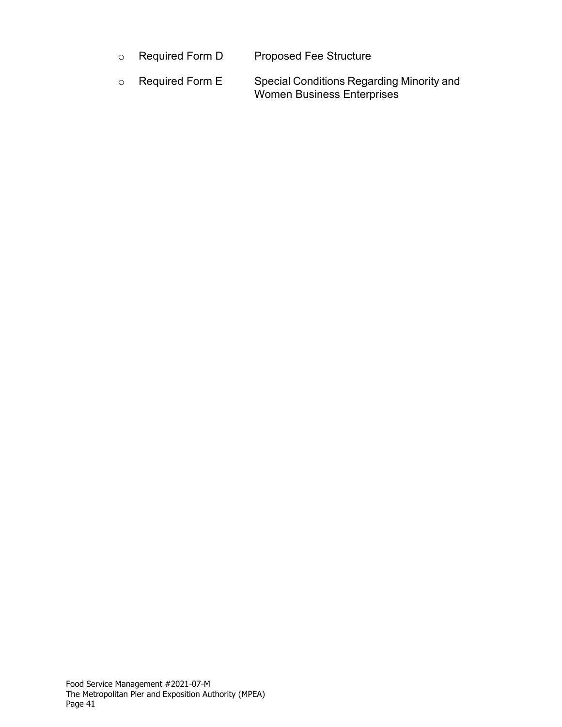- Required Form D Proposed Fee Structure
- Required Form E Special Conditions Regarding Minority and Women Business Enterprises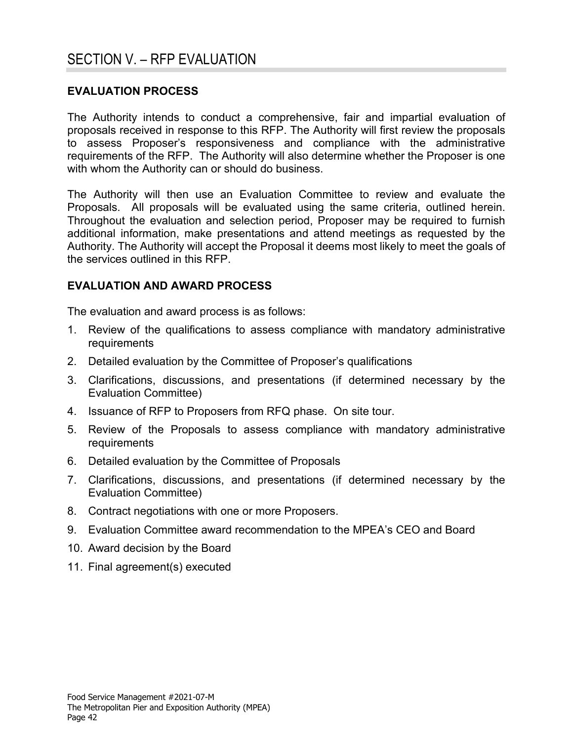# SECTION V. – RFP EVALUATION

## EVALUATION PROCESS

The Authority intends to conduct a comprehensive, fair and impartial evaluation of proposals received in response to this RFP. The Authority will first review the proposals to assess Proposer's responsiveness and compliance with the administrative requirements of the RFP. The Authority will also determine whether the Proposer is one with whom the Authority can or should do business.

The Authority will then use an Evaluation Committee to review and evaluate the Proposals. All proposals will be evaluated using the same criteria, outlined herein. Throughout the evaluation and selection period, Proposer may be required to furnish additional information, make presentations and attend meetings as requested by the Authority. The Authority will accept the Proposal it deems most likely to meet the goals of the services outlined in this RFP.

## EVALUATION AND AWARD PROCESS

The evaluation and award process is as follows:

1. Review of the qualifications to assess compliance with mandatory administrative requirements
2. Detailed evaluation by the Committee of Proposer's qualifications
3. Clarifications, discussions, and presentations (if determined necessary by the Evaluation Committee)
4. Issuance of RFP to Proposers from RFQ phase. On site tour.
5. Review of the Proposals to assess compliance with mandatory administrative requirements
6. Detailed evaluation by the Committee of Proposals
7. Clarifications, discussions, and presentations (if determined necessary by the Evaluation Committee)
8. Contract negotiations with one or more Proposers.
9. Evaluation Committee award recommendation to the MPEA's CEO and Board
10. Award decision by the Board
11. Final agreement(s) executed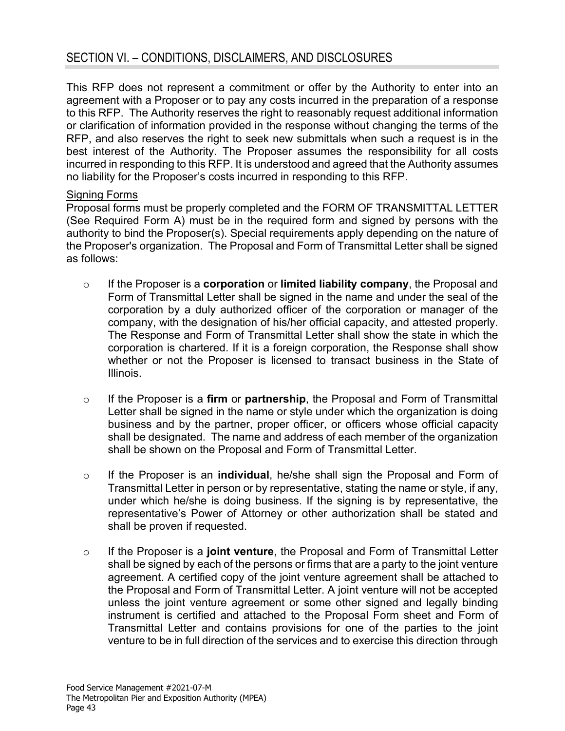## SECTION VI. – CONDITIONS, DISCLAIMERS, AND DISCLOSURES

This RFP does not represent a commitment or offer by the Authority to enter into an agreement with a Proposer or to pay any costs incurred in the preparation of a response to this RFP. The Authority reserves the right to reasonably request additional information or clarification of information provided in the response without changing the terms of the RFP, and also reserves the right to seek new submittals when such a request is in the best interest of the Authority. The Proposer assumes the responsibility for all costs incurred in responding to this RFP. It is understood and agreed that the Authority assumes no liability for the Proposer's costs incurred in responding to this RFP.

Signing Forms

Proposal forms must be properly completed and the FORM OF TRANSMITTAL LETTER (See Required Form A) must be in the required form and signed by persons with the authority to bind the Proposer(s). Special requirements apply depending on the nature of the Proposer's organization. The Proposal and Form of Transmittal Letter shall be signed as follows:

- If the Proposer is a **corporation** or **limited liability company**, the Proposal and Form of Transmittal Letter shall be signed in the name and under the seal of the corporation by a duly authorized officer of the corporation or manager of the company, with the designation of his/her official capacity, and attested properly. The Response and Form of Transmittal Letter shall show the state in which the corporation is chartered. If it is a foreign corporation, the Response shall show whether or not the Proposer is licensed to transact business in the State of Illinois.

- If the Proposer is a **firm** or **partnership**, the Proposal and Form of Transmittal Letter shall be signed in the name or style under which the organization is doing business and by the partner, proper officer, or officers whose official capacity shall be designated. The name and address of each member of the organization shall be shown on the Proposal and Form of Transmittal Letter.

- If the Proposer is an **individual**, he/she shall sign the Proposal and Form of Transmittal Letter in person or by representative, stating the name or style, if any, under which he/she is doing business. If the signing is by representative, the representative's Power of Attorney or other authorization shall be stated and shall be proven if requested.

- If the Proposer is a **joint venture**, the Proposal and Form of Transmittal Letter shall be signed by each of the persons or firms that are a party to the joint venture agreement. A certified copy of the joint venture agreement shall be attached to the Proposal and Form of Transmittal Letter. A joint venture will not be accepted unless the joint venture agreement or some other signed and legally binding instrument is certified and attached to the Proposal Form sheet and Form of Transmittal Letter and contains provisions for one of the parties to the joint venture to be in full direction of the services and to exercise this direction through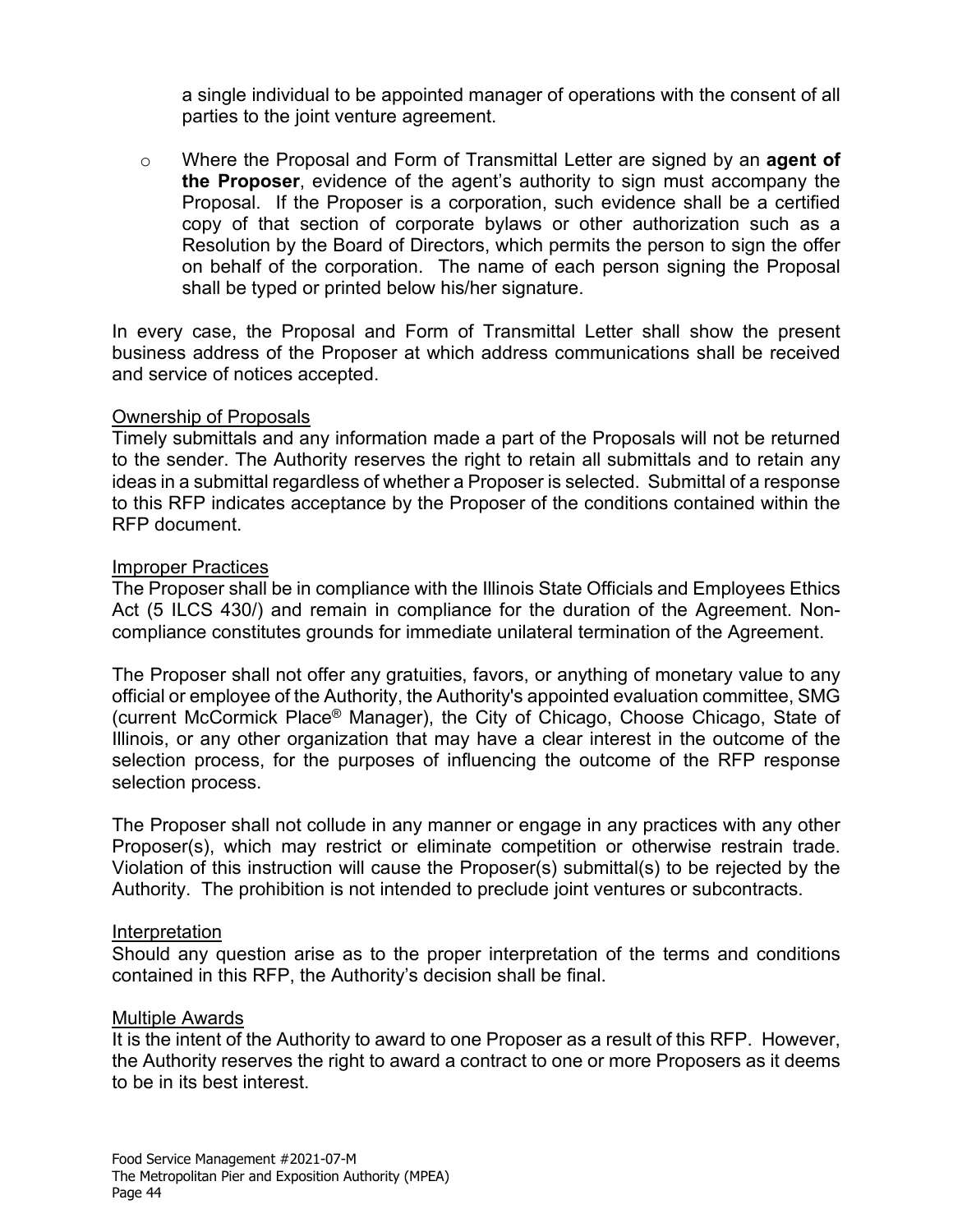a single individual to be appointed manager of operations with the consent of all parties to the joint venture agreement.

- Where the Proposal and Form of Transmittal Letter are signed by an **agent of the Proposer**, evidence of the agent's authority to sign must accompany the Proposal. If the Proposer is a corporation, such evidence shall be a certified copy of that section of corporate bylaws or other authorization such as a Resolution by the Board of Directors, which permits the person to sign the offer on behalf of the corporation. The name of each person signing the Proposal shall be typed or printed below his/her signature.

In every case, the Proposal and Form of Transmittal Letter shall show the present business address of the Proposer at which address communications shall be received and service of notices accepted.

Ownership of Proposals

Timely submittals and any information made a part of the Proposals will not be returned to the sender. The Authority reserves the right to retain all submittals and to retain any ideas in a submittal regardless of whether a Proposer is selected. Submittal of a response to this RFP indicates acceptance by the Proposer of the conditions contained within the RFP document.

Improper Practices

The Proposer shall be in compliance with the Illinois State Officials and Employees Ethics Act (5 ILCS 430/) and remain in compliance for the duration of the Agreement. Non-compliance constitutes grounds for immediate unilateral termination of the Agreement.

The Proposer shall not offer any gratuities, favors, or anything of monetary value to any official or employee of the Authority, the Authority's appointed evaluation committee, SMG (current McCormick Place® Manager), the City of Chicago, Choose Chicago, State of Illinois, or any other organization that may have a clear interest in the outcome of the selection process, for the purposes of influencing the outcome of the RFP response selection process.

The Proposer shall not collude in any manner or engage in any practices with any other Proposer(s), which may restrict or eliminate competition or otherwise restrain trade. Violation of this instruction will cause the Proposer(s) submittal(s) to be rejected by the Authority. The prohibition is not intended to preclude joint ventures or subcontracts.

Interpretation

Should any question arise as to the proper interpretation of the terms and conditions contained in this RFP, the Authority's decision shall be final.

Multiple Awards

It is the intent of the Authority to award to one Proposer as a result of this RFP. However, the Authority reserves the right to award a contract to one or more Proposers as it deems to be in its best interest.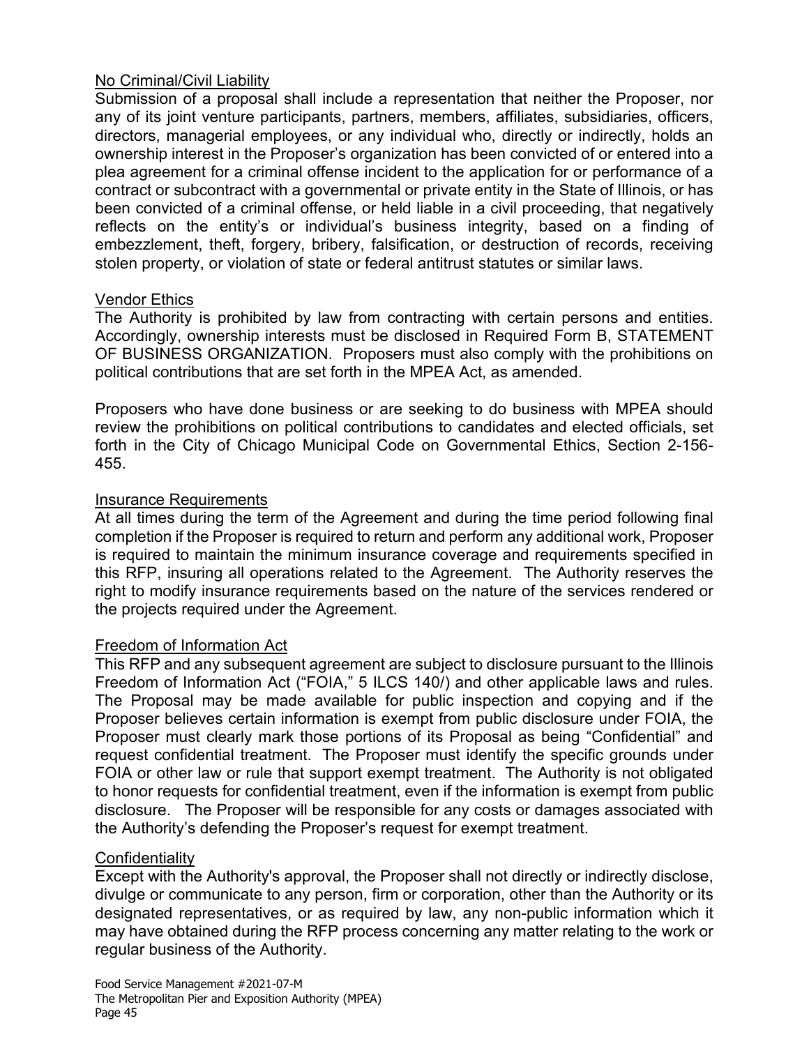<u>No Criminal/Civil Liability</u>

Submission of a proposal shall include a representation that neither the Proposer, nor any of its joint venture participants, partners, members, affiliates, subsidiaries, officers, directors, managerial employees, or any individual who, directly or indirectly, holds an ownership interest in the Proposer's organization has been convicted of or entered into a plea agreement for a criminal offense incident to the application for or performance of a contract or subcontract with a governmental or private entity in the State of Illinois, or has been convicted of a criminal offense, or held liable in a civil proceeding, that negatively reflects on the entity's or individual's business integrity, based on a finding of embezzlement, theft, forgery, bribery, falsification, or destruction of records, receiving stolen property, or violation of state or federal antitrust statutes or similar laws.

<u>Vendor Ethics</u>

The Authority is prohibited by law from contracting with certain persons and entities. Accordingly, ownership interests must be disclosed in Required Form B, STATEMENT OF BUSINESS ORGANIZATION. Proposers must also comply with the prohibitions on political contributions that are set forth in the MPEA Act, as amended.

Proposers who have done business or are seeking to do business with MPEA should review the prohibitions on political contributions to candidates and elected officials, set forth in the City of Chicago Municipal Code on Governmental Ethics, Section 2-156-455.

<u>Insurance Requirements</u>

At all times during the term of the Agreement and during the time period following final completion if the Proposer is required to return and perform any additional work, Proposer is required to maintain the minimum insurance coverage and requirements specified in this RFP, insuring all operations related to the Agreement. The Authority reserves the right to modify insurance requirements based on the nature of the services rendered or the projects required under the Agreement.

<u>Freedom of Information Act</u>

This RFP and any subsequent agreement are subject to disclosure pursuant to the Illinois Freedom of Information Act ("FOIA," 5 ILCS 140/) and other applicable laws and rules. The Proposal may be made available for public inspection and copying and if the Proposer believes certain information is exempt from public disclosure under FOIA, the Proposer must clearly mark those portions of its Proposal as being "Confidential" and request confidential treatment. The Proposer must identify the specific grounds under FOIA or other law or rule that support exempt treatment. The Authority is not obligated to honor requests for confidential treatment, even if the information is exempt from public disclosure. The Proposer will be responsible for any costs or damages associated with the Authority's defending the Proposer's request for exempt treatment.

<u>Confidentiality</u>

Except with the Authority's approval, the Proposer shall not directly or indirectly disclose, divulge or communicate to any person, firm or corporation, other than the Authority or its designated representatives, or as required by law, any non-public information which it may have obtained during the RFP process concerning any matter relating to the work or regular business of the Authority.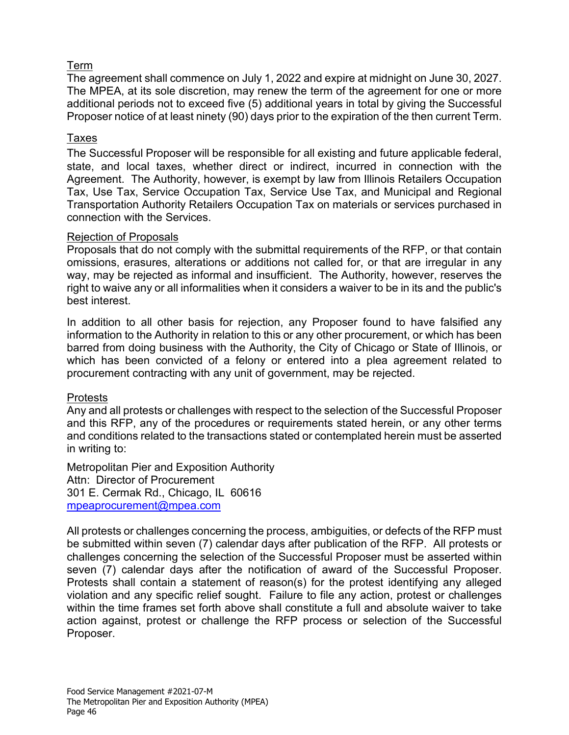### Term

The agreement shall commence on July 1, 2022 and expire at midnight on June 30, 2027. The MPEA, at its sole discretion, may renew the term of the agreement for one or more additional periods not to exceed five (5) additional years in total by giving the Successful Proposer notice of at least ninety (90) days prior to the expiration of the then current Term.

### Taxes

The Successful Proposer will be responsible for all existing and future applicable federal, state, and local taxes, whether direct or indirect, incurred in connection with the Agreement. The Authority, however, is exempt by law from Illinois Retailers Occupation Tax, Use Tax, Service Occupation Tax, Service Use Tax, and Municipal and Regional Transportation Authority Retailers Occupation Tax on materials or services purchased in connection with the Services.

### Rejection of Proposals

Proposals that do not comply with the submittal requirements of the RFP, or that contain omissions, erasures, alterations or additions not called for, or that are irregular in any way, may be rejected as informal and insufficient. The Authority, however, reserves the right to waive any or all informalities when it considers a waiver to be in its and the public's best interest.

In addition to all other basis for rejection, any Proposer found to have falsified any information to the Authority in relation to this or any other procurement, or which has been barred from doing business with the Authority, the City of Chicago or State of Illinois, or which has been convicted of a felony or entered into a plea agreement related to procurement contracting with any unit of government, may be rejected.

### Protests

Any and all protests or challenges with respect to the selection of the Successful Proposer and this RFP, any of the procedures or requirements stated herein, or any other terms and conditions related to the transactions stated or contemplated herein must be asserted in writing to:

Metropolitan Pier and Exposition Authority
Attn: Director of Procurement
301 E. Cermak Rd., Chicago, IL 60616
mpeaprocurement@mpea.com

All protests or challenges concerning the process, ambiguities, or defects of the RFP must be submitted within seven (7) calendar days after publication of the RFP. All protests or challenges concerning the selection of the Successful Proposer must be asserted within seven (7) calendar days after the notification of award of the Successful Proposer. Protests shall contain a statement of reason(s) for the protest identifying any alleged violation and any specific relief sought. Failure to file any action, protest or challenges within the time frames set forth above shall constitute a full and absolute waiver to take action against, protest or challenge the RFP process or selection of the Successful Proposer.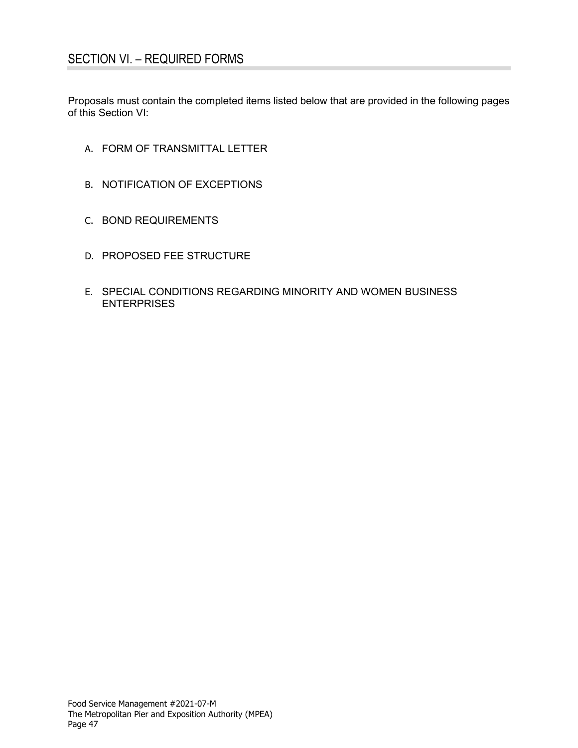## SECTION VI. – REQUIRED FORMS

Proposals must contain the completed items listed below that are provided in the following pages of this Section VI:

A. FORM OF TRANSMITTAL LETTER

B. NOTIFICATION OF EXCEPTIONS

C. BOND REQUIREMENTS

D. PROPOSED FEE STRUCTURE

E. SPECIAL CONDITIONS REGARDING MINORITY AND WOMEN BUSINESS ENTERPRISES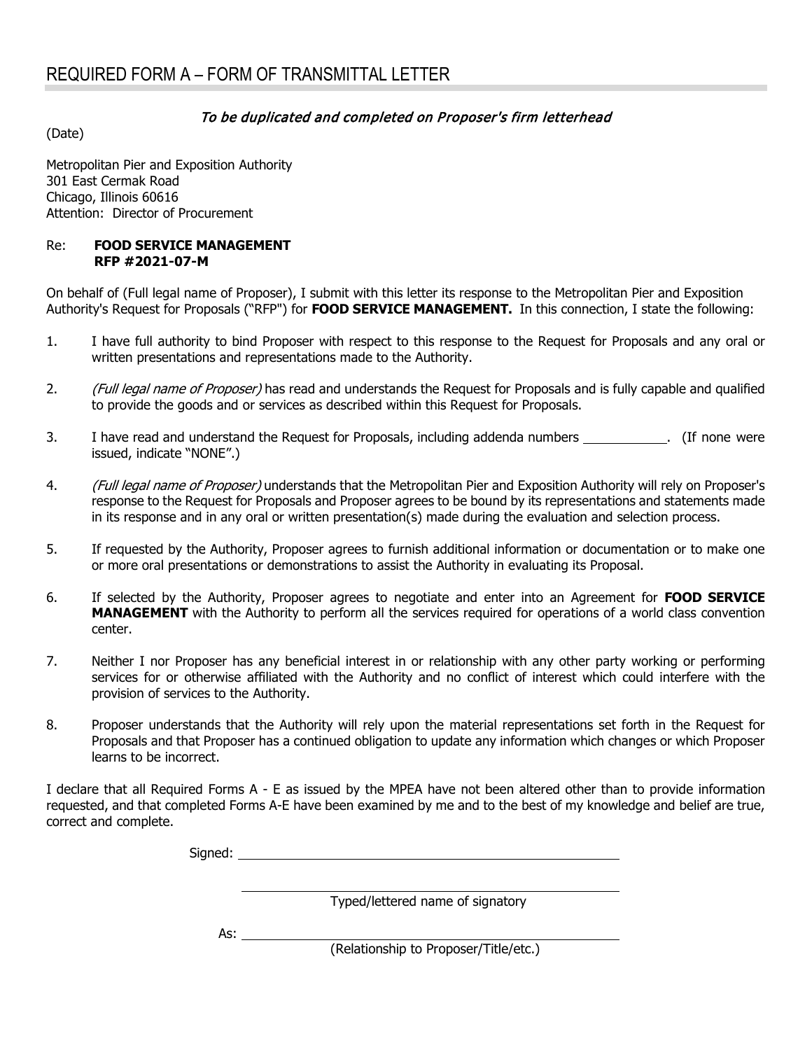# REQUIRED FORM A – FORM OF TRANSMITTAL LETTER

*To be duplicated and completed on Proposer's firm letterhead*

(Date)

Metropolitan Pier and Exposition Authority
301 East Cermak Road
Chicago, Illinois 60616
Attention: Director of Procurement

Re: **FOOD SERVICE MANAGEMENT**
**RFP #2021-07-M**

On behalf of (Full legal name of Proposer), I submit with this letter its response to the Metropolitan Pier and Exposition Authority's Request for Proposals ("RFP") for **FOOD SERVICE MANAGEMENT.** In this connection, I state the following:

1. I have full authority to bind Proposer with respect to this response to the Request for Proposals and any oral or written presentations and representations made to the Authority.

2. *(Full legal name of Proposer)* has read and understands the Request for Proposals and is fully capable and qualified to provide the goods and or services as described within this Request for Proposals.

3. I have read and understand the Request for Proposals, including addenda numbers ____________. (If none were issued, indicate "NONE".)

4. *(Full legal name of Proposer)* understands that the Metropolitan Pier and Exposition Authority will rely on Proposer's response to the Request for Proposals and Proposer agrees to be bound by its representations and statements made in its response and in any oral or written presentation(s) made during the evaluation and selection process.

5. If requested by the Authority, Proposer agrees to furnish additional information or documentation or to make one or more oral presentations or demonstrations to assist the Authority in evaluating its Proposal.

6. If selected by the Authority, Proposer agrees to negotiate and enter into an Agreement for **FOOD SERVICE MANAGEMENT** with the Authority to perform all the services required for operations of a world class convention center.

7. Neither I nor Proposer has any beneficial interest in or relationship with any other party working or performing services for or otherwise affiliated with the Authority and no conflict of interest which could interfere with the provision of services to the Authority.

8. Proposer understands that the Authority will rely upon the material representations set forth in the Request for Proposals and that Proposer has a continued obligation to update any information which changes or which Proposer learns to be incorrect.

I declare that all Required Forms A - E as issued by the MPEA have not been altered other than to provide information requested, and that completed Forms A-E have been examined by me and to the best of my knowledge and belief are true, correct and complete.

Signed: ____________________________________________

____________________________________________
Typed/lettered name of signatory

As: ____________________________________________
(Relationship to Proposer/Title/etc.)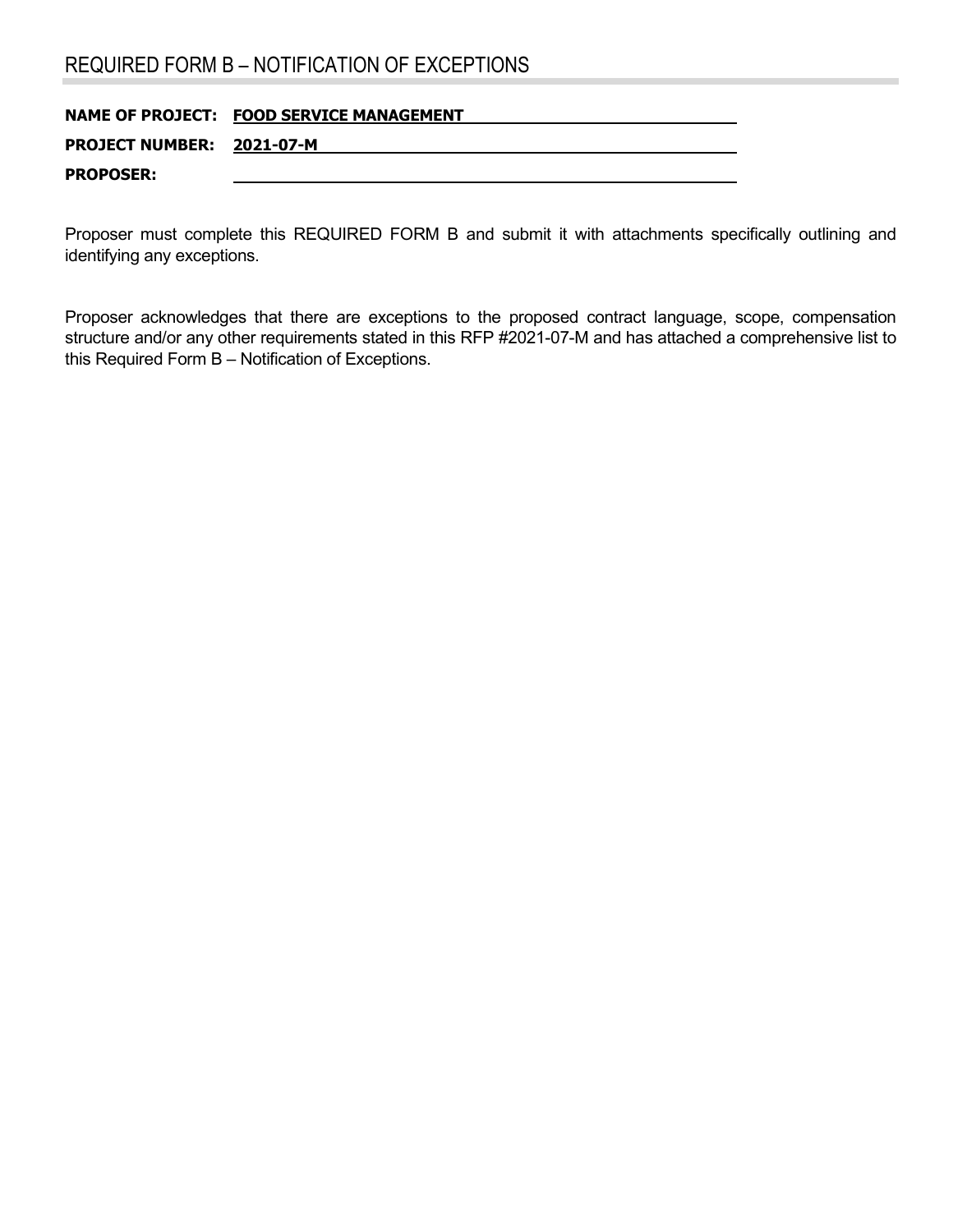## REQUIRED FORM B – NOTIFICATION OF EXCEPTIONS

**NAME OF PROJECT:** **FOOD SERVICE MANAGEMENT**

**PROJECT NUMBER:** **2021-07-M**

**PROPOSER:** ______________________________

Proposer must complete this REQUIRED FORM B and submit it with attachments specifically outlining and identifying any exceptions.

Proposer acknowledges that there are exceptions to the proposed contract language, scope, compensation structure and/or any other requirements stated in this RFP #2021-07-M and has attached a comprehensive list to this Required Form B – Notification of Exceptions.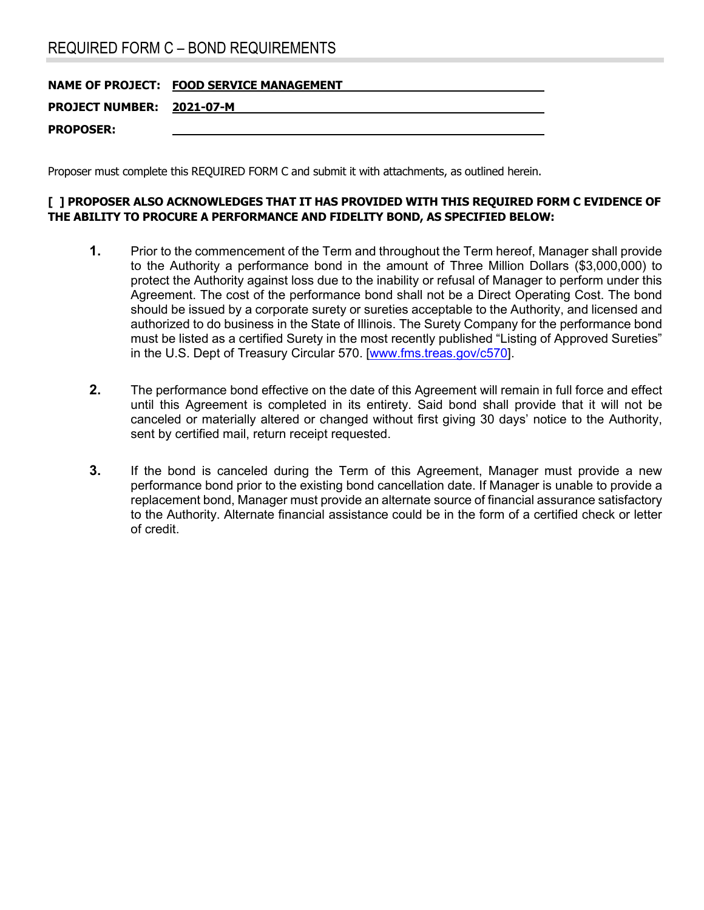# REQUIRED FORM C – BOND REQUIREMENTS

**NAME OF PROJECT:** **FOOD SERVICE MANAGEMENT**

**PROJECT NUMBER:** **2021-07-M**

**PROPOSER:** ______________________________

Proposer must complete this REQUIRED FORM C and submit it with attachments, as outlined herein.

**[ ] PROPOSER ALSO ACKNOWLEDGES THAT IT HAS PROVIDED WITH THIS REQUIRED FORM C EVIDENCE OF THE ABILITY TO PROCURE A PERFORMANCE AND FIDELITY BOND, AS SPECIFIED BELOW:**

1. Prior to the commencement of the Term and throughout the Term hereof, Manager shall provide to the Authority a performance bond in the amount of Three Million Dollars ($3,000,000) to protect the Authority against loss due to the inability or refusal of Manager to perform under this Agreement. The cost of the performance bond shall not be a Direct Operating Cost. The bond should be issued by a corporate surety or sureties acceptable to the Authority, and licensed and authorized to do business in the State of Illinois. The Surety Company for the performance bond must be listed as a certified Surety in the most recently published "Listing of Approved Sureties" in the U.S. Dept of Treasury Circular 570. [www.fms.treas.gov/c570].

2. The performance bond effective on the date of this Agreement will remain in full force and effect until this Agreement is completed in its entirety. Said bond shall provide that it will not be canceled or materially altered or changed without first giving 30 days' notice to the Authority, sent by certified mail, return receipt requested.

3. If the bond is canceled during the Term of this Agreement, Manager must provide a new performance bond prior to the existing bond cancellation date. If Manager is unable to provide a replacement bond, Manager must provide an alternate source of financial assurance satisfactory to the Authority. Alternate financial assistance could be in the form of a certified check or letter of credit.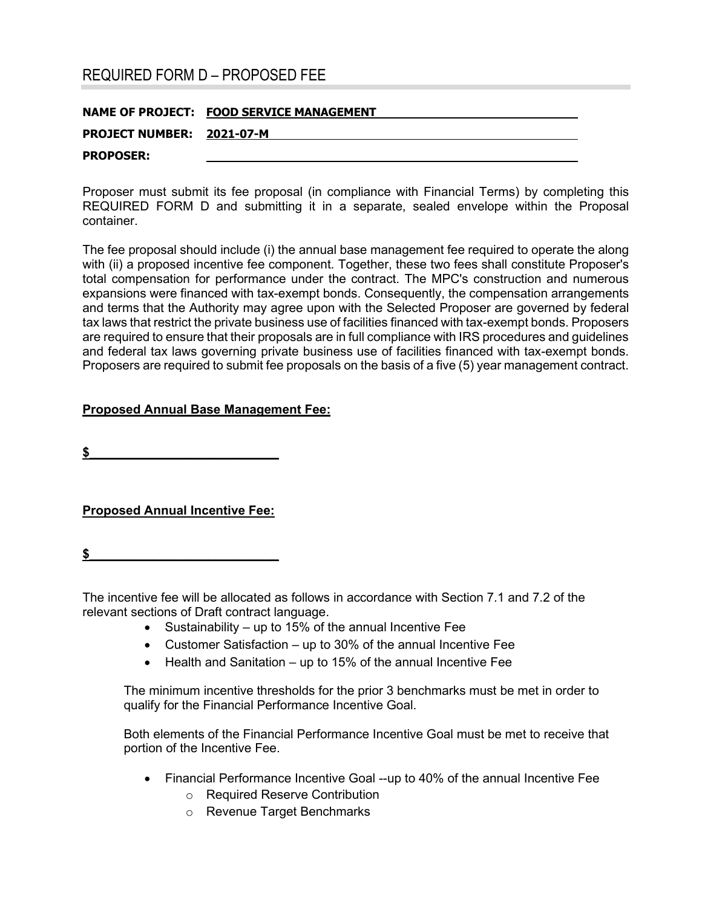# REQUIRED FORM D – PROPOSED FEE

**NAME OF PROJECT:** **FOOD SERVICE MANAGEMENT**

**PROJECT NUMBER:** **2021-07-M**

**PROPOSER:** ____________________

Proposer must submit its fee proposal (in compliance with Financial Terms) by completing this REQUIRED FORM D and submitting it in a separate, sealed envelope within the Proposal container.

The fee proposal should include (i) the annual base management fee required to operate the along with (ii) a proposed incentive fee component. Together, these two fees shall constitute Proposer's total compensation for performance under the contract. The MPC's construction and numerous expansions were financed with tax-exempt bonds. Consequently, the compensation arrangements and terms that the Authority may agree upon with the Selected Proposer are governed by federal tax laws that restrict the private business use of facilities financed with tax-exempt bonds. Proposers are required to ensure that their proposals are in full compliance with IRS procedures and guidelines and federal tax laws governing private business use of facilities financed with tax-exempt bonds. Proposers are required to submit fee proposals on the basis of a five (5) year management contract.

**Proposed Annual Base Management Fee:**

**$**____________________

**Proposed Annual Incentive Fee:**

**$**____________________

The incentive fee will be allocated as follows in accordance with Section 7.1 and 7.2 of the relevant sections of Draft contract language.

- Sustainability – up to 15% of the annual Incentive Fee
- Customer Satisfaction – up to 30% of the annual Incentive Fee
- Health and Sanitation – up to 15% of the annual Incentive Fee

The minimum incentive thresholds for the prior 3 benchmarks must be met in order to qualify for the Financial Performance Incentive Goal.

Both elements of the Financial Performance Incentive Goal must be met to receive that portion of the Incentive Fee.

- Financial Performance Incentive Goal --up to 40% of the annual Incentive Fee
  - Required Reserve Contribution
  - Revenue Target Benchmarks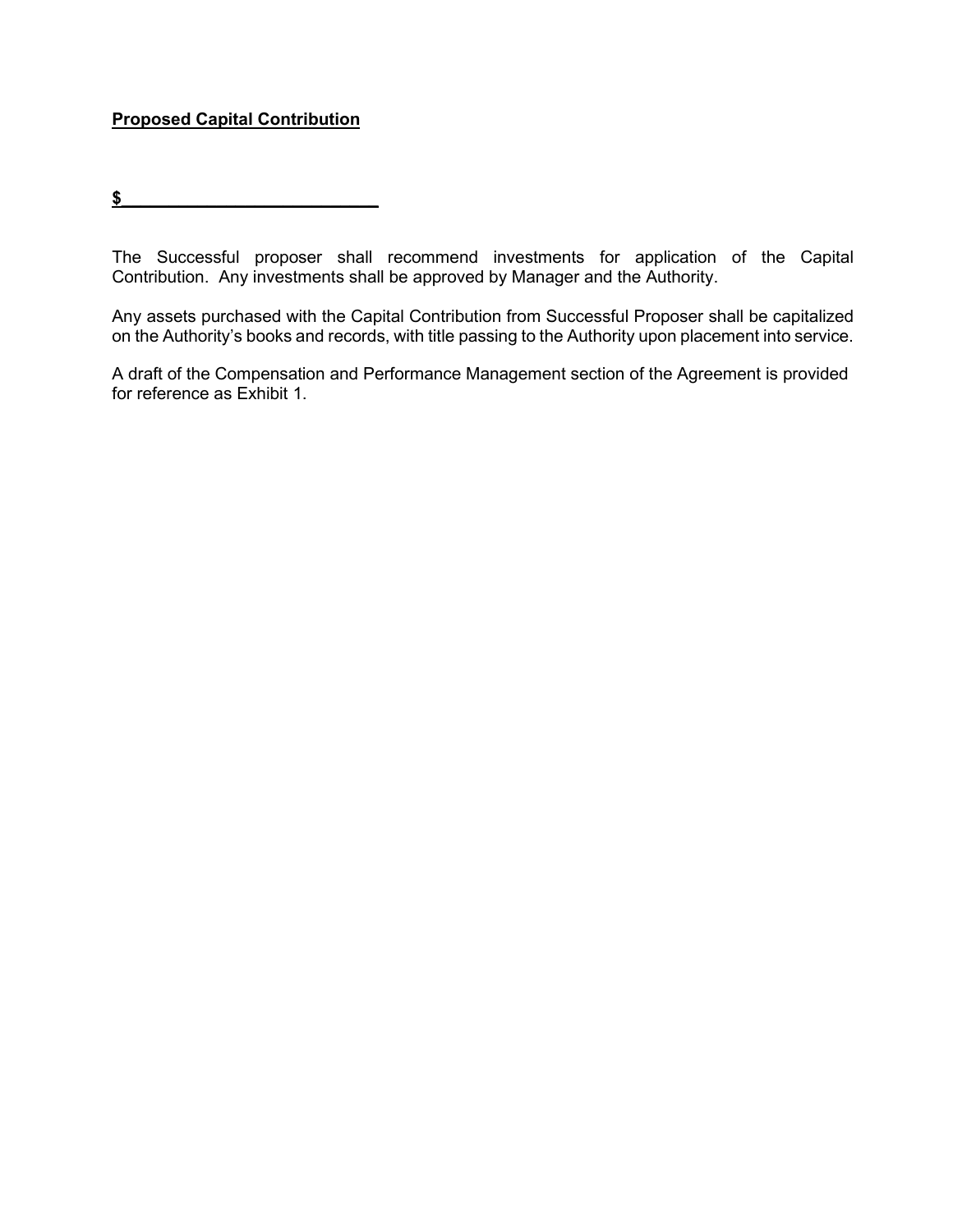**<u>Proposed Capital Contribution</u>**

**$___________________________**

The Successful proposer shall recommend investments for application of the Capital Contribution. Any investments shall be approved by Manager and the Authority.

Any assets purchased with the Capital Contribution from Successful Proposer shall be capitalized on the Authority's books and records, with title passing to the Authority upon placement into service.

A draft of the Compensation and Performance Management section of the Agreement is provided for reference as Exhibit 1.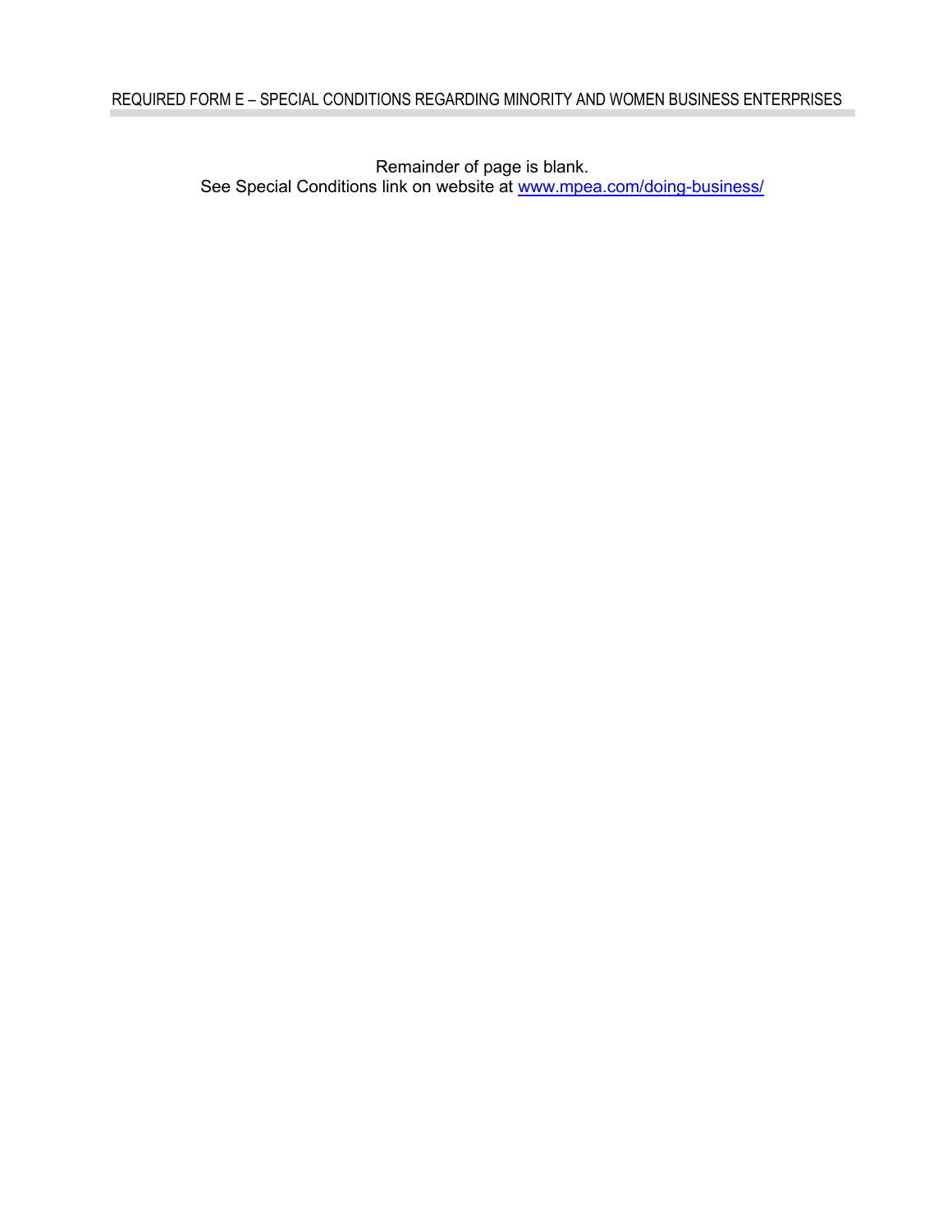## REQUIRED FORM E – SPECIAL CONDITIONS REGARDING MINORITY AND WOMEN BUSINESS ENTERPRISES

Remainder of page is blank.
See Special Conditions link on website at www.mpea.com/doing-business/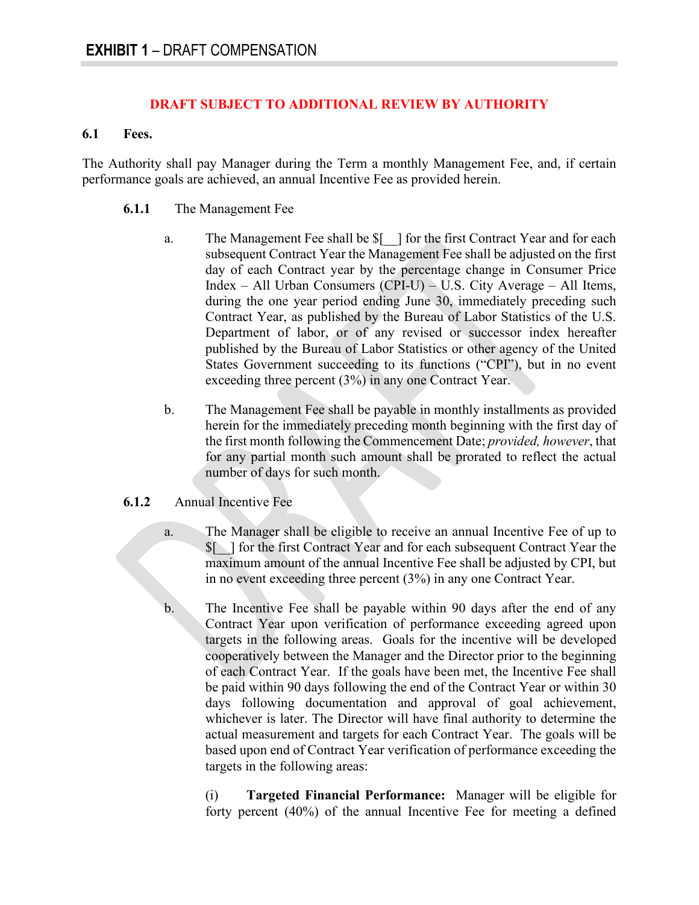# **EXHIBIT 1** – DRAFT COMPENSATION

**DRAFT SUBJECT TO ADDITIONAL REVIEW BY AUTHORITY**

## 6.1 Fees.

The Authority shall pay Manager during the Term a monthly Management Fee, and, if certain performance goals are achieved, an annual Incentive Fee as provided herein.

### 6.1.1 The Management Fee

a. The Management Fee shall be $[__] for the first Contract Year and for each subsequent Contract Year the Management Fee shall be adjusted on the first day of each Contract year by the percentage change in Consumer Price Index – All Urban Consumers (CPI-U) – U.S. City Average – All Items, during the one year period ending June 30, immediately preceding such Contract Year, as published by the Bureau of Labor Statistics of the U.S. Department of labor, or of any revised or successor index hereafter published by the Bureau of Labor Statistics or other agency of the United States Government succeeding to its functions ("CPI"), but in no event exceeding three percent (3%) in any one Contract Year.

b. The Management Fee shall be payable in monthly installments as provided herein for the immediately preceding month beginning with the first day of the first month following the Commencement Date; *provided, however*, that for any partial month such amount shall be prorated to reflect the actual number of days for such month.

### 6.1.2 Annual Incentive Fee

a. The Manager shall be eligible to receive an annual Incentive Fee of up to $[__] for the first Contract Year and for each subsequent Contract Year the maximum amount of the annual Incentive Fee shall be adjusted by CPI, but in no event exceeding three percent (3%) in any one Contract Year.

b. The Incentive Fee shall be payable within 90 days after the end of any Contract Year upon verification of performance exceeding agreed upon targets in the following areas. Goals for the incentive will be developed cooperatively between the Manager and the Director prior to the beginning of each Contract Year. If the goals have been met, the Incentive Fee shall be paid within 90 days following the end of the Contract Year or within 30 days following documentation and approval of goal achievement, whichever is later. The Director will have final authority to determine the actual measurement and targets for each Contract Year. The goals will be based upon end of Contract Year verification of performance exceeding the targets in the following areas:

(i) **Targeted Financial Performance:** Manager will be eligible for forty percent (40%) of the annual Incentive Fee for meeting a defined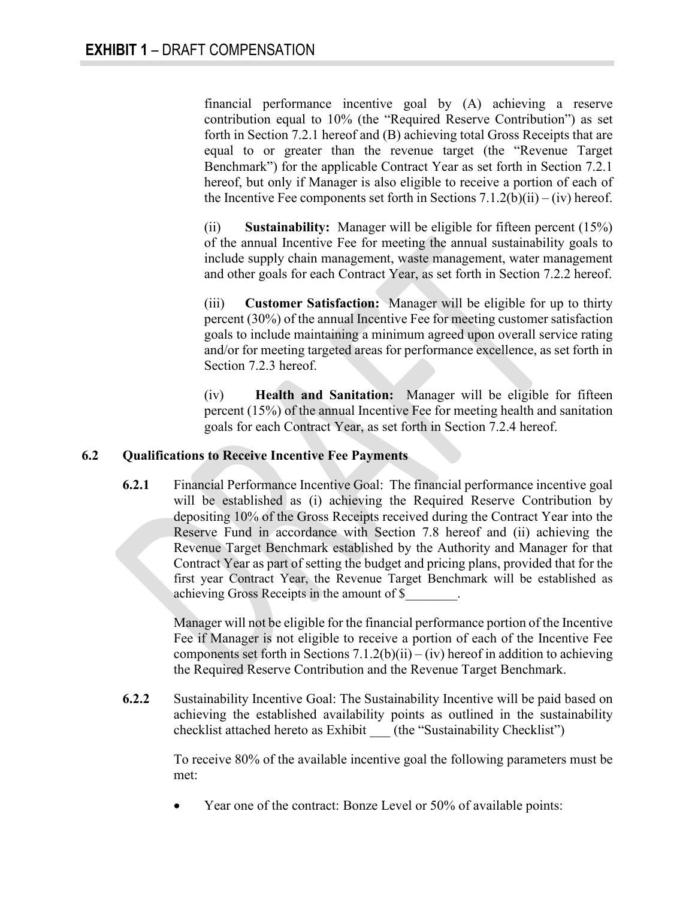financial performance incentive goal by (A) achieving a reserve contribution equal to 10% (the "Required Reserve Contribution") as set forth in Section 7.2.1 hereof and (B) achieving total Gross Receipts that are equal to or greater than the revenue target (the "Revenue Target Benchmark") for the applicable Contract Year as set forth in Section 7.2.1 hereof, but only if Manager is also eligible to receive a portion of each of the Incentive Fee components set forth in Sections 7.1.2(b)(ii) – (iv) hereof.

(ii) **Sustainability:** Manager will be eligible for fifteen percent (15%) of the annual Incentive Fee for meeting the annual sustainability goals to include supply chain management, waste management, water management and other goals for each Contract Year, as set forth in Section 7.2.2 hereof.

(iii) **Customer Satisfaction:** Manager will be eligible for up to thirty percent (30%) of the annual Incentive Fee for meeting customer satisfaction goals to include maintaining a minimum agreed upon overall service rating and/or for meeting targeted areas for performance excellence, as set forth in Section 7.2.3 hereof.

(iv) **Health and Sanitation:** Manager will be eligible for fifteen percent (15%) of the annual Incentive Fee for meeting health and sanitation goals for each Contract Year, as set forth in Section 7.2.4 hereof.

### 6.2 Qualifications to Receive Incentive Fee Payments

**6.2.1** Financial Performance Incentive Goal: The financial performance incentive goal will be established as (i) achieving the Required Reserve Contribution by depositing 10% of the Gross Receipts received during the Contract Year into the Reserve Fund in accordance with Section 7.8 hereof and (ii) achieving the Revenue Target Benchmark established by the Authority and Manager for that Contract Year as part of setting the budget and pricing plans, provided that for the first year Contract Year, the Revenue Target Benchmark will be established as achieving Gross Receipts in the amount of $________.

Manager will not be eligible for the financial performance portion of the Incentive Fee if Manager is not eligible to receive a portion of each of the Incentive Fee components set forth in Sections 7.1.2(b)(ii) – (iv) hereof in addition to achieving the Required Reserve Contribution and the Revenue Target Benchmark.

**6.2.2** Sustainability Incentive Goal: The Sustainability Incentive will be paid based on achieving the established availability points as outlined in the sustainability checklist attached hereto as Exhibit ___ (the "Sustainability Checklist")

To receive 80% of the available incentive goal the following parameters must be met:

- Year one of the contract: Bonze Level or 50% of available points: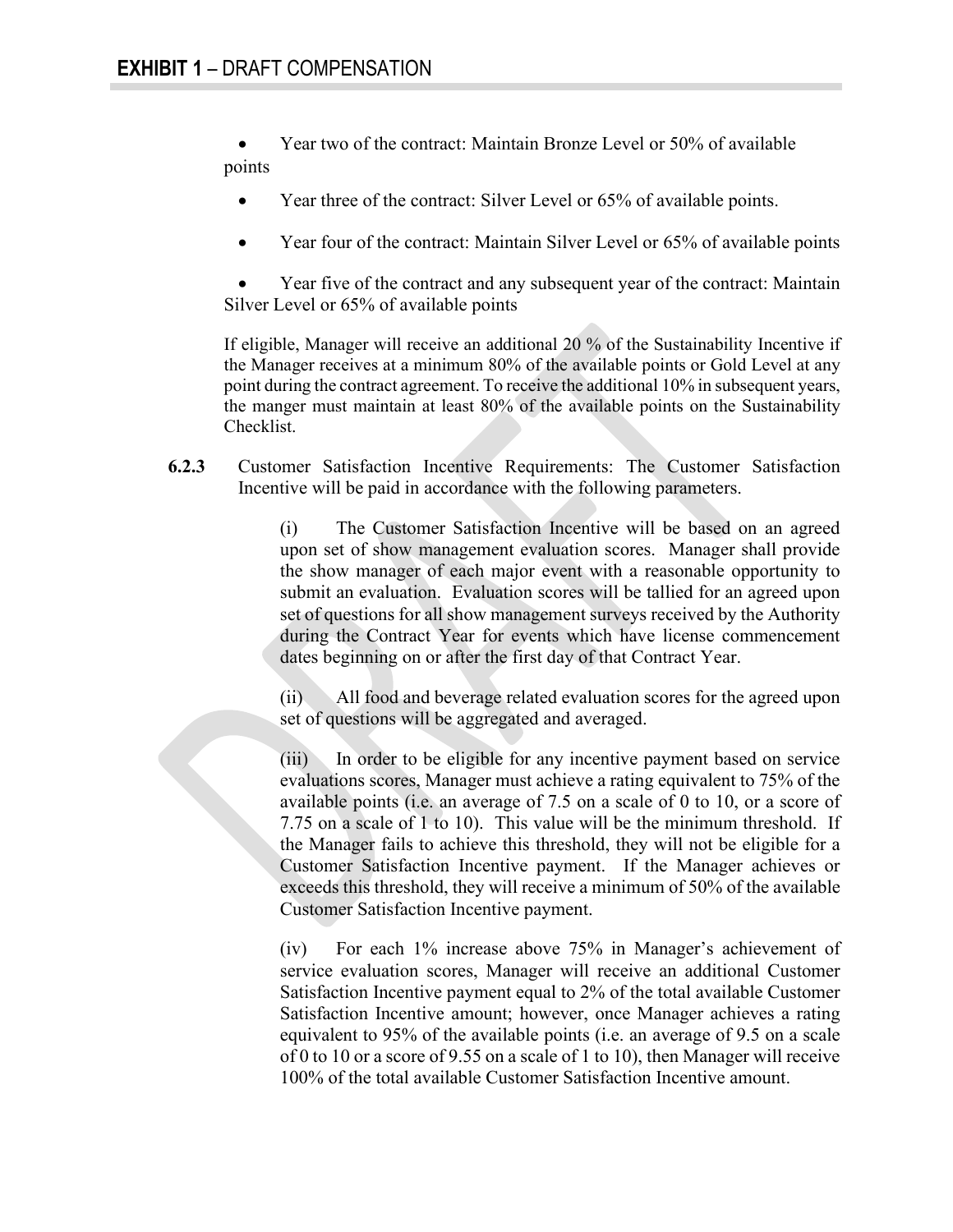## **EXHIBIT 1** – DRAFT COMPENSATION

- Year two of the contract: Maintain Bronze Level or 50% of available points
- Year three of the contract: Silver Level or 65% of available points.
- Year four of the contract: Maintain Silver Level or 65% of available points
- Year five of the contract and any subsequent year of the contract: Maintain Silver Level or 65% of available points

If eligible, Manager will receive an additional 20 % of the Sustainability Incentive if the Manager receives at a minimum 80% of the available points or Gold Level at any point during the contract agreement. To receive the additional 10% in subsequent years, the manger must maintain at least 80% of the available points on the Sustainability Checklist.

**6.2.3** Customer Satisfaction Incentive Requirements: The Customer Satisfaction Incentive will be paid in accordance with the following parameters.

(i) The Customer Satisfaction Incentive will be based on an agreed upon set of show management evaluation scores. Manager shall provide the show manager of each major event with a reasonable opportunity to submit an evaluation. Evaluation scores will be tallied for an agreed upon set of questions for all show management surveys received by the Authority during the Contract Year for events which have license commencement dates beginning on or after the first day of that Contract Year.

(ii) All food and beverage related evaluation scores for the agreed upon set of questions will be aggregated and averaged.

(iii) In order to be eligible for any incentive payment based on service evaluations scores, Manager must achieve a rating equivalent to 75% of the available points (i.e. an average of 7.5 on a scale of 0 to 10, or a score of 7.75 on a scale of 1 to 10). This value will be the minimum threshold. If the Manager fails to achieve this threshold, they will not be eligible for a Customer Satisfaction Incentive payment. If the Manager achieves or exceeds this threshold, they will receive a minimum of 50% of the available Customer Satisfaction Incentive payment.

(iv) For each 1% increase above 75% in Manager's achievement of service evaluation scores, Manager will receive an additional Customer Satisfaction Incentive payment equal to 2% of the total available Customer Satisfaction Incentive amount; however, once Manager achieves a rating equivalent to 95% of the available points (i.e. an average of 9.5 on a scale of 0 to 10 or a score of 9.55 on a scale of 1 to 10), then Manager will receive 100% of the total available Customer Satisfaction Incentive amount.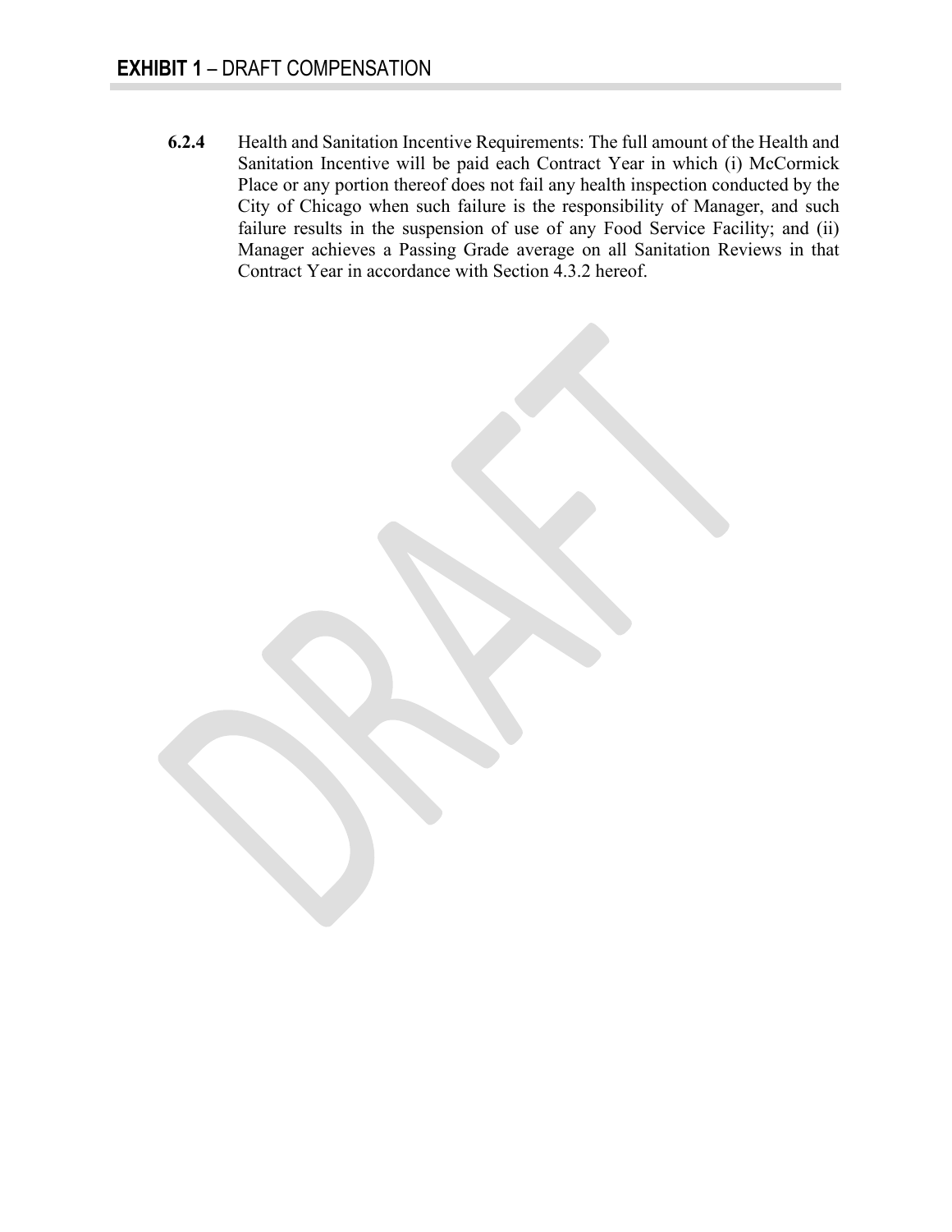**6.2.4** Health and Sanitation Incentive Requirements: The full amount of the Health and Sanitation Incentive will be paid each Contract Year in which (i) McCormick Place or any portion thereof does not fail any health inspection conducted by the City of Chicago when such failure is the responsibility of Manager, and such failure results in the suspension of use of any Food Service Facility; and (ii) Manager achieves a Passing Grade average on all Sanitation Reviews in that Contract Year in accordance with Section 4.3.2 hereof.